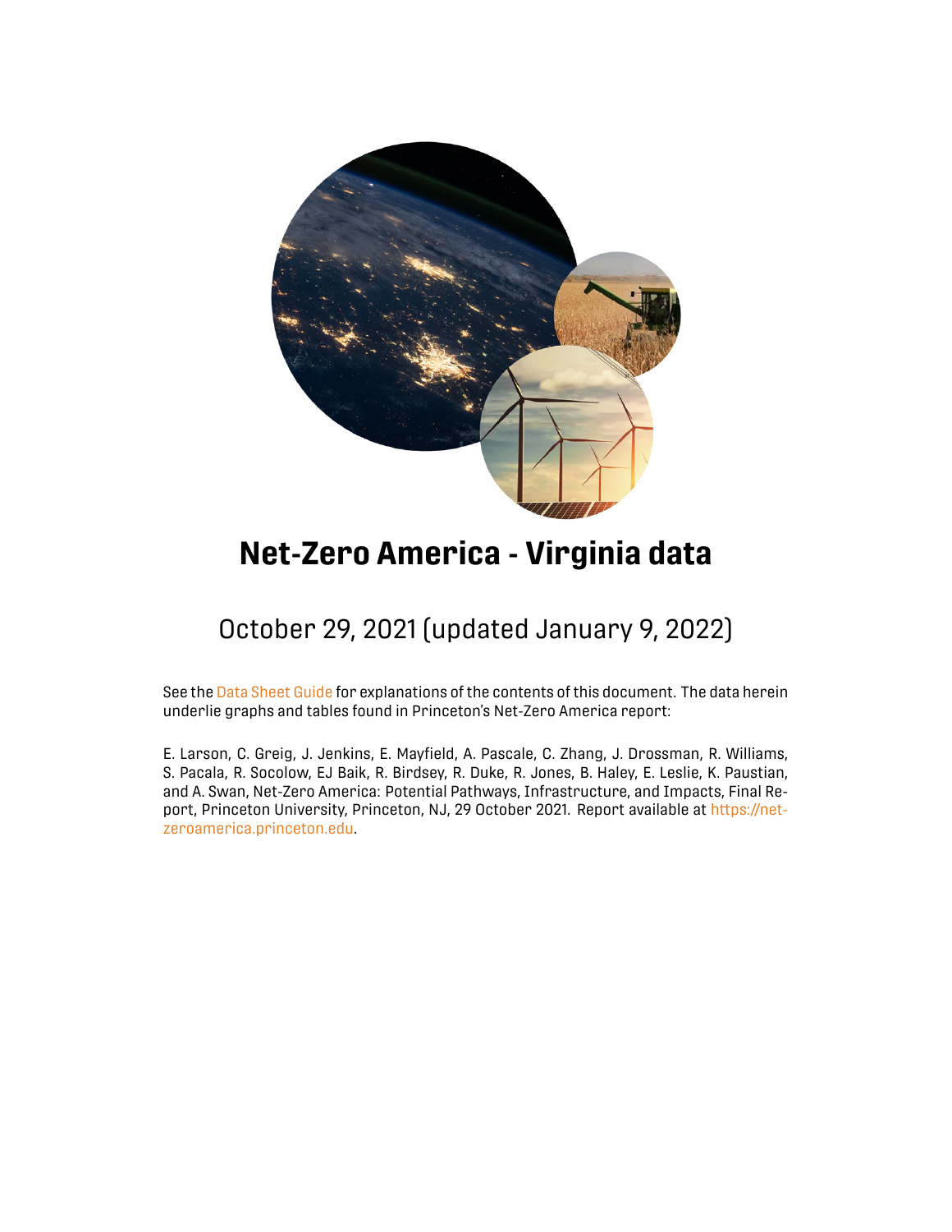# Net-Zero America - Virginia data

## October 29, 2021 (updated January 9, 2022)

See the Data Sheet Guide for explanations of the contents of this document. The data herein underlie graphs and tables found in Princeton's Net-Zero America report:

E. Larson, C. Greig, J. Jenkins, E. Mayfield, A. Pascale, C. Zhang, J. Drossman, R. Williams, S. Pacala, R. Socolow, EJ Baik, R. Birdsey, R. Duke, R. Jones, B. Haley, E. Leslie, K. Paustian, and A. Swan, Net-Zero America: Potential Pathways, Infrastructure, and Impacts, Final Report, Princeton University, Princeton, NJ, 29 October 2021. Report available at https://net-zeroamerica.princeton.edu.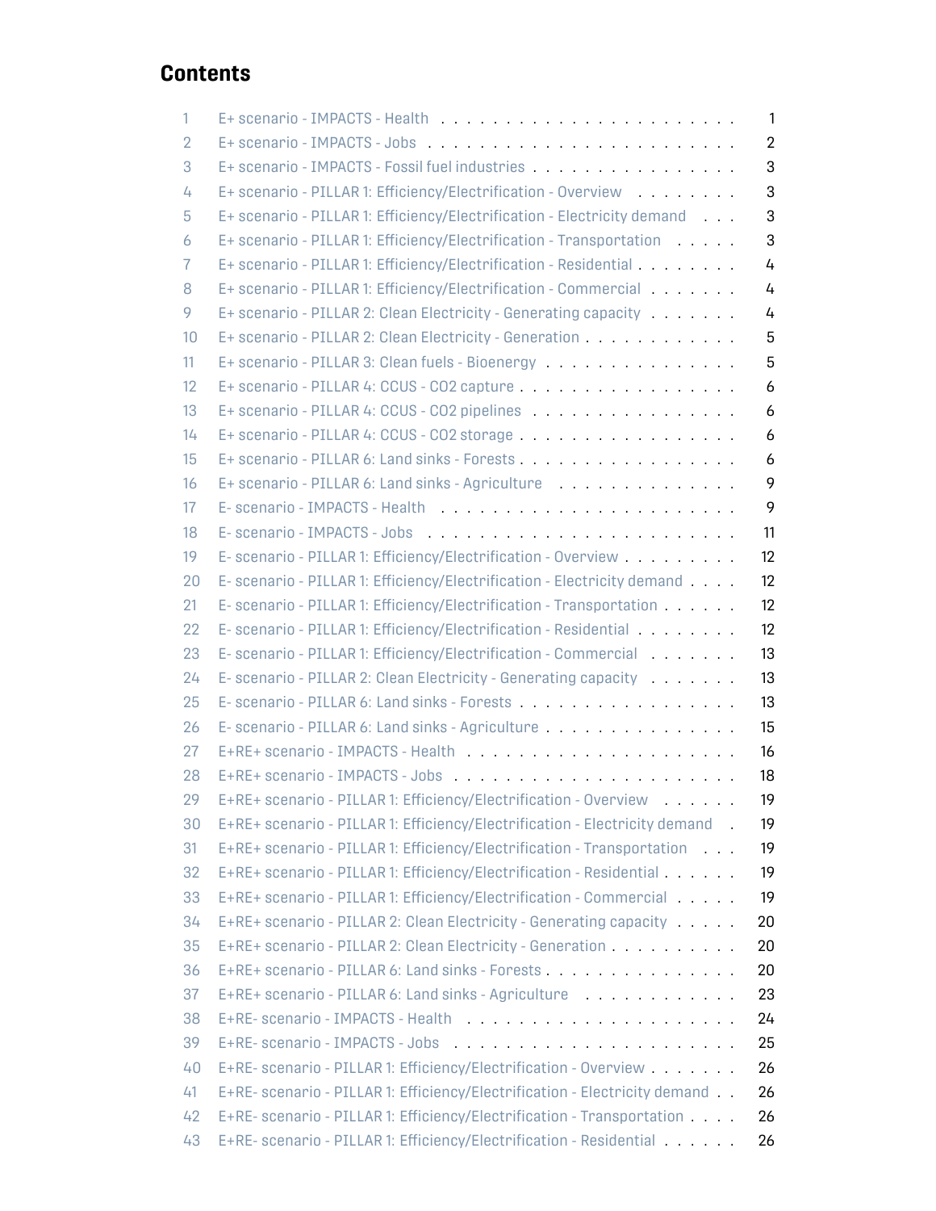# Contents

| | | |
|---|---|---|
| 1 | E+ scenario - IMPACTS - Health | 1 |
| 2 | E+ scenario - IMPACTS - Jobs | 2 |
| 3 | E+ scenario - IMPACTS - Fossil fuel industries | 3 |
| 4 | E+ scenario - PILLAR 1: Efficiency/Electrification - Overview | 3 |
| 5 | E+ scenario - PILLAR 1: Efficiency/Electrification - Electricity demand | 3 |
| 6 | E+ scenario - PILLAR 1: Efficiency/Electrification - Transportation | 3 |
| 7 | E+ scenario - PILLAR 1: Efficiency/Electrification - Residential | 4 |
| 8 | E+ scenario - PILLAR 1: Efficiency/Electrification - Commercial | 4 |
| 9 | E+ scenario - PILLAR 2: Clean Electricity - Generating capacity | 4 |
| 10 | E+ scenario - PILLAR 2: Clean Electricity - Generation | 5 |
| 11 | E+ scenario - PILLAR 3: Clean fuels - Bioenergy | 5 |
| 12 | E+ scenario - PILLAR 4: CCUS - CO2 capture | 6 |
| 13 | E+ scenario - PILLAR 4: CCUS - CO2 pipelines | 6 |
| 14 | E+ scenario - PILLAR 4: CCUS - CO2 storage | 6 |
| 15 | E+ scenario - PILLAR 6: Land sinks - Forests | 6 |
| 16 | E+ scenario - PILLAR 6: Land sinks - Agriculture | 9 |
| 17 | E- scenario - IMPACTS - Health | 9 |
| 18 | E- scenario - IMPACTS - Jobs | 11 |
| 19 | E- scenario - PILLAR 1: Efficiency/Electrification - Overview | 12 |
| 20 | E- scenario - PILLAR 1: Efficiency/Electrification - Electricity demand | 12 |
| 21 | E- scenario - PILLAR 1: Efficiency/Electrification - Transportation | 12 |
| 22 | E- scenario - PILLAR 1: Efficiency/Electrification - Residential | 12 |
| 23 | E- scenario - PILLAR 1: Efficiency/Electrification - Commercial | 13 |
| 24 | E- scenario - PILLAR 2: Clean Electricity - Generating capacity | 13 |
| 25 | E- scenario - PILLAR 6: Land sinks - Forests | 13 |
| 26 | E- scenario - PILLAR 6: Land sinks - Agriculture | 15 |
| 27 | E+RE+ scenario - IMPACTS - Health | 16 |
| 28 | E+RE+ scenario - IMPACTS - Jobs | 18 |
| 29 | E+RE+ scenario - PILLAR 1: Efficiency/Electrification - Overview | 19 |
| 30 | E+RE+ scenario - PILLAR 1: Efficiency/Electrification - Electricity demand | 19 |
| 31 | E+RE+ scenario - PILLAR 1: Efficiency/Electrification - Transportation | 19 |
| 32 | E+RE+ scenario - PILLAR 1: Efficiency/Electrification - Residential | 19 |
| 33 | E+RE+ scenario - PILLAR 1: Efficiency/Electrification - Commercial | 19 |
| 34 | E+RE+ scenario - PILLAR 2: Clean Electricity - Generating capacity | 20 |
| 35 | E+RE+ scenario - PILLAR 2: Clean Electricity - Generation | 20 |
| 36 | E+RE+ scenario - PILLAR 6: Land sinks - Forests | 20 |
| 37 | E+RE+ scenario - PILLAR 6: Land sinks - Agriculture | 23 |
| 38 | E+RE- scenario - IMPACTS - Health | 24 |
| 39 | E+RE- scenario - IMPACTS - Jobs | 25 |
| 40 | E+RE- scenario - PILLAR 1: Efficiency/Electrification - Overview | 26 |
| 41 | E+RE- scenario - PILLAR 1: Efficiency/Electrification - Electricity demand | 26 |
| 42 | E+RE- scenario - PILLAR 1: Efficiency/Electrification - Transportation | 26 |
| 43 | E+RE- scenario - PILLAR 1: Efficiency/Electrification - Residential | 26 |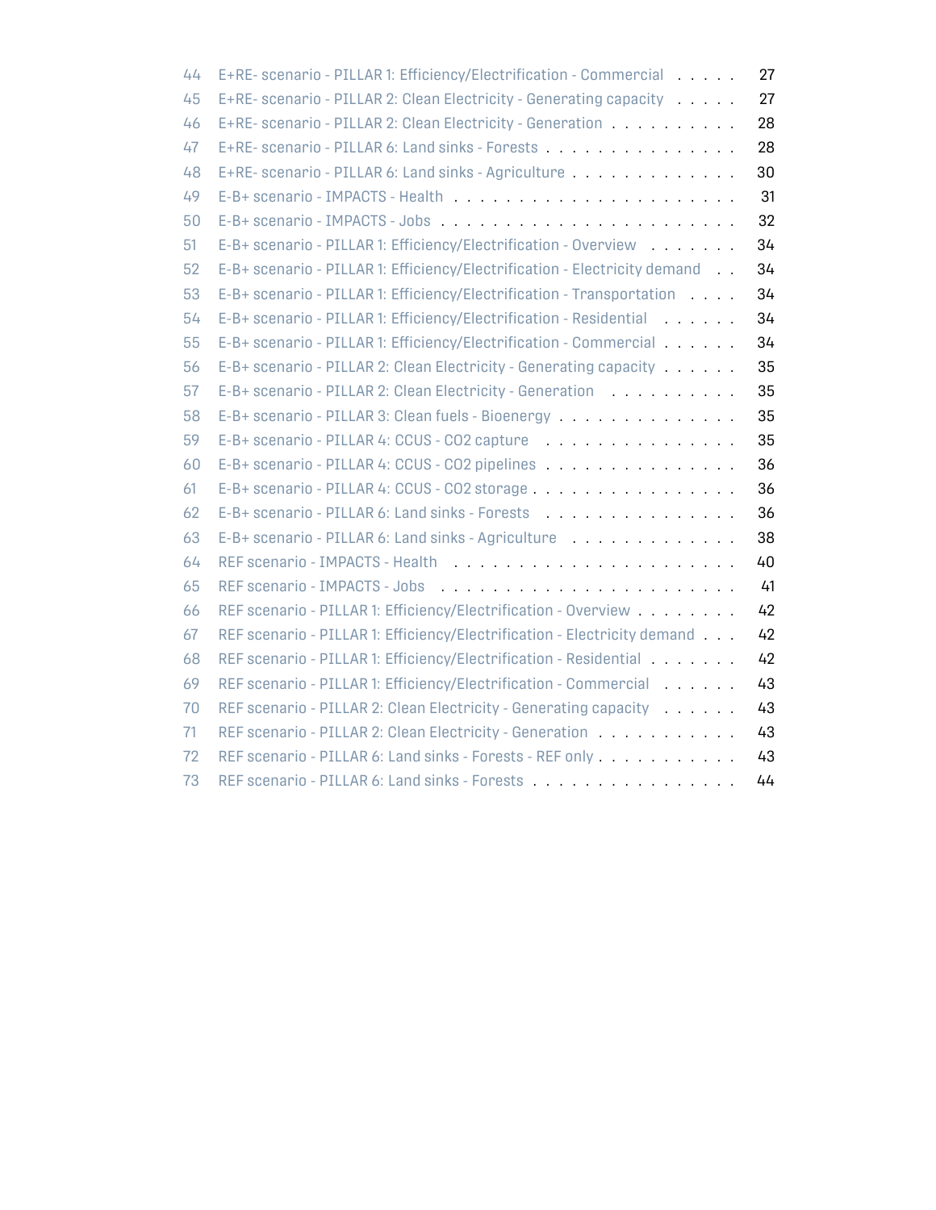44 E+RE- scenario - PILLAR 1: Efficiency/Electrification - Commercial . . . . . 27
45 E+RE- scenario - PILLAR 2: Clean Electricity - Generating capacity . . . . . 27
46 E+RE- scenario - PILLAR 2: Clean Electricity - Generation . . . . . . . . . . 28
47 E+RE- scenario - PILLAR 6: Land sinks - Forests . . . . . . . . . . . . . . . 28
48 E+RE- scenario - PILLAR 6: Land sinks - Agriculture . . . . . . . . . . . . . 30
49 E-B+ scenario - IMPACTS - Health . . . . . . . . . . . . . . . . . . . . . . . 31
50 E-B+ scenario - IMPACTS - Jobs . . . . . . . . . . . . . . . . . . . . . . . . 32
51 E-B+ scenario - PILLAR 1: Efficiency/Electrification - Overview . . . . . . . 34
52 E-B+ scenario - PILLAR 1: Efficiency/Electrification - Electricity demand . . 34
53 E-B+ scenario - PILLAR 1: Efficiency/Electrification - Transportation . . . . 34
54 E-B+ scenario - PILLAR 1: Efficiency/Electrification - Residential . . . . . . 34
55 E-B+ scenario - PILLAR 1: Efficiency/Electrification - Commercial . . . . . . 34
56 E-B+ scenario - PILLAR 2: Clean Electricity - Generating capacity . . . . . . 35
57 E-B+ scenario - PILLAR 2: Clean Electricity - Generation . . . . . . . . . . 35
58 E-B+ scenario - PILLAR 3: Clean fuels - Bioenergy . . . . . . . . . . . . . . 35
59 E-B+ scenario - PILLAR 4: CCUS - CO2 capture . . . . . . . . . . . . . . . . 35
60 E-B+ scenario - PILLAR 4: CCUS - CO2 pipelines . . . . . . . . . . . . . . . 36
61 E-B+ scenario - PILLAR 4: CCUS - CO2 storage . . . . . . . . . . . . . . . . 36
62 E-B+ scenario - PILLAR 6: Land sinks - Forests . . . . . . . . . . . . . . . . 36
63 E-B+ scenario - PILLAR 6: Land sinks - Agriculture . . . . . . . . . . . . . 38
64 REF scenario - IMPACTS - Health . . . . . . . . . . . . . . . . . . . . . . . 40
65 REF scenario - IMPACTS - Jobs . . . . . . . . . . . . . . . . . . . . . . . . 41
66 REF scenario - PILLAR 1: Efficiency/Electrification - Overview . . . . . . . . 42
67 REF scenario - PILLAR 1: Efficiency/Electrification - Electricity demand . . . 42
68 REF scenario - PILLAR 1: Efficiency/Electrification - Residential . . . . . . . 42
69 REF scenario - PILLAR 1: Efficiency/Electrification - Commercial . . . . . . 43
70 REF scenario - PILLAR 2: Clean Electricity - Generating capacity . . . . . . 43
71 REF scenario - PILLAR 2: Clean Electricity - Generation . . . . . . . . . . . 43
72 REF scenario - PILLAR 6: Land sinks - Forests - REF only . . . . . . . . . . 43
73 REF scenario - PILLAR 6: Land sinks - Forests . . . . . . . . . . . . . . . . 44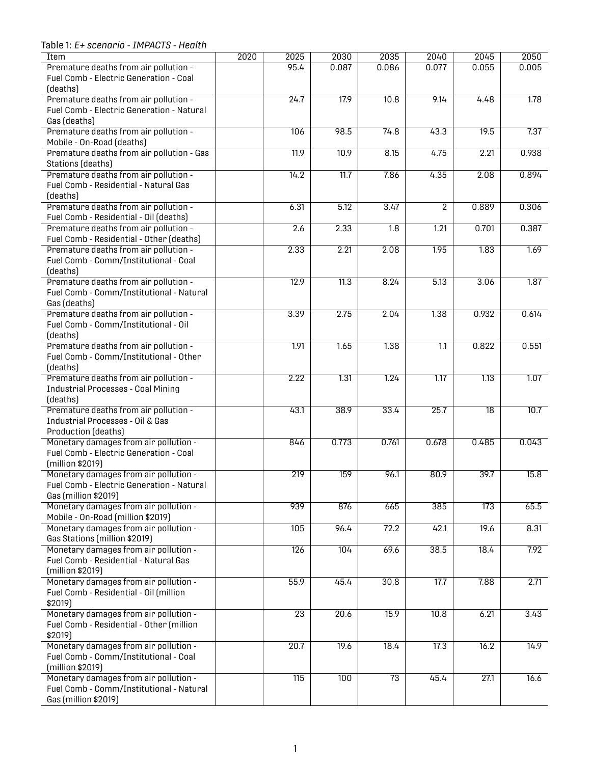Table 1: *E+ scenario - IMPACTS - Health*

| Item | 2020 | 2025 | 2030 | 2035 | 2040 | 2045 | 2050 |
|---|---|---|---|---|---|---|---|
| Premature deaths from air pollution - Fuel Comb - Electric Generation - Coal (deaths) | | 95.4 | 0.087 | 0.086 | 0.077 | 0.055 | 0.005 |
| Premature deaths from air pollution - Fuel Comb - Electric Generation - Natural Gas (deaths) | | 24.7 | 17.9 | 10.8 | 9.14 | 4.48 | 1.78 |
| Premature deaths from air pollution - Mobile - On-Road (deaths) | | 106 | 98.5 | 74.8 | 43.3 | 19.5 | 7.37 |
| Premature deaths from air pollution - Gas Stations (deaths) | | 11.9 | 10.9 | 8.15 | 4.75 | 2.21 | 0.938 |
| Premature deaths from air pollution - Fuel Comb - Residential - Natural Gas (deaths) | | 14.2 | 11.7 | 7.86 | 4.35 | 2.08 | 0.894 |
| Premature deaths from air pollution - Fuel Comb - Residential - Oil (deaths) | | 6.31 | 5.12 | 3.47 | 2 | 0.889 | 0.306 |
| Premature deaths from air pollution - Fuel Comb - Residential - Other (deaths) | | 2.6 | 2.33 | 1.8 | 1.21 | 0.701 | 0.387 |
| Premature deaths from air pollution - Fuel Comb - Comm/Institutional - Coal (deaths) | | 2.33 | 2.21 | 2.08 | 1.95 | 1.83 | 1.69 |
| Premature deaths from air pollution - Fuel Comb - Comm/Institutional - Natural Gas (deaths) | | 12.9 | 11.3 | 8.24 | 5.13 | 3.06 | 1.87 |
| Premature deaths from air pollution - Fuel Comb - Comm/Institutional - Oil (deaths) | | 3.39 | 2.75 | 2.04 | 1.38 | 0.932 | 0.614 |
| Premature deaths from air pollution - Fuel Comb - Comm/Institutional - Other (deaths) | | 1.91 | 1.65 | 1.38 | 1.1 | 0.822 | 0.551 |
| Premature deaths from air pollution - Industrial Processes - Coal Mining (deaths) | | 2.22 | 1.31 | 1.24 | 1.17 | 1.13 | 1.07 |
| Premature deaths from air pollution - Industrial Processes - Oil & Gas Production (deaths) | | 43.1 | 38.9 | 33.4 | 25.7 | 18 | 10.7 |
| Monetary damages from air pollution - Fuel Comb - Electric Generation - Coal (million $2019) | | 846 | 0.773 | 0.761 | 0.678 | 0.485 | 0.043 |
| Monetary damages from air pollution - Fuel Comb - Electric Generation - Natural Gas (million $2019) | | 219 | 159 | 96.1 | 80.9 | 39.7 | 15.8 |
| Monetary damages from air pollution - Mobile - On-Road (million $2019) | | 939 | 876 | 665 | 385 | 173 | 65.5 |
| Monetary damages from air pollution - Gas Stations (million $2019) | | 105 | 96.4 | 72.2 | 42.1 | 19.6 | 8.31 |
| Monetary damages from air pollution - Fuel Comb - Residential - Natural Gas (million $2019) | | 126 | 104 | 69.6 | 38.5 | 18.4 | 7.92 |
| Monetary damages from air pollution - Fuel Comb - Residential - Oil (million $2019) | | 55.9 | 45.4 | 30.8 | 17.7 | 7.88 | 2.71 |
| Monetary damages from air pollution - Fuel Comb - Residential - Other (million $2019) | | 23 | 20.6 | 15.9 | 10.8 | 6.21 | 3.43 |
| Monetary damages from air pollution - Fuel Comb - Comm/Institutional - Coal (million $2019) | | 20.7 | 19.6 | 18.4 | 17.3 | 16.2 | 14.9 |
| Monetary damages from air pollution - Fuel Comb - Comm/Institutional - Natural Gas (million $2019) | | 115 | 100 | 73 | 45.4 | 27.1 | 16.6 |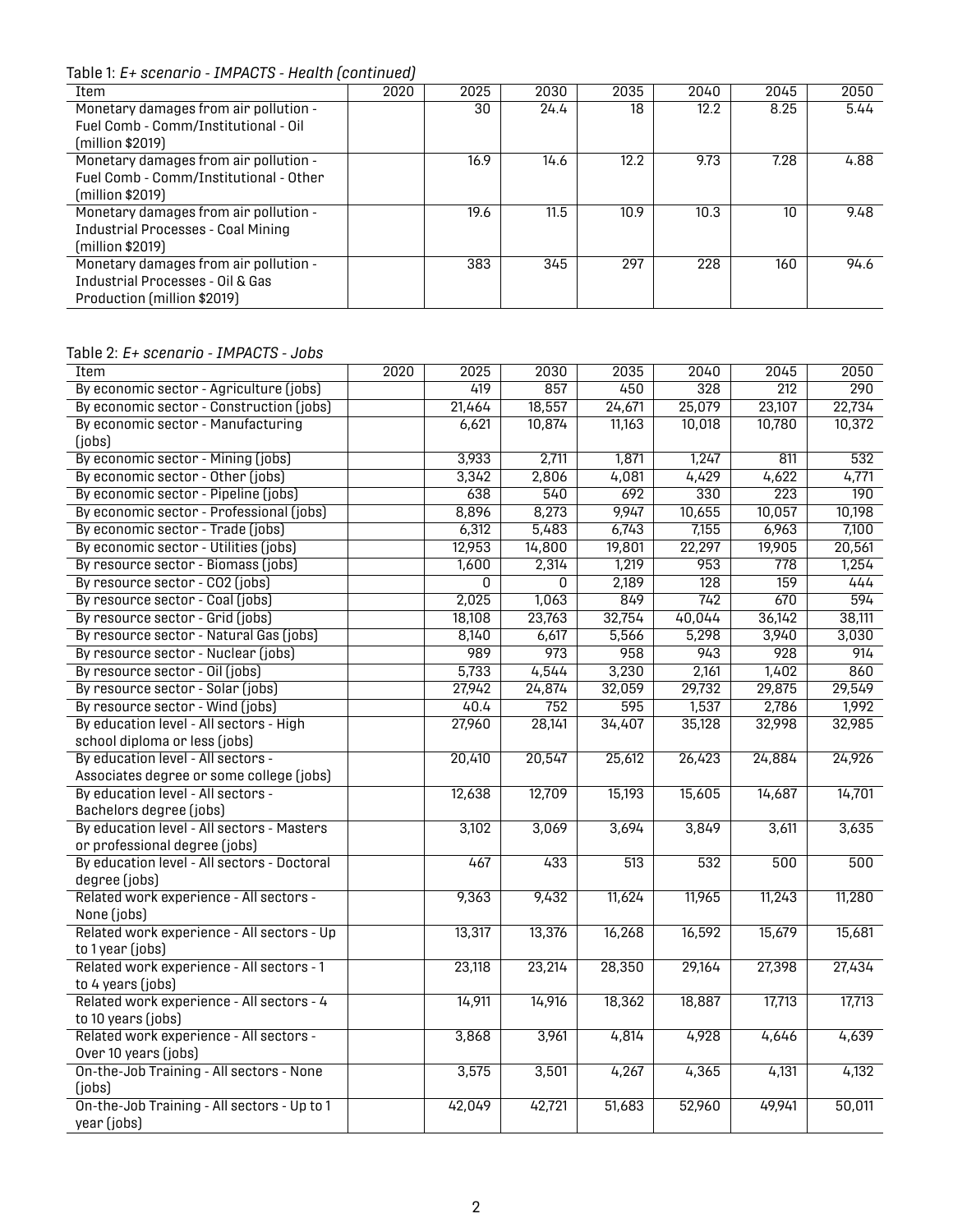Table 1: *E+ scenario - IMPACTS - Health (continued)*

| Item | 2020 | 2025 | 2030 | 2035 | 2040 | 2045 | 2050 |
|---|---|---|---|---|---|---|---|
| Monetary damages from air pollution - Fuel Comb - Comm/Institutional - Oil (million $2019) | | 30 | 24.4 | 18 | 12.2 | 8.25 | 5.44 |
| Monetary damages from air pollution - Fuel Comb - Comm/Institutional - Other (million $2019) | | 16.9 | 14.6 | 12.2 | 9.73 | 7.28 | 4.88 |
| Monetary damages from air pollution - Industrial Processes - Coal Mining (million $2019) | | 19.6 | 11.5 | 10.9 | 10.3 | 10 | 9.48 |
| Monetary damages from air pollution - Industrial Processes - Oil & Gas Production (million $2019) | | 383 | 345 | 297 | 228 | 160 | 94.6 |

Table 2: *E+ scenario - IMPACTS - Jobs*

| Item | 2020 | 2025 | 2030 | 2035 | 2040 | 2045 | 2050 |
|---|---|---|---|---|---|---|---|
| By economic sector - Agriculture (jobs) | | 419 | 857 | 450 | 328 | 212 | 290 |
| By economic sector - Construction (jobs) | | 21,464 | 18,557 | 24,671 | 25,079 | 23,107 | 22,734 |
| By economic sector - Manufacturing (jobs) | | 6,621 | 10,874 | 11,163 | 10,018 | 10,780 | 10,372 |
| By economic sector - Mining (jobs) | | 3,933 | 2,711 | 1,871 | 1,247 | 811 | 532 |
| By economic sector - Other (jobs) | | 3,342 | 2,806 | 4,081 | 4,429 | 4,622 | 4,771 |
| By economic sector - Pipeline (jobs) | | 638 | 540 | 692 | 330 | 223 | 190 |
| By economic sector - Professional (jobs) | | 8,896 | 8,273 | 9,947 | 10,655 | 10,057 | 10,198 |
| By economic sector - Trade (jobs) | | 6,312 | 5,483 | 6,743 | 7,155 | 6,963 | 7,100 |
| By economic sector - Utilities (jobs) | | 12,953 | 14,800 | 19,801 | 22,297 | 19,905 | 20,561 |
| By resource sector - Biomass (jobs) | | 1,600 | 2,314 | 1,219 | 953 | 778 | 1,254 |
| By resource sector - CO2 (jobs) | | 0 | 0 | 2,189 | 128 | 159 | 444 |
| By resource sector - Coal (jobs) | | 2,025 | 1,063 | 849 | 742 | 670 | 594 |
| By resource sector - Grid (jobs) | | 18,108 | 23,763 | 32,754 | 40,044 | 36,142 | 38,111 |
| By resource sector - Natural Gas (jobs) | | 8,140 | 6,617 | 5,566 | 5,298 | 3,940 | 3,030 |
| By resource sector - Nuclear (jobs) | | 989 | 973 | 958 | 943 | 928 | 914 |
| By resource sector - Oil (jobs) | | 5,733 | 4,544 | 3,230 | 2,161 | 1,402 | 860 |
| By resource sector - Solar (jobs) | | 27,942 | 24,874 | 32,059 | 29,732 | 29,875 | 29,549 |
| By resource sector - Wind (jobs) | | 40.4 | 752 | 595 | 1,537 | 2,786 | 1,992 |
| By education level - All sectors - High school diploma or less (jobs) | | 27,960 | 28,141 | 34,407 | 35,128 | 32,998 | 32,985 |
| By education level - All sectors - Associates degree or some college (jobs) | | 20,410 | 20,547 | 25,612 | 26,423 | 24,884 | 24,926 |
| By education level - All sectors - Bachelors degree (jobs) | | 12,638 | 12,709 | 15,193 | 15,605 | 14,687 | 14,701 |
| By education level - All sectors - Masters or professional degree (jobs) | | 3,102 | 3,069 | 3,694 | 3,849 | 3,611 | 3,635 |
| By education level - All sectors - Doctoral degree (jobs) | | 467 | 433 | 513 | 532 | 500 | 500 |
| Related work experience - All sectors - None (jobs) | | 9,363 | 9,432 | 11,624 | 11,965 | 11,243 | 11,280 |
| Related work experience - All sectors - Up to 1 year (jobs) | | 13,317 | 13,376 | 16,268 | 16,592 | 15,679 | 15,681 |
| Related work experience - All sectors - 1 to 4 years (jobs) | | 23,118 | 23,214 | 28,350 | 29,164 | 27,398 | 27,434 |
| Related work experience - All sectors - 4 to 10 years (jobs) | | 14,911 | 14,916 | 18,362 | 18,887 | 17,713 | 17,713 |
| Related work experience - All sectors - Over 10 years (jobs) | | 3,868 | 3,961 | 4,814 | 4,928 | 4,646 | 4,639 |
| On-the-Job Training - All sectors - None (jobs) | | 3,575 | 3,501 | 4,267 | 4,365 | 4,131 | 4,132 |
| On-the-Job Training - All sectors - Up to 1 year (jobs) | | 42,049 | 42,721 | 51,683 | 52,960 | 49,941 | 50,011 |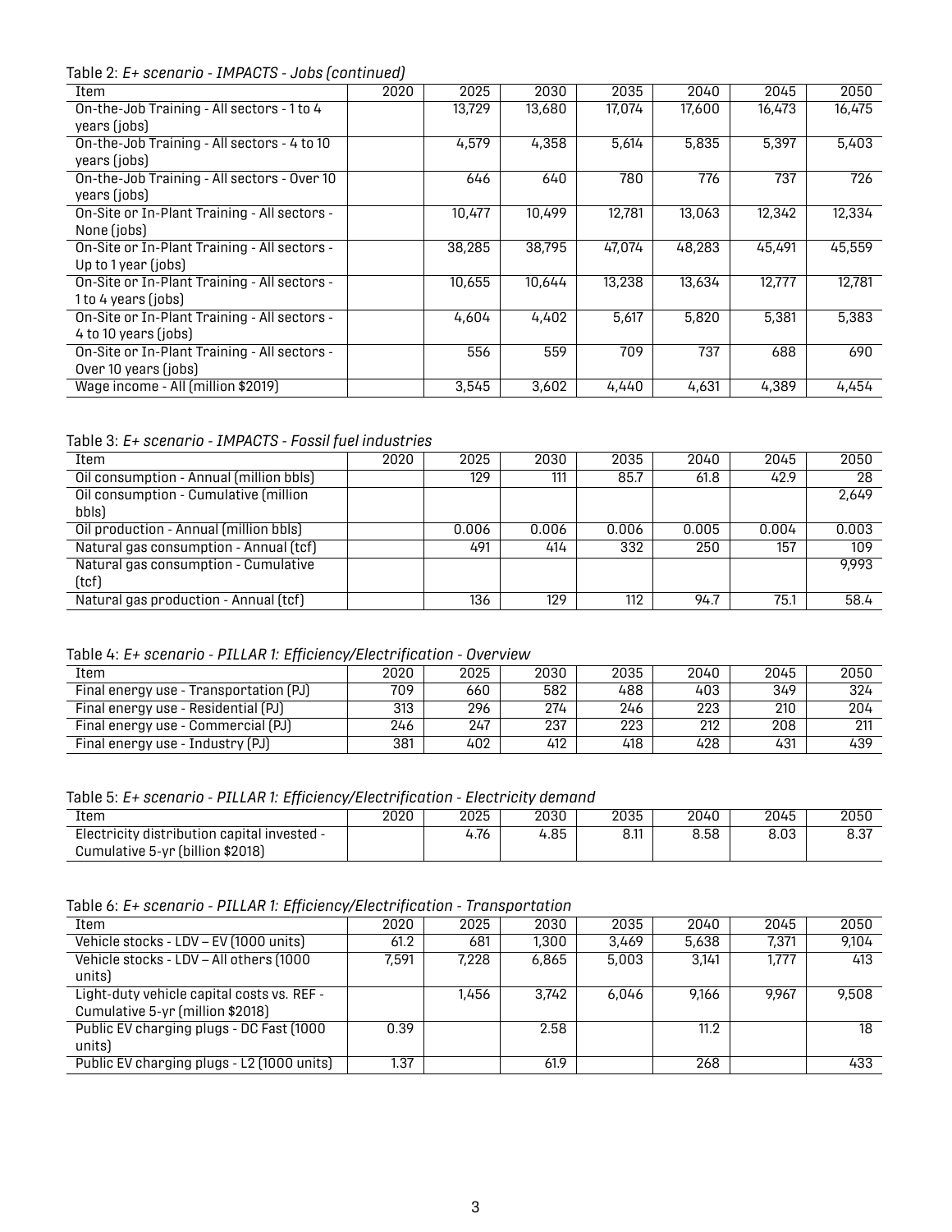Table 2: *E+ scenario - IMPACTS - Jobs (continued)*

| Item | 2020 | 2025 | 2030 | 2035 | 2040 | 2045 | 2050 |
|---|---|---|---|---|---|---|---|
| On-the-Job Training - All sectors - 1 to 4 years (jobs) | | 13,729 | 13,680 | 17,074 | 17,600 | 16,473 | 16,475 |
| On-the-Job Training - All sectors - 4 to 10 years (jobs) | | 4,579 | 4,358 | 5,614 | 5,835 | 5,397 | 5,403 |
| On-the-Job Training - All sectors - Over 10 years (jobs) | | 646 | 640 | 780 | 776 | 737 | 726 |
| On-Site or In-Plant Training - All sectors - None (jobs) | | 10,477 | 10,499 | 12,781 | 13,063 | 12,342 | 12,334 |
| On-Site or In-Plant Training - All sectors - Up to 1 year (jobs) | | 38,285 | 38,795 | 47,074 | 48,283 | 45,491 | 45,559 |
| On-Site or In-Plant Training - All sectors - 1 to 4 years (jobs) | | 10,655 | 10,644 | 13,238 | 13,634 | 12,777 | 12,781 |
| On-Site or In-Plant Training - All sectors - 4 to 10 years (jobs) | | 4,604 | 4,402 | 5,617 | 5,820 | 5,381 | 5,383 |
| On-Site or In-Plant Training - All sectors - Over 10 years (jobs) | | 556 | 559 | 709 | 737 | 688 | 690 |
| Wage income - All (million $2019) | | 3,545 | 3,602 | 4,440 | 4,631 | 4,389 | 4,454 |

Table 3: *E+ scenario - IMPACTS - Fossil fuel industries*

| Item | 2020 | 2025 | 2030 | 2035 | 2040 | 2045 | 2050 |
|---|---|---|---|---|---|---|---|
| Oil consumption - Annual (million bbls) | | 129 | 111 | 85.7 | 61.8 | 42.9 | 28 |
| Oil consumption - Cumulative (million bbls) | | | | | | | 2,649 |
| Oil production - Annual (million bbls) | | 0.006 | 0.006 | 0.006 | 0.005 | 0.004 | 0.003 |
| Natural gas consumption - Annual (tcf) | | 491 | 414 | 332 | 250 | 157 | 109 |
| Natural gas consumption - Cumulative (tcf) | | | | | | | 9,993 |
| Natural gas production - Annual (tcf) | | 136 | 129 | 112 | 94.7 | 75.1 | 58.4 |

Table 4: *E+ scenario - PILLAR 1: Efficiency/Electrification - Overview*

| Item | 2020 | 2025 | 2030 | 2035 | 2040 | 2045 | 2050 |
|---|---|---|---|---|---|---|---|
| Final energy use - Transportation (PJ) | 709 | 660 | 582 | 488 | 403 | 349 | 324 |
| Final energy use - Residential (PJ) | 313 | 296 | 274 | 246 | 223 | 210 | 204 |
| Final energy use - Commercial (PJ) | 246 | 247 | 237 | 223 | 212 | 208 | 211 |
| Final energy use - Industry (PJ) | 381 | 402 | 412 | 418 | 428 | 431 | 439 |

Table 5: *E+ scenario - PILLAR 1: Efficiency/Electrification - Electricity demand*

| Item | 2020 | 2025 | 2030 | 2035 | 2040 | 2045 | 2050 |
|---|---|---|---|---|---|---|---|
| Electricity distribution capital invested - Cumulative 5-yr (billion $2018) | | 4.76 | 4.85 | 8.11 | 8.58 | 8.03 | 8.37 |

Table 6: *E+ scenario - PILLAR 1: Efficiency/Electrification - Transportation*

| Item | 2020 | 2025 | 2030 | 2035 | 2040 | 2045 | 2050 |
|---|---|---|---|---|---|---|---|
| Vehicle stocks - LDV – EV (1000 units) | 61.2 | 681 | 1,300 | 3,469 | 5,638 | 7,371 | 9,104 |
| Vehicle stocks - LDV – All others (1000 units) | 7,591 | 7,228 | 6,865 | 5,003 | 3,141 | 1,777 | 413 |
| Light-duty vehicle capital costs vs. REF - Cumulative 5-yr (million $2018) | | 1,456 | 3,742 | 6,046 | 9,166 | 9,967 | 9,508 |
| Public EV charging plugs - DC Fast (1000 units) | 0.39 | | 2.58 | | 11.2 | | 18 |
| Public EV charging plugs - L2 (1000 units) | 1.37 | | 61.9 | | 268 | | 433 |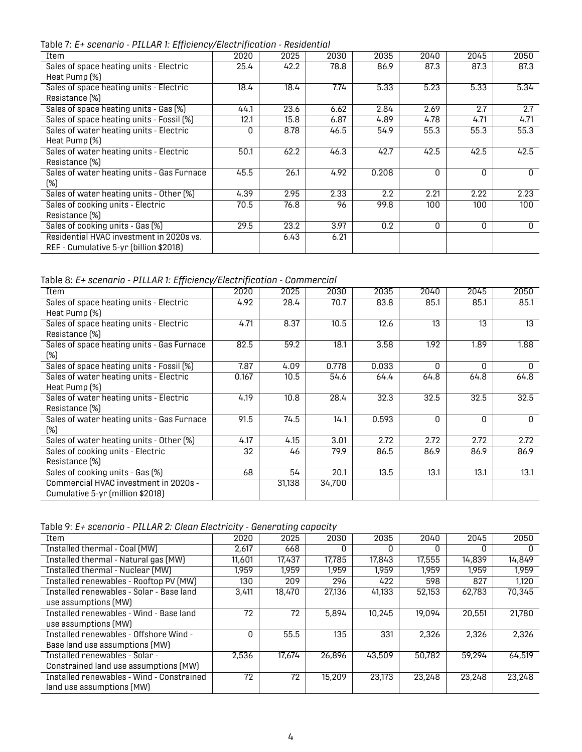Table 7: *E+ scenario - PILLAR 1: Efficiency/Electrification - Residential*

| Item | 2020 | 2025 | 2030 | 2035 | 2040 | 2045 | 2050 |
|---|---|---|---|---|---|---|---|
| Sales of space heating units - Electric Heat Pump (%) | 25.4 | 42.2 | 78.8 | 86.9 | 87.3 | 87.3 | 87.3 |
| Sales of space heating units - Electric Resistance (%) | 18.4 | 18.4 | 7.74 | 5.33 | 5.23 | 5.33 | 5.34 |
| Sales of space heating units - Gas (%) | 44.1 | 23.6 | 6.62 | 2.84 | 2.69 | 2.7 | 2.7 |
| Sales of space heating units - Fossil (%) | 12.1 | 15.8 | 6.87 | 4.89 | 4.78 | 4.71 | 4.71 |
| Sales of water heating units - Electric Heat Pump (%) | 0 | 8.78 | 46.5 | 54.9 | 55.3 | 55.3 | 55.3 |
| Sales of water heating units - Electric Resistance (%) | 50.1 | 62.2 | 46.3 | 42.7 | 42.5 | 42.5 | 42.5 |
| Sales of water heating units - Gas Furnace (%) | 45.5 | 26.1 | 4.92 | 0.208 | 0 | 0 | 0 |
| Sales of water heating units - Other (%) | 4.39 | 2.95 | 2.33 | 2.2 | 2.21 | 2.22 | 2.23 |
| Sales of cooking units - Electric Resistance (%) | 70.5 | 76.8 | 96 | 99.8 | 100 | 100 | 100 |
| Sales of cooking units - Gas (%) | 29.5 | 23.2 | 3.97 | 0.2 | 0 | 0 | 0 |
| Residential HVAC investment in 2020s vs. REF - Cumulative 5-yr (billion $2018) | | 6.43 | 6.21 | | | | |

Table 8: *E+ scenario - PILLAR 1: Efficiency/Electrification - Commercial*

| Item | 2020 | 2025 | 2030 | 2035 | 2040 | 2045 | 2050 |
|---|---|---|---|---|---|---|---|
| Sales of space heating units - Electric Heat Pump (%) | 4.92 | 28.4 | 70.7 | 83.8 | 85.1 | 85.1 | 85.1 |
| Sales of space heating units - Electric Resistance (%) | 4.71 | 8.37 | 10.5 | 12.6 | 13 | 13 | 13 |
| Sales of space heating units - Gas Furnace (%) | 82.5 | 59.2 | 18.1 | 3.58 | 1.92 | 1.89 | 1.88 |
| Sales of space heating units - Fossil (%) | 7.87 | 4.09 | 0.778 | 0.033 | 0 | 0 | 0 |
| Sales of water heating units - Electric Heat Pump (%) | 0.167 | 10.5 | 54.6 | 64.4 | 64.8 | 64.8 | 64.8 |
| Sales of water heating units - Electric Resistance (%) | 4.19 | 10.8 | 28.4 | 32.3 | 32.5 | 32.5 | 32.5 |
| Sales of water heating units - Gas Furnace (%) | 91.5 | 74.5 | 14.1 | 0.593 | 0 | 0 | 0 |
| Sales of water heating units - Other (%) | 4.17 | 4.15 | 3.01 | 2.72 | 2.72 | 2.72 | 2.72 |
| Sales of cooking units - Electric Resistance (%) | 32 | 46 | 79.9 | 86.5 | 86.9 | 86.9 | 86.9 |
| Sales of cooking units - Gas (%) | 68 | 54 | 20.1 | 13.5 | 13.1 | 13.1 | 13.1 |
| Commercial HVAC investment in 2020s - Cumulative 5-yr (million $2018) | | 31,138 | 34,700 | | | | |

Table 9: *E+ scenario - PILLAR 2: Clean Electricity - Generating capacity*

| Item | 2020 | 2025 | 2030 | 2035 | 2040 | 2045 | 2050 |
|---|---|---|---|---|---|---|---|
| Installed thermal - Coal (MW) | 2,617 | 668 | 0 | 0 | 0 | 0 | 0 |
| Installed thermal - Natural gas (MW) | 11,601 | 17,437 | 17,785 | 17,843 | 17,555 | 14,839 | 14,849 |
| Installed thermal - Nuclear (MW) | 1,959 | 1,959 | 1,959 | 1,959 | 1,959 | 1,959 | 1,959 |
| Installed renewables - Rooftop PV (MW) | 130 | 209 | 296 | 422 | 598 | 827 | 1,120 |
| Installed renewables - Solar - Base land use assumptions (MW) | 3,411 | 18,470 | 27,136 | 41,133 | 52,153 | 62,783 | 70,345 |
| Installed renewables - Wind - Base land use assumptions (MW) | 72 | 72 | 5,894 | 10,245 | 19,094 | 20,551 | 21,780 |
| Installed renewables - Offshore Wind - Base land use assumptions (MW) | 0 | 55.5 | 135 | 331 | 2,326 | 2,326 | 2,326 |
| Installed renewables - Solar - Constrained land use assumptions (MW) | 2,536 | 17,674 | 26,896 | 43,509 | 50,782 | 59,294 | 64,519 |
| Installed renewables - Wind - Constrained land use assumptions (MW) | 72 | 72 | 15,209 | 23,173 | 23,248 | 23,248 | 23,248 |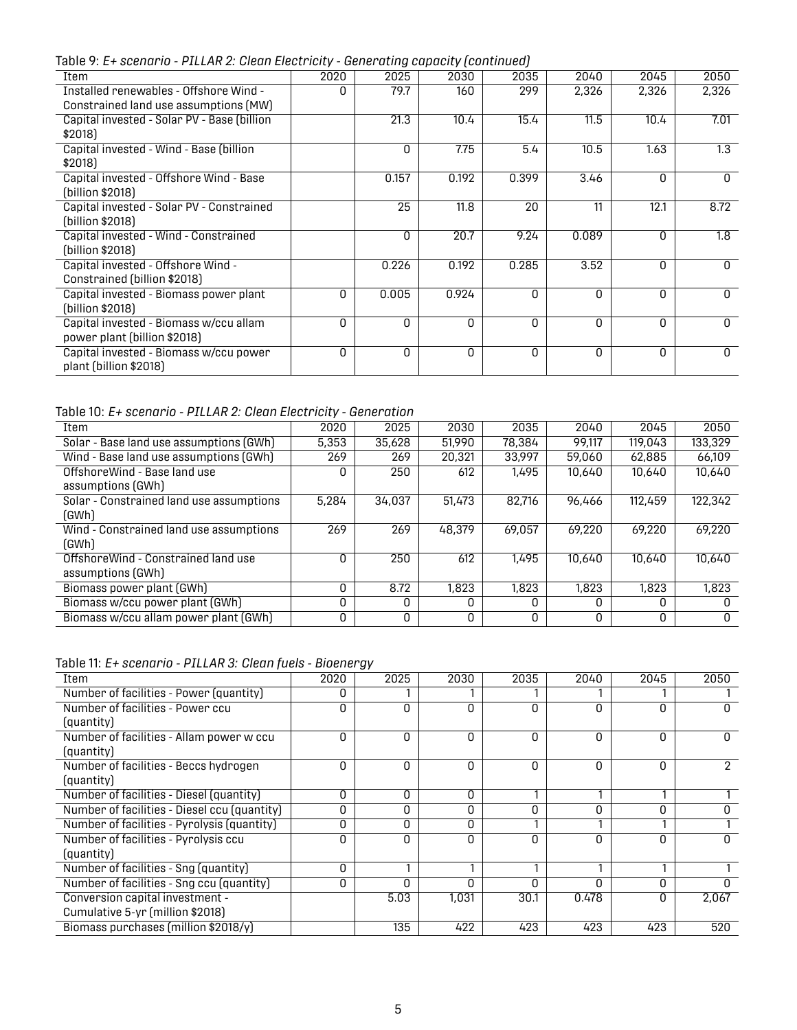Table 9: *E+ scenario - PILLAR 2: Clean Electricity - Generating capacity (continued)*

| Item | 2020 | 2025 | 2030 | 2035 | 2040 | 2045 | 2050 |
|---|---|---|---|---|---|---|---|
| Installed renewables - Offshore Wind - Constrained land use assumptions (MW) | 0 | 79.7 | 160 | 299 | 2,326 | 2,326 | 2,326 |
| Capital invested - Solar PV - Base (billion $2018) | | 21.3 | 10.4 | 15.4 | 11.5 | 10.4 | 7.01 |
| Capital invested - Wind - Base (billion $2018) | | 0 | 7.75 | 5.4 | 10.5 | 1.63 | 1.3 |
| Capital invested - Offshore Wind - Base (billion $2018) | | 0.157 | 0.192 | 0.399 | 3.46 | 0 | 0 |
| Capital invested - Solar PV - Constrained (billion $2018) | | 25 | 11.8 | 20 | 11 | 12.1 | 8.72 |
| Capital invested - Wind - Constrained (billion $2018) | | 0 | 20.7 | 9.24 | 0.089 | 0 | 1.8 |
| Capital invested - Offshore Wind - Constrained (billion $2018) | | 0.226 | 0.192 | 0.285 | 3.52 | 0 | 0 |
| Capital invested - Biomass power plant (billion $2018) | 0 | 0.005 | 0.924 | 0 | 0 | 0 | 0 |
| Capital invested - Biomass w/ccu allam power plant (billion $2018) | 0 | 0 | 0 | 0 | 0 | 0 | 0 |
| Capital invested - Biomass w/ccu power plant (billion $2018) | 0 | 0 | 0 | 0 | 0 | 0 | 0 |

Table 10: *E+ scenario - PILLAR 2: Clean Electricity - Generation*

| Item | 2020 | 2025 | 2030 | 2035 | 2040 | 2045 | 2050 |
|---|---|---|---|---|---|---|---|
| Solar - Base land use assumptions (GWh) | 5,353 | 35,628 | 51,990 | 78,384 | 99,117 | 119,043 | 133,329 |
| Wind - Base land use assumptions (GWh) | 269 | 269 | 20,321 | 33,997 | 59,060 | 62,885 | 66,109 |
| OffshoreWind - Base land use assumptions (GWh) | 0 | 250 | 612 | 1,495 | 10,640 | 10,640 | 10,640 |
| Solar - Constrained land use assumptions (GWh) | 5,284 | 34,037 | 51,473 | 82,716 | 96,466 | 112,459 | 122,342 |
| Wind - Constrained land use assumptions (GWh) | 269 | 269 | 48,379 | 69,057 | 69,220 | 69,220 | 69,220 |
| OffshoreWind - Constrained land use assumptions (GWh) | 0 | 250 | 612 | 1,495 | 10,640 | 10,640 | 10,640 |
| Biomass power plant (GWh) | 0 | 8.72 | 1,823 | 1,823 | 1,823 | 1,823 | 1,823 |
| Biomass w/ccu power plant (GWh) | 0 | 0 | 0 | 0 | 0 | 0 | 0 |
| Biomass w/ccu allam power plant (GWh) | 0 | 0 | 0 | 0 | 0 | 0 | 0 |

Table 11: *E+ scenario - PILLAR 3: Clean fuels - Bioenergy*

| Item | 2020 | 2025 | 2030 | 2035 | 2040 | 2045 | 2050 |
|---|---|---|---|---|---|---|---|
| Number of facilities - Power (quantity) | 0 | 1 | 1 | 1 | 1 | 1 | 1 |
| Number of facilities - Power ccu (quantity) | 0 | 0 | 0 | 0 | 0 | 0 | 0 |
| Number of facilities - Allam power w ccu (quantity) | 0 | 0 | 0 | 0 | 0 | 0 | 0 |
| Number of facilities - Beccs hydrogen (quantity) | 0 | 0 | 0 | 0 | 0 | 0 | 2 |
| Number of facilities - Diesel (quantity) | 0 | 0 | 0 | 1 | 1 | 1 | 1 |
| Number of facilities - Diesel ccu (quantity) | 0 | 0 | 0 | 0 | 0 | 0 | 0 |
| Number of facilities - Pyrolysis (quantity) | 0 | 0 | 0 | 1 | 1 | 1 | 1 |
| Number of facilities - Pyrolysis ccu (quantity) | 0 | 0 | 0 | 0 | 0 | 0 | 0 |
| Number of facilities - Sng (quantity) | 0 | 1 | 1 | 1 | 1 | 1 | 1 |
| Number of facilities - Sng ccu (quantity) | 0 | 0 | 0 | 0 | 0 | 0 | 0 |
| Conversion capital investment - Cumulative 5-yr (million $2018) | | 5.03 | 1,031 | 30.1 | 0.478 | 0 | 2,067 |
| Biomass purchases (million $2018/y) | | 135 | 422 | 423 | 423 | 423 | 520 |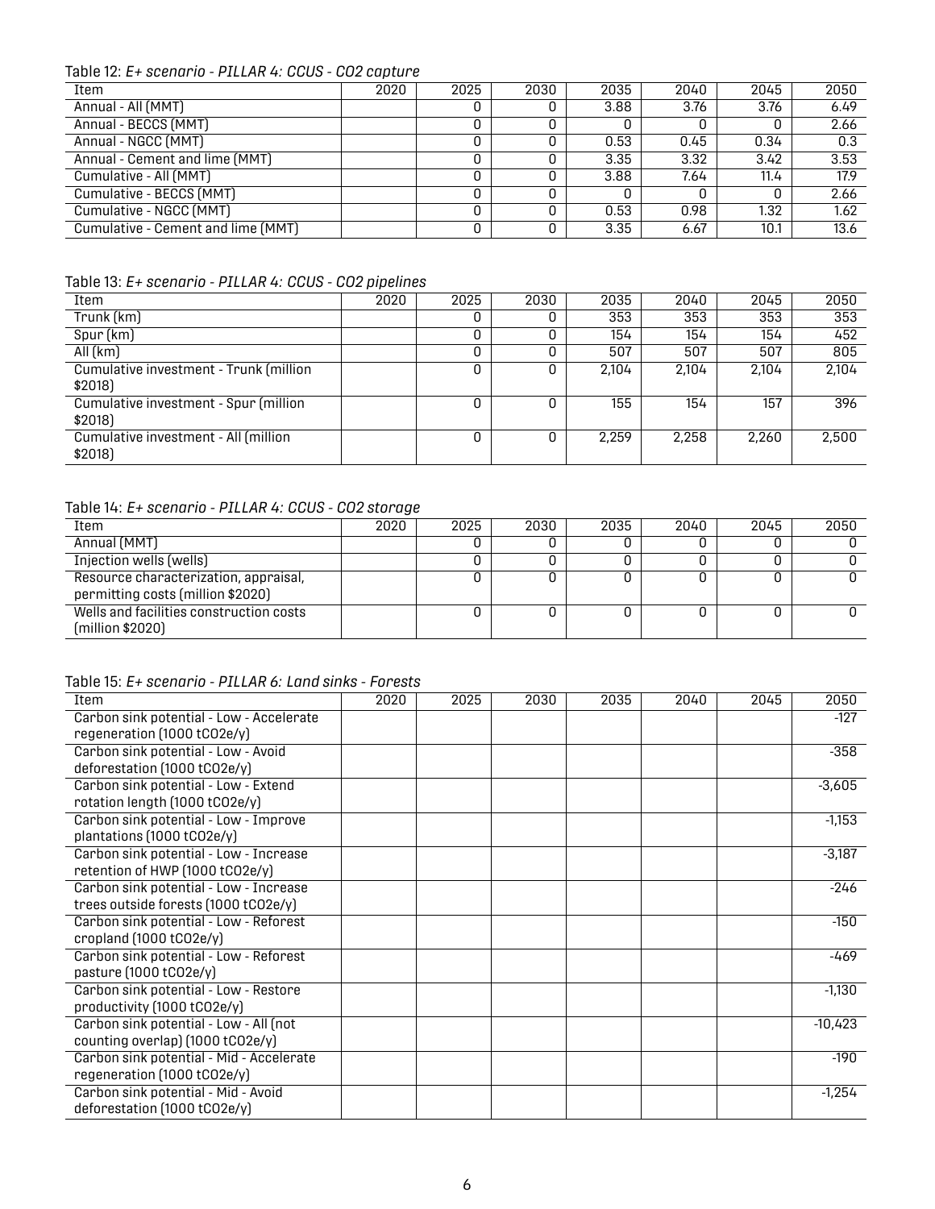Table 12: *E+ scenario - PILLAR 4: CCUS - CO2 capture*

| Item | 2020 | 2025 | 2030 | 2035 | 2040 | 2045 | 2050 |
|---|---|---|---|---|---|---|---|
| Annual - All (MMT) | | 0 | 0 | 3.88 | 3.76 | 3.76 | 6.49 |
| Annual - BECCS (MMT) | | 0 | 0 | 0 | 0 | 0 | 2.66 |
| Annual - NGCC (MMT) | | 0 | 0 | 0.53 | 0.45 | 0.34 | 0.3 |
| Annual - Cement and lime (MMT) | | 0 | 0 | 3.35 | 3.32 | 3.42 | 3.53 |
| Cumulative - All (MMT) | | 0 | 0 | 3.88 | 7.64 | 11.4 | 17.9 |
| Cumulative - BECCS (MMT) | | 0 | 0 | 0 | 0 | 0 | 2.66 |
| Cumulative - NGCC (MMT) | | 0 | 0 | 0.53 | 0.98 | 1.32 | 1.62 |
| Cumulative - Cement and lime (MMT) | | 0 | 0 | 3.35 | 6.67 | 10.1 | 13.6 |

Table 13: *E+ scenario - PILLAR 4: CCUS - CO2 pipelines*

| Item | 2020 | 2025 | 2030 | 2035 | 2040 | 2045 | 2050 |
|---|---|---|---|---|---|---|---|
| Trunk (km) | | 0 | 0 | 353 | 353 | 353 | 353 |
| Spur (km) | | 0 | 0 | 154 | 154 | 154 | 452 |
| All (km) | | 0 | 0 | 507 | 507 | 507 | 805 |
| Cumulative investment - Trunk (million $2018) | | 0 | 0 | 2,104 | 2,104 | 2,104 | 2,104 |
| Cumulative investment - Spur (million $2018) | | 0 | 0 | 155 | 154 | 157 | 396 |
| Cumulative investment - All (million $2018) | | 0 | 0 | 2,259 | 2,258 | 2,260 | 2,500 |

Table 14: *E+ scenario - PILLAR 4: CCUS - CO2 storage*

| Item | 2020 | 2025 | 2030 | 2035 | 2040 | 2045 | 2050 |
|---|---|---|---|---|---|---|---|
| Annual (MMT) | | 0 | 0 | 0 | 0 | 0 | 0 |
| Injection wells (wells) | | 0 | 0 | 0 | 0 | 0 | 0 |
| Resource characterization, appraisal, permitting costs (million $2020) | | 0 | 0 | 0 | 0 | 0 | 0 |
| Wells and facilities construction costs (million $2020) | | 0 | 0 | 0 | 0 | 0 | 0 |

Table 15: *E+ scenario - PILLAR 6: Land sinks - Forests*

| Item | 2020 | 2025 | 2030 | 2035 | 2040 | 2045 | 2050 |
|---|---|---|---|---|---|---|---|
| Carbon sink potential - Low - Accelerate regeneration (1000 tCO2e/y) | | | | | | | -127 |
| Carbon sink potential - Low - Avoid deforestation (1000 tCO2e/y) | | | | | | | -358 |
| Carbon sink potential - Low - Extend rotation length (1000 tCO2e/y) | | | | | | | -3,605 |
| Carbon sink potential - Low - Improve plantations (1000 tCO2e/y) | | | | | | | -1,153 |
| Carbon sink potential - Low - Increase retention of HWP (1000 tCO2e/y) | | | | | | | -3,187 |
| Carbon sink potential - Low - Increase trees outside forests (1000 tCO2e/y) | | | | | | | -246 |
| Carbon sink potential - Low - Reforest cropland (1000 tCO2e/y) | | | | | | | -150 |
| Carbon sink potential - Low - Reforest pasture (1000 tCO2e/y) | | | | | | | -469 |
| Carbon sink potential - Low - Restore productivity (1000 tCO2e/y) | | | | | | | -1,130 |
| Carbon sink potential - Low - All (not counting overlap) (1000 tCO2e/y) | | | | | | | -10,423 |
| Carbon sink potential - Mid - Accelerate regeneration (1000 tCO2e/y) | | | | | | | -190 |
| Carbon sink potential - Mid - Avoid deforestation (1000 tCO2e/y) | | | | | | | -1,254 |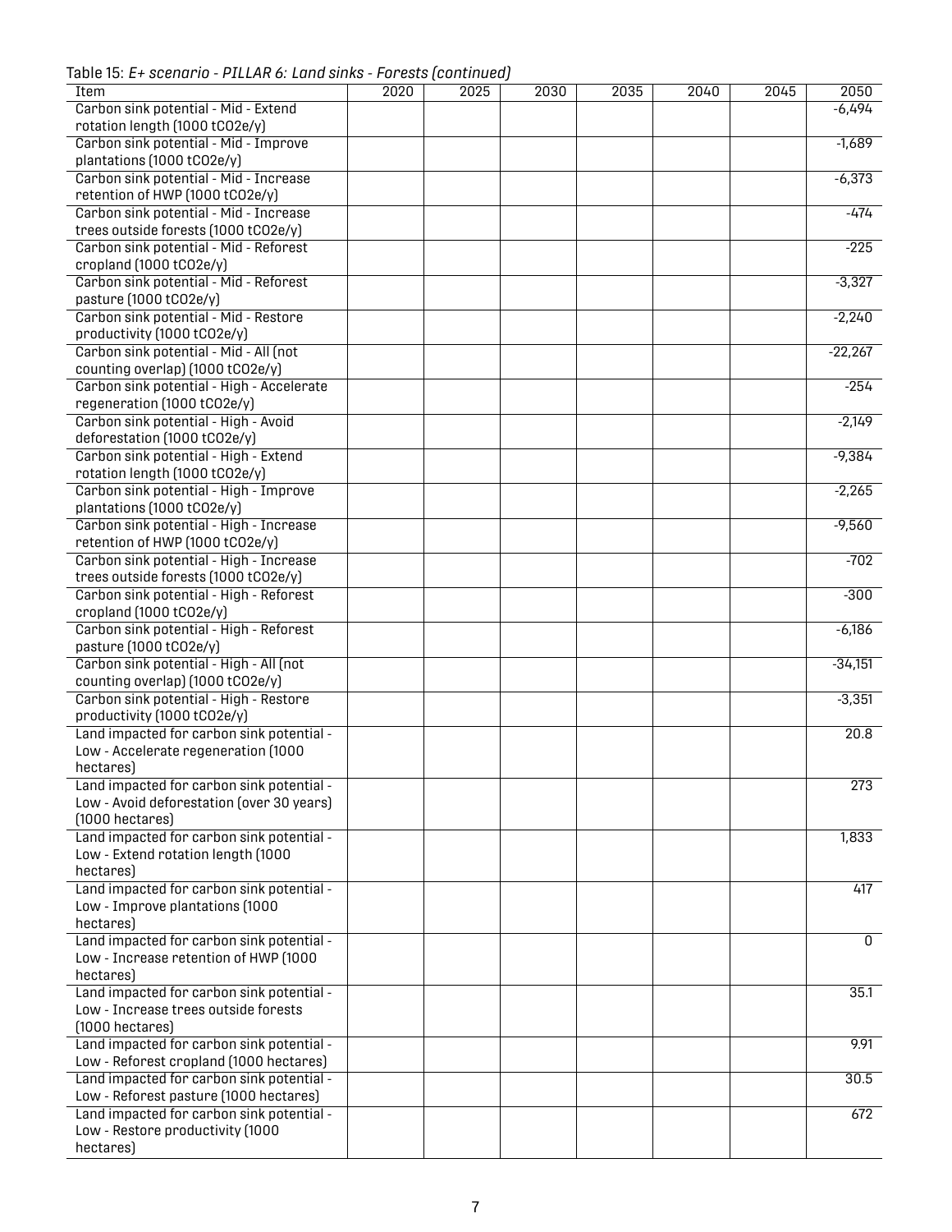Table 15: *E+ scenario - PILLAR 6: Land sinks - Forests (continued)*

| Item | 2020 | 2025 | 2030 | 2035 | 2040 | 2045 | 2050 |
|---|---|---|---|---|---|---|---|
| Carbon sink potential - Mid - Extend rotation length (1000 tCO2e/y) | | | | | | | -6,494 |
| Carbon sink potential - Mid - Improve plantations (1000 tCO2e/y) | | | | | | | -1,689 |
| Carbon sink potential - Mid - Increase retention of HWP (1000 tCO2e/y) | | | | | | | -6,373 |
| Carbon sink potential - Mid - Increase trees outside forests (1000 tCO2e/y) | | | | | | | -474 |
| Carbon sink potential - Mid - Reforest cropland (1000 tCO2e/y) | | | | | | | -225 |
| Carbon sink potential - Mid - Reforest pasture (1000 tCO2e/y) | | | | | | | -3,327 |
| Carbon sink potential - Mid - Restore productivity (1000 tCO2e/y) | | | | | | | -2,240 |
| Carbon sink potential - Mid - All (not counting overlap) (1000 tCO2e/y) | | | | | | | -22,267 |
| Carbon sink potential - High - Accelerate regeneration (1000 tCO2e/y) | | | | | | | -254 |
| Carbon sink potential - High - Avoid deforestation (1000 tCO2e/y) | | | | | | | -2,149 |
| Carbon sink potential - High - Extend rotation length (1000 tCO2e/y) | | | | | | | -9,384 |
| Carbon sink potential - High - Improve plantations (1000 tCO2e/y) | | | | | | | -2,265 |
| Carbon sink potential - High - Increase retention of HWP (1000 tCO2e/y) | | | | | | | -9,560 |
| Carbon sink potential - High - Increase trees outside forests (1000 tCO2e/y) | | | | | | | -702 |
| Carbon sink potential - High - Reforest cropland (1000 tCO2e/y) | | | | | | | -300 |
| Carbon sink potential - High - Reforest pasture (1000 tCO2e/y) | | | | | | | -6,186 |
| Carbon sink potential - High - All (not counting overlap) (1000 tCO2e/y) | | | | | | | -34,151 |
| Carbon sink potential - High - Restore productivity (1000 tCO2e/y) | | | | | | | -3,351 |
| Land impacted for carbon sink potential - Low - Accelerate regeneration (1000 hectares) | | | | | | | 20.8 |
| Land impacted for carbon sink potential - Low - Avoid deforestation (over 30 years) (1000 hectares) | | | | | | | 273 |
| Land impacted for carbon sink potential - Low - Extend rotation length (1000 hectares) | | | | | | | 1,833 |
| Land impacted for carbon sink potential - Low - Improve plantations (1000 hectares) | | | | | | | 417 |
| Land impacted for carbon sink potential - Low - Increase retention of HWP (1000 hectares) | | | | | | | 0 |
| Land impacted for carbon sink potential - Low - Increase trees outside forests (1000 hectares) | | | | | | | 35.1 |
| Land impacted for carbon sink potential - Low - Reforest cropland (1000 hectares) | | | | | | | 9.91 |
| Land impacted for carbon sink potential - Low - Reforest pasture (1000 hectares) | | | | | | | 30.5 |
| Land impacted for carbon sink potential - Low - Restore productivity (1000 hectares) | | | | | | | 672 |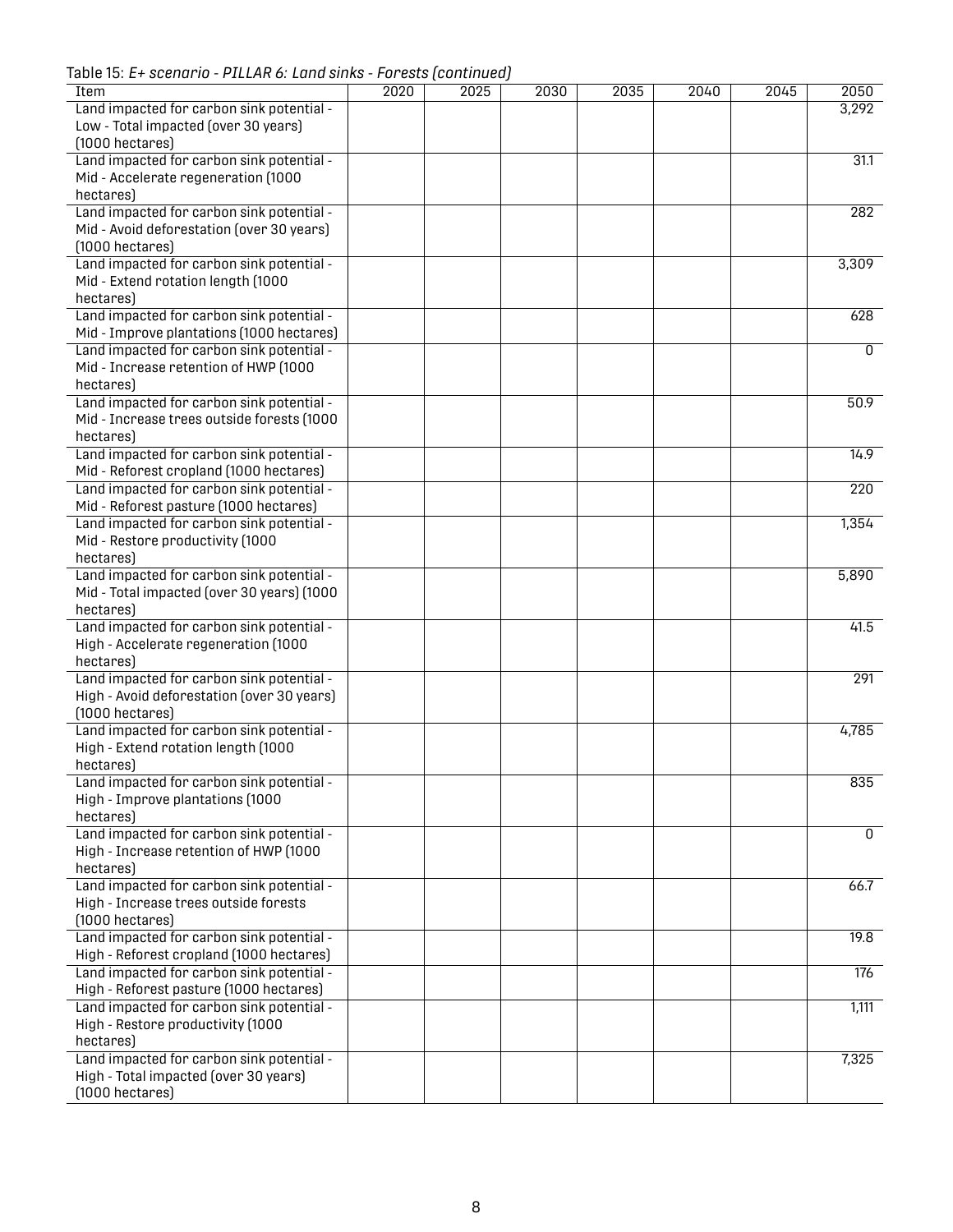Table 15: *E+ scenario - PILLAR 6: Land sinks - Forests (continued)*

| Item | 2020 | 2025 | 2030 | 2035 | 2040 | 2045 | 2050 |
|---|---|---|---|---|---|---|---|
| Land impacted for carbon sink potential - Low - Total impacted (over 30 years) (1000 hectares) | | | | | | | 3,292 |
| Land impacted for carbon sink potential - Mid - Accelerate regeneration (1000 hectares) | | | | | | | 31.1 |
| Land impacted for carbon sink potential - Mid - Avoid deforestation (over 30 years) (1000 hectares) | | | | | | | 282 |
| Land impacted for carbon sink potential - Mid - Extend rotation length (1000 hectares) | | | | | | | 3,309 |
| Land impacted for carbon sink potential - Mid - Improve plantations (1000 hectares) | | | | | | | 628 |
| Land impacted for carbon sink potential - Mid - Increase retention of HWP (1000 hectares) | | | | | | | 0 |
| Land impacted for carbon sink potential - Mid - Increase trees outside forests (1000 hectares) | | | | | | | 50.9 |
| Land impacted for carbon sink potential - Mid - Reforest cropland (1000 hectares) | | | | | | | 14.9 |
| Land impacted for carbon sink potential - Mid - Reforest pasture (1000 hectares) | | | | | | | 220 |
| Land impacted for carbon sink potential - Mid - Restore productivity (1000 hectares) | | | | | | | 1,354 |
| Land impacted for carbon sink potential - Mid - Total impacted (over 30 years) (1000 hectares) | | | | | | | 5,890 |
| Land impacted for carbon sink potential - High - Accelerate regeneration (1000 hectares) | | | | | | | 41.5 |
| Land impacted for carbon sink potential - High - Avoid deforestation (over 30 years) (1000 hectares) | | | | | | | 291 |
| Land impacted for carbon sink potential - High - Extend rotation length (1000 hectares) | | | | | | | 4,785 |
| Land impacted for carbon sink potential - High - Improve plantations (1000 hectares) | | | | | | | 835 |
| Land impacted for carbon sink potential - High - Increase retention of HWP (1000 hectares) | | | | | | | 0 |
| Land impacted for carbon sink potential - High - Increase trees outside forests (1000 hectares) | | | | | | | 66.7 |
| Land impacted for carbon sink potential - High - Reforest cropland (1000 hectares) | | | | | | | 19.8 |
| Land impacted for carbon sink potential - High - Reforest pasture (1000 hectares) | | | | | | | 176 |
| Land impacted for carbon sink potential - High - Restore productivity (1000 hectares) | | | | | | | 1,111 |
| Land impacted for carbon sink potential - High - Total impacted (over 30 years) (1000 hectares) | | | | | | | 7,325 |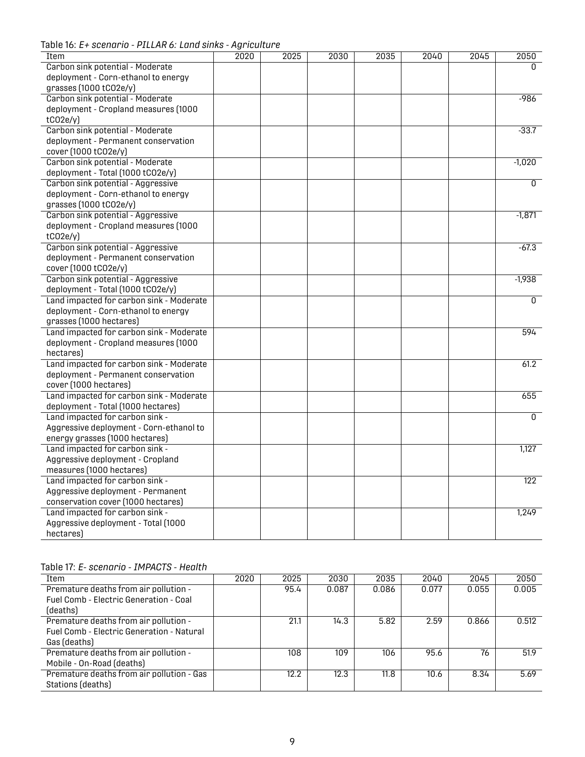Table 16: *E+ scenario - PILLAR 6: Land sinks - Agriculture*

| Item | 2020 | 2025 | 2030 | 2035 | 2040 | 2045 | 2050 |
|---|---|---|---|---|---|---|---|
| Carbon sink potential - Moderate deployment - Corn-ethanol to energy grasses (1000 tCO2e/y) | | | | | | | 0 |
| Carbon sink potential - Moderate deployment - Cropland measures (1000 tCO2e/y) | | | | | | | -986 |
| Carbon sink potential - Moderate deployment - Permanent conservation cover (1000 tCO2e/y) | | | | | | | -33.7 |
| Carbon sink potential - Moderate deployment - Total (1000 tCO2e/y) | | | | | | | -1,020 |
| Carbon sink potential - Aggressive deployment - Corn-ethanol to energy grasses (1000 tCO2e/y) | | | | | | | 0 |
| Carbon sink potential - Aggressive deployment - Cropland measures (1000 tCO2e/y) | | | | | | | -1,871 |
| Carbon sink potential - Aggressive deployment - Permanent conservation cover (1000 tCO2e/y) | | | | | | | -67.3 |
| Carbon sink potential - Aggressive deployment - Total (1000 tCO2e/y) | | | | | | | -1,938 |
| Land impacted for carbon sink - Moderate deployment - Corn-ethanol to energy grasses (1000 hectares) | | | | | | | 0 |
| Land impacted for carbon sink - Moderate deployment - Cropland measures (1000 hectares) | | | | | | | 594 |
| Land impacted for carbon sink - Moderate deployment - Permanent conservation cover (1000 hectares) | | | | | | | 61.2 |
| Land impacted for carbon sink - Moderate deployment - Total (1000 hectares) | | | | | | | 655 |
| Land impacted for carbon sink - Aggressive deployment - Corn-ethanol to energy grasses (1000 hectares) | | | | | | | 0 |
| Land impacted for carbon sink - Aggressive deployment - Cropland measures (1000 hectares) | | | | | | | 1,127 |
| Land impacted for carbon sink - Aggressive deployment - Permanent conservation cover (1000 hectares) | | | | | | | 122 |
| Land impacted for carbon sink - Aggressive deployment - Total (1000 hectares) | | | | | | | 1,249 |

Table 17: *E- scenario - IMPACTS - Health*

| Item | 2020 | 2025 | 2030 | 2035 | 2040 | 2045 | 2050 |
|---|---|---|---|---|---|---|---|
| Premature deaths from air pollution - Fuel Comb - Electric Generation - Coal (deaths) | | 95.4 | 0.087 | 0.086 | 0.077 | 0.055 | 0.005 |
| Premature deaths from air pollution - Fuel Comb - Electric Generation - Natural Gas (deaths) | | 21.1 | 14.3 | 5.82 | 2.59 | 0.866 | 0.512 |
| Premature deaths from air pollution - Mobile - On-Road (deaths) | | 108 | 109 | 106 | 95.6 | 76 | 51.9 |
| Premature deaths from air pollution - Gas Stations (deaths) | | 12.2 | 12.3 | 11.8 | 10.6 | 8.34 | 5.69 |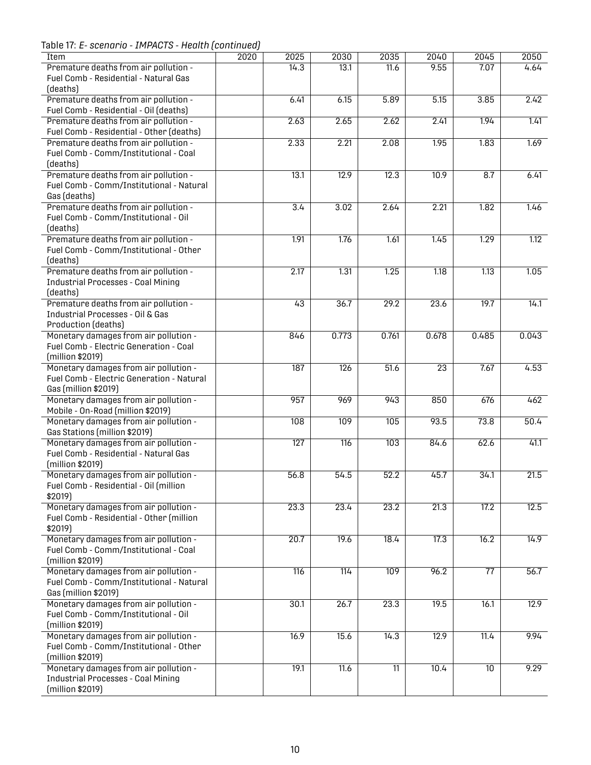Table 17: *E- scenario - IMPACTS - Health (continued)*

| Item | 2020 | 2025 | 2030 | 2035 | 2040 | 2045 | 2050 |
|---|---|---|---|---|---|---|---|
| Premature deaths from air pollution - Fuel Comb - Residential - Natural Gas (deaths) | | 14.3 | 13.1 | 11.6 | 9.55 | 7.07 | 4.64 |
| Premature deaths from air pollution - Fuel Comb - Residential - Oil (deaths) | | 6.41 | 6.15 | 5.89 | 5.15 | 3.85 | 2.42 |
| Premature deaths from air pollution - Fuel Comb - Residential - Other (deaths) | | 2.63 | 2.65 | 2.62 | 2.41 | 1.94 | 1.41 |
| Premature deaths from air pollution - Fuel Comb - Comm/Institutional - Coal (deaths) | | 2.33 | 2.21 | 2.08 | 1.95 | 1.83 | 1.69 |
| Premature deaths from air pollution - Fuel Comb - Comm/Institutional - Natural Gas (deaths) | | 13.1 | 12.9 | 12.3 | 10.9 | 8.7 | 6.41 |
| Premature deaths from air pollution - Fuel Comb - Comm/Institutional - Oil (deaths) | | 3.4 | 3.02 | 2.64 | 2.21 | 1.82 | 1.46 |
| Premature deaths from air pollution - Fuel Comb - Comm/Institutional - Other (deaths) | | 1.91 | 1.76 | 1.61 | 1.45 | 1.29 | 1.12 |
| Premature deaths from air pollution - Industrial Processes - Coal Mining (deaths) | | 2.17 | 1.31 | 1.25 | 1.18 | 1.13 | 1.05 |
| Premature deaths from air pollution - Industrial Processes - Oil & Gas Production (deaths) | | 43 | 36.7 | 29.2 | 23.6 | 19.7 | 14.1 |
| Monetary damages from air pollution - Fuel Comb - Electric Generation - Coal (million $2019) | | 846 | 0.773 | 0.761 | 0.678 | 0.485 | 0.043 |
| Monetary damages from air pollution - Fuel Comb - Electric Generation - Natural Gas (million $2019) | | 187 | 126 | 51.6 | 23 | 7.67 | 4.53 |
| Monetary damages from air pollution - Mobile - On-Road (million $2019) | | 957 | 969 | 943 | 850 | 676 | 462 |
| Monetary damages from air pollution - Gas Stations (million $2019) | | 108 | 109 | 105 | 93.5 | 73.8 | 50.4 |
| Monetary damages from air pollution - Fuel Comb - Residential - Natural Gas (million $2019) | | 127 | 116 | 103 | 84.6 | 62.6 | 41.1 |
| Monetary damages from air pollution - Fuel Comb - Residential - Oil (million $2019) | | 56.8 | 54.5 | 52.2 | 45.7 | 34.1 | 21.5 |
| Monetary damages from air pollution - Fuel Comb - Residential - Other (million $2019) | | 23.3 | 23.4 | 23.2 | 21.3 | 17.2 | 12.5 |
| Monetary damages from air pollution - Fuel Comb - Comm/Institutional - Coal (million $2019) | | 20.7 | 19.6 | 18.4 | 17.3 | 16.2 | 14.9 |
| Monetary damages from air pollution - Fuel Comb - Comm/Institutional - Natural Gas (million $2019) | | 116 | 114 | 109 | 96.2 | 77 | 56.7 |
| Monetary damages from air pollution - Fuel Comb - Comm/Institutional - Oil (million $2019) | | 30.1 | 26.7 | 23.3 | 19.5 | 16.1 | 12.9 |
| Monetary damages from air pollution - Fuel Comb - Comm/Institutional - Other (million $2019) | | 16.9 | 15.6 | 14.3 | 12.9 | 11.4 | 9.94 |
| Monetary damages from air pollution - Industrial Processes - Coal Mining (million $2019) | | 19.1 | 11.6 | 11 | 10.4 | 10 | 9.29 |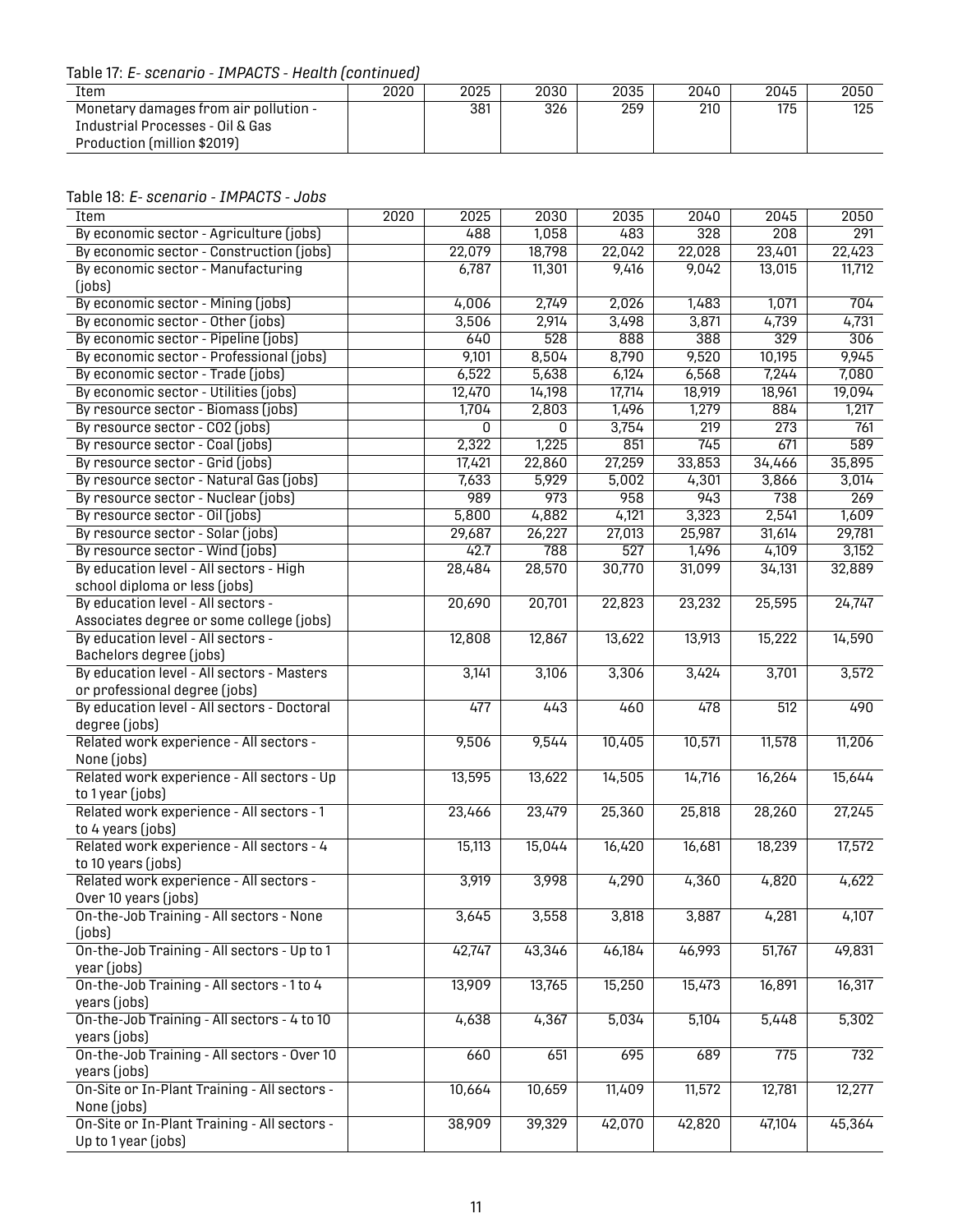Table 17: *E- scenario - IMPACTS - Health (continued)*

| Item | 2020 | 2025 | 2030 | 2035 | 2040 | 2045 | 2050 |
|---|---|---|---|---|---|---|---|
| Monetary damages from air pollution - Industrial Processes - Oil & Gas Production (million $2019) | | 381 | 326 | 259 | 210 | 175 | 125 |

Table 18: *E- scenario - IMPACTS - Jobs*

| Item | 2020 | 2025 | 2030 | 2035 | 2040 | 2045 | 2050 |
|---|---|---|---|---|---|---|---|
| By economic sector - Agriculture (jobs) | | 488 | 1,058 | 483 | 328 | 208 | 291 |
| By economic sector - Construction (jobs) | | 22,079 | 18,798 | 22,042 | 22,028 | 23,401 | 22,423 |
| By economic sector - Manufacturing (jobs) | | 6,787 | 11,301 | 9,416 | 9,042 | 13,015 | 11,712 |
| By economic sector - Mining (jobs) | | 4,006 | 2,749 | 2,026 | 1,483 | 1,071 | 704 |
| By economic sector - Other (jobs) | | 3,506 | 2,914 | 3,498 | 3,871 | 4,739 | 4,731 |
| By economic sector - Pipeline (jobs) | | 640 | 528 | 888 | 388 | 329 | 306 |
| By economic sector - Professional (jobs) | | 9,101 | 8,504 | 8,790 | 9,520 | 10,195 | 9,945 |
| By economic sector - Trade (jobs) | | 6,522 | 5,638 | 6,124 | 6,568 | 7,244 | 7,080 |
| By economic sector - Utilities (jobs) | | 12,470 | 14,198 | 17,714 | 18,919 | 18,961 | 19,094 |
| By resource sector - Biomass (jobs) | | 1,704 | 2,803 | 1,496 | 1,279 | 884 | 1,217 |
| By resource sector - CO2 (jobs) | | 0 | 0 | 3,754 | 219 | 273 | 761 |
| By resource sector - Coal (jobs) | | 2,322 | 1,225 | 851 | 745 | 671 | 589 |
| By resource sector - Grid (jobs) | | 17,421 | 22,860 | 27,259 | 33,853 | 34,466 | 35,895 |
| By resource sector - Natural Gas (jobs) | | 7,633 | 5,929 | 5,002 | 4,301 | 3,866 | 3,014 |
| By resource sector - Nuclear (jobs) | | 989 | 973 | 958 | 943 | 738 | 269 |
| By resource sector - Oil (jobs) | | 5,800 | 4,882 | 4,121 | 3,323 | 2,541 | 1,609 |
| By resource sector - Solar (jobs) | | 29,687 | 26,227 | 27,013 | 25,987 | 31,614 | 29,781 |
| By resource sector - Wind (jobs) | | 42.7 | 788 | 527 | 1,496 | 4,109 | 3,152 |
| By education level - All sectors - High school diploma or less (jobs) | | 28,484 | 28,570 | 30,770 | 31,099 | 34,131 | 32,889 |
| By education level - All sectors - Associates degree or some college (jobs) | | 20,690 | 20,701 | 22,823 | 23,232 | 25,595 | 24,747 |
| By education level - All sectors - Bachelors degree (jobs) | | 12,808 | 12,867 | 13,622 | 13,913 | 15,222 | 14,590 |
| By education level - All sectors - Masters or professional degree (jobs) | | 3,141 | 3,106 | 3,306 | 3,424 | 3,701 | 3,572 |
| By education level - All sectors - Doctoral degree (jobs) | | 477 | 443 | 460 | 478 | 512 | 490 |
| Related work experience - All sectors - None (jobs) | | 9,506 | 9,544 | 10,405 | 10,571 | 11,578 | 11,206 |
| Related work experience - All sectors - Up to 1 year (jobs) | | 13,595 | 13,622 | 14,505 | 14,716 | 16,264 | 15,644 |
| Related work experience - All sectors - 1 to 4 years (jobs) | | 23,466 | 23,479 | 25,360 | 25,818 | 28,260 | 27,245 |
| Related work experience - All sectors - 4 to 10 years (jobs) | | 15,113 | 15,044 | 16,420 | 16,681 | 18,239 | 17,572 |
| Related work experience - All sectors - Over 10 years (jobs) | | 3,919 | 3,998 | 4,290 | 4,360 | 4,820 | 4,622 |
| On-the-Job Training - All sectors - None (jobs) | | 3,645 | 3,558 | 3,818 | 3,887 | 4,281 | 4,107 |
| On-the-Job Training - All sectors - Up to 1 year (jobs) | | 42,747 | 43,346 | 46,184 | 46,993 | 51,767 | 49,831 |
| On-the-Job Training - All sectors - 1 to 4 years (jobs) | | 13,909 | 13,765 | 15,250 | 15,473 | 16,891 | 16,317 |
| On-the-Job Training - All sectors - 4 to 10 years (jobs) | | 4,638 | 4,367 | 5,034 | 5,104 | 5,448 | 5,302 |
| On-the-Job Training - All sectors - Over 10 years (jobs) | | 660 | 651 | 695 | 689 | 775 | 732 |
| On-Site or In-Plant Training - All sectors - None (jobs) | | 10,664 | 10,659 | 11,409 | 11,572 | 12,781 | 12,277 |
| On-Site or In-Plant Training - All sectors - Up to 1 year (jobs) | | 38,909 | 39,329 | 42,070 | 42,820 | 47,104 | 45,364 |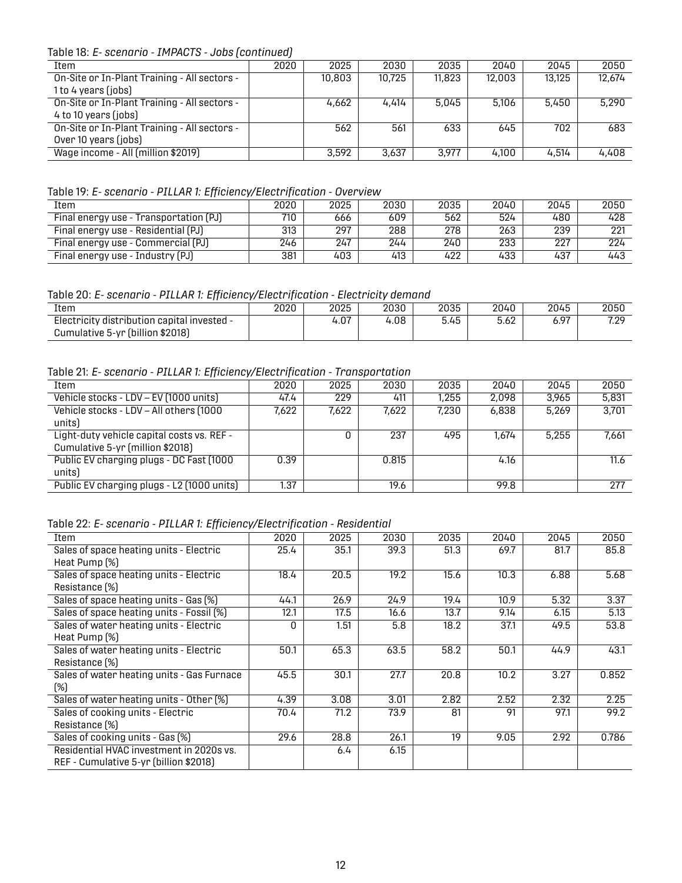Table 18: *E- scenario - IMPACTS - Jobs (continued)*

| Item | 2020 | 2025 | 2030 | 2035 | 2040 | 2045 | 2050 |
|---|---|---|---|---|---|---|---|
| On-Site or In-Plant Training - All sectors - 1 to 4 years (jobs) | | 10,803 | 10,725 | 11,823 | 12,003 | 13,125 | 12,674 |
| On-Site or In-Plant Training - All sectors - 4 to 10 years (jobs) | | 4,662 | 4,414 | 5,045 | 5,106 | 5,450 | 5,290 |
| On-Site or In-Plant Training - All sectors - Over 10 years (jobs) | | 562 | 561 | 633 | 645 | 702 | 683 |
| Wage income - All (million $2019) | | 3,592 | 3,637 | 3,977 | 4,100 | 4,514 | 4,408 |

Table 19: *E- scenario - PILLAR 1: Efficiency/Electrification - Overview*

| Item | 2020 | 2025 | 2030 | 2035 | 2040 | 2045 | 2050 |
|---|---|---|---|---|---|---|---|
| Final energy use - Transportation (PJ) | 710 | 666 | 609 | 562 | 524 | 480 | 428 |
| Final energy use - Residential (PJ) | 313 | 297 | 288 | 278 | 263 | 239 | 221 |
| Final energy use - Commercial (PJ) | 246 | 247 | 244 | 240 | 233 | 227 | 224 |
| Final energy use - Industry (PJ) | 381 | 403 | 413 | 422 | 433 | 437 | 443 |

Table 20: *E- scenario - PILLAR 1: Efficiency/Electrification - Electricity demand*

| Item | 2020 | 2025 | 2030 | 2035 | 2040 | 2045 | 2050 |
|---|---|---|---|---|---|---|---|
| Electricity distribution capital invested - Cumulative 5-yr (billion $2018) | | 4.07 | 4.08 | 5.45 | 5.62 | 6.97 | 7.29 |

Table 21: *E- scenario - PILLAR 1: Efficiency/Electrification - Transportation*

| Item | 2020 | 2025 | 2030 | 2035 | 2040 | 2045 | 2050 |
|---|---|---|---|---|---|---|---|
| Vehicle stocks - LDV – EV (1000 units) | 47.4 | 229 | 411 | 1,255 | 2,098 | 3,965 | 5,831 |
| Vehicle stocks - LDV – All others (1000 units) | 7,622 | 7,622 | 7,622 | 7,230 | 6,838 | 5,269 | 3,701 |
| Light-duty vehicle capital costs vs. REF - Cumulative 5-yr (million $2018) | | 0 | 237 | 495 | 1,674 | 5,255 | 7,661 |
| Public EV charging plugs - DC Fast (1000 units) | 0.39 | | 0.815 | | 4.16 | | 11.6 |
| Public EV charging plugs - L2 (1000 units) | 1.37 | | 19.6 | | 99.8 | | 277 |

Table 22: *E- scenario - PILLAR 1: Efficiency/Electrification - Residential*

| Item | 2020 | 2025 | 2030 | 2035 | 2040 | 2045 | 2050 |
|---|---|---|---|---|---|---|---|
| Sales of space heating units - Electric Heat Pump (%) | 25.4 | 35.1 | 39.3 | 51.3 | 69.7 | 81.7 | 85.8 |
| Sales of space heating units - Electric Resistance (%) | 18.4 | 20.5 | 19.2 | 15.6 | 10.3 | 6.88 | 5.68 |
| Sales of space heating units - Gas (%) | 44.1 | 26.9 | 24.9 | 19.4 | 10.9 | 5.32 | 3.37 |
| Sales of space heating units - Fossil (%) | 12.1 | 17.5 | 16.6 | 13.7 | 9.14 | 6.15 | 5.13 |
| Sales of water heating units - Electric Heat Pump (%) | 0 | 1.51 | 5.8 | 18.2 | 37.1 | 49.5 | 53.8 |
| Sales of water heating units - Electric Resistance (%) | 50.1 | 65.3 | 63.5 | 58.2 | 50.1 | 44.9 | 43.1 |
| Sales of water heating units - Gas Furnace (%) | 45.5 | 30.1 | 27.7 | 20.8 | 10.2 | 3.27 | 0.852 |
| Sales of water heating units - Other (%) | 4.39 | 3.08 | 3.01 | 2.82 | 2.52 | 2.32 | 2.25 |
| Sales of cooking units - Electric Resistance (%) | 70.4 | 71.2 | 73.9 | 81 | 91 | 97.1 | 99.2 |
| Sales of cooking units - Gas (%) | 29.6 | 28.8 | 26.1 | 19 | 9.05 | 2.92 | 0.786 |
| Residential HVAC investment in 2020s vs. REF - Cumulative 5-yr (billion $2018) | | 6.4 | 6.15 | | | | |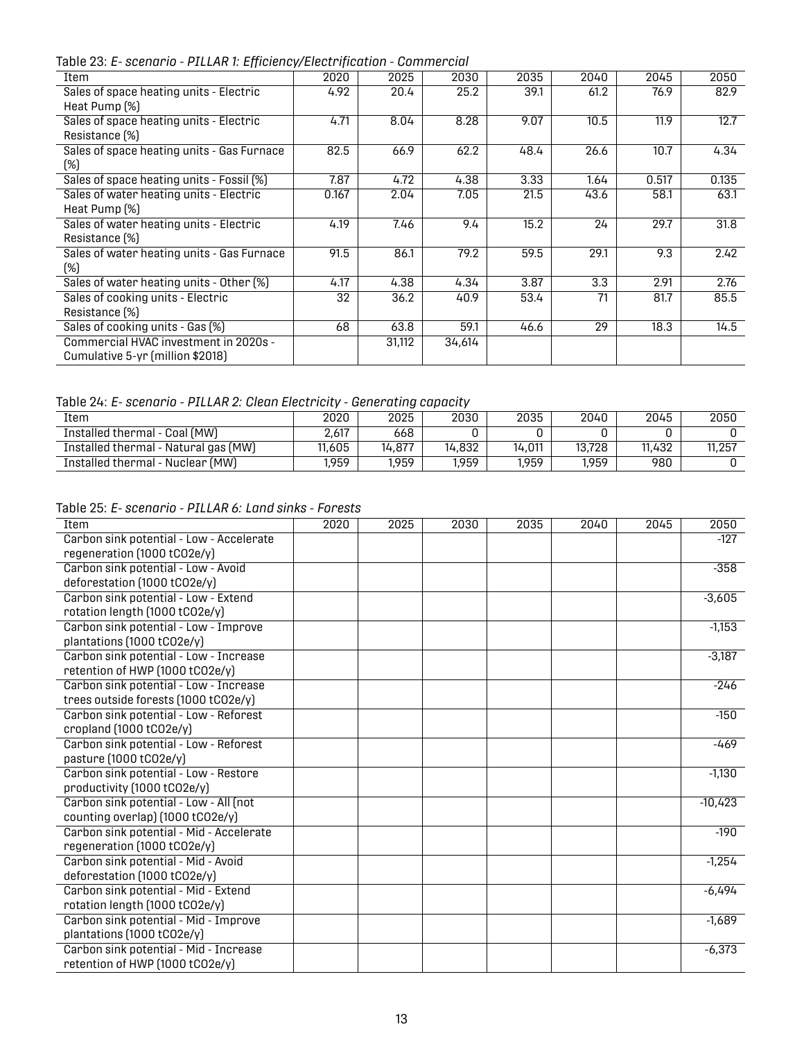Table 23: *E- scenario - PILLAR 1: Efficiency/Electrification - Commercial*

| Item | 2020 | 2025 | 2030 | 2035 | 2040 | 2045 | 2050 |
|---|---|---|---|---|---|---|---|
| Sales of space heating units - Electric Heat Pump (%) | 4.92 | 20.4 | 25.2 | 39.1 | 61.2 | 76.9 | 82.9 |
| Sales of space heating units - Electric Resistance (%) | 4.71 | 8.04 | 8.28 | 9.07 | 10.5 | 11.9 | 12.7 |
| Sales of space heating units - Gas Furnace (%) | 82.5 | 66.9 | 62.2 | 48.4 | 26.6 | 10.7 | 4.34 |
| Sales of space heating units - Fossil (%) | 7.87 | 4.72 | 4.38 | 3.33 | 1.64 | 0.517 | 0.135 |
| Sales of water heating units - Electric Heat Pump (%) | 0.167 | 2.04 | 7.05 | 21.5 | 43.6 | 58.1 | 63.1 |
| Sales of water heating units - Electric Resistance (%) | 4.19 | 7.46 | 9.4 | 15.2 | 24 | 29.7 | 31.8 |
| Sales of water heating units - Gas Furnace (%) | 91.5 | 86.1 | 79.2 | 59.5 | 29.1 | 9.3 | 2.42 |
| Sales of water heating units - Other (%) | 4.17 | 4.38 | 4.34 | 3.87 | 3.3 | 2.91 | 2.76 |
| Sales of cooking units - Electric Resistance (%) | 32 | 36.2 | 40.9 | 53.4 | 71 | 81.7 | 85.5 |
| Sales of cooking units - Gas (%) | 68 | 63.8 | 59.1 | 46.6 | 29 | 18.3 | 14.5 |
| Commercial HVAC investment in 2020s - Cumulative 5-yr (million $2018) | | 31,112 | 34,614 | | | | |

Table 24: *E- scenario - PILLAR 2: Clean Electricity - Generating capacity*

| Item | 2020 | 2025 | 2030 | 2035 | 2040 | 2045 | 2050 |
|---|---|---|---|---|---|---|---|
| Installed thermal - Coal (MW) | 2,617 | 668 | 0 | 0 | 0 | 0 | 0 |
| Installed thermal - Natural gas (MW) | 11,605 | 14,877 | 14,832 | 14,011 | 13,728 | 11,432 | 11,257 |
| Installed thermal - Nuclear (MW) | 1,959 | 1,959 | 1,959 | 1,959 | 1,959 | 980 | 0 |

Table 25: *E- scenario - PILLAR 6: Land sinks - Forests*

| Item | 2020 | 2025 | 2030 | 2035 | 2040 | 2045 | 2050 |
|---|---|---|---|---|---|---|---|
| Carbon sink potential - Low - Accelerate regeneration (1000 tCO2e/y) | | | | | | | -127 |
| Carbon sink potential - Low - Avoid deforestation (1000 tCO2e/y) | | | | | | | -358 |
| Carbon sink potential - Low - Extend rotation length (1000 tCO2e/y) | | | | | | | -3,605 |
| Carbon sink potential - Low - Improve plantations (1000 tCO2e/y) | | | | | | | -1,153 |
| Carbon sink potential - Low - Increase retention of HWP (1000 tCO2e/y) | | | | | | | -3,187 |
| Carbon sink potential - Low - Increase trees outside forests (1000 tCO2e/y) | | | | | | | -246 |
| Carbon sink potential - Low - Reforest cropland (1000 tCO2e/y) | | | | | | | -150 |
| Carbon sink potential - Low - Reforest pasture (1000 tCO2e/y) | | | | | | | -469 |
| Carbon sink potential - Low - Restore productivity (1000 tCO2e/y) | | | | | | | -1,130 |
| Carbon sink potential - Low - All (not counting overlap) (1000 tCO2e/y) | | | | | | | -10,423 |
| Carbon sink potential - Mid - Accelerate regeneration (1000 tCO2e/y) | | | | | | | -190 |
| Carbon sink potential - Mid - Avoid deforestation (1000 tCO2e/y) | | | | | | | -1,254 |
| Carbon sink potential - Mid - Extend rotation length (1000 tCO2e/y) | | | | | | | -6,494 |
| Carbon sink potential - Mid - Improve plantations (1000 tCO2e/y) | | | | | | | -1,689 |
| Carbon sink potential - Mid - Increase retention of HWP (1000 tCO2e/y) | | | | | | | -6,373 |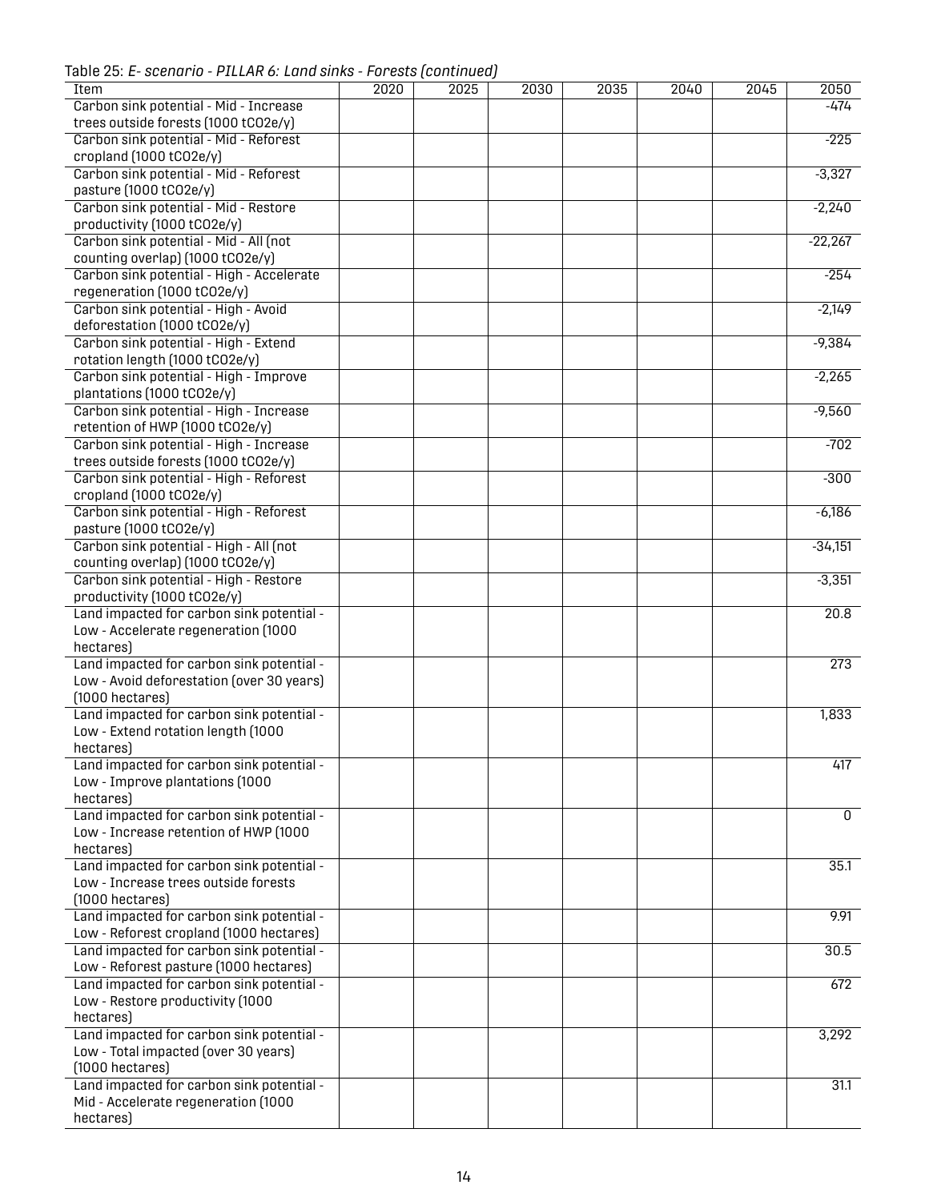Table 25: *E- scenario - PILLAR 6: Land sinks - Forests (continued)*

| Item | 2020 | 2025 | 2030 | 2035 | 2040 | 2045 | 2050 |
|---|---|---|---|---|---|---|---|
| Carbon sink potential - Mid - Increase trees outside forests (1000 tCO2e/y) | | | | | | | -474 |
| Carbon sink potential - Mid - Reforest cropland (1000 tCO2e/y) | | | | | | | -225 |
| Carbon sink potential - Mid - Reforest pasture (1000 tCO2e/y) | | | | | | | -3,327 |
| Carbon sink potential - Mid - Restore productivity (1000 tCO2e/y) | | | | | | | -2,240 |
| Carbon sink potential - Mid - All (not counting overlap) (1000 tCO2e/y) | | | | | | | -22,267 |
| Carbon sink potential - High - Accelerate regeneration (1000 tCO2e/y) | | | | | | | -254 |
| Carbon sink potential - High - Avoid deforestation (1000 tCO2e/y) | | | | | | | -2,149 |
| Carbon sink potential - High - Extend rotation length (1000 tCO2e/y) | | | | | | | -9,384 |
| Carbon sink potential - High - Improve plantations (1000 tCO2e/y) | | | | | | | -2,265 |
| Carbon sink potential - High - Increase retention of HWP (1000 tCO2e/y) | | | | | | | -9,560 |
| Carbon sink potential - High - Increase trees outside forests (1000 tCO2e/y) | | | | | | | -702 |
| Carbon sink potential - High - Reforest cropland (1000 tCO2e/y) | | | | | | | -300 |
| Carbon sink potential - High - Reforest pasture (1000 tCO2e/y) | | | | | | | -6,186 |
| Carbon sink potential - High - All (not counting overlap) (1000 tCO2e/y) | | | | | | | -34,151 |
| Carbon sink potential - High - Restore productivity (1000 tCO2e/y) | | | | | | | -3,351 |
| Land impacted for carbon sink potential - Low - Accelerate regeneration (1000 hectares) | | | | | | | 20.8 |
| Land impacted for carbon sink potential - Low - Avoid deforestation (over 30 years) (1000 hectares) | | | | | | | 273 |
| Land impacted for carbon sink potential - Low - Extend rotation length (1000 hectares) | | | | | | | 1,833 |
| Land impacted for carbon sink potential - Low - Improve plantations (1000 hectares) | | | | | | | 417 |
| Land impacted for carbon sink potential - Low - Increase retention of HWP (1000 hectares) | | | | | | | 0 |
| Land impacted for carbon sink potential - Low - Increase trees outside forests (1000 hectares) | | | | | | | 35.1 |
| Land impacted for carbon sink potential - Low - Reforest cropland (1000 hectares) | | | | | | | 9.91 |
| Land impacted for carbon sink potential - Low - Reforest pasture (1000 hectares) | | | | | | | 30.5 |
| Land impacted for carbon sink potential - Low - Restore productivity (1000 hectares) | | | | | | | 672 |
| Land impacted for carbon sink potential - Low - Total impacted (over 30 years) (1000 hectares) | | | | | | | 3,292 |
| Land impacted for carbon sink potential - Mid - Accelerate regeneration (1000 hectares) | | | | | | | 31.1 |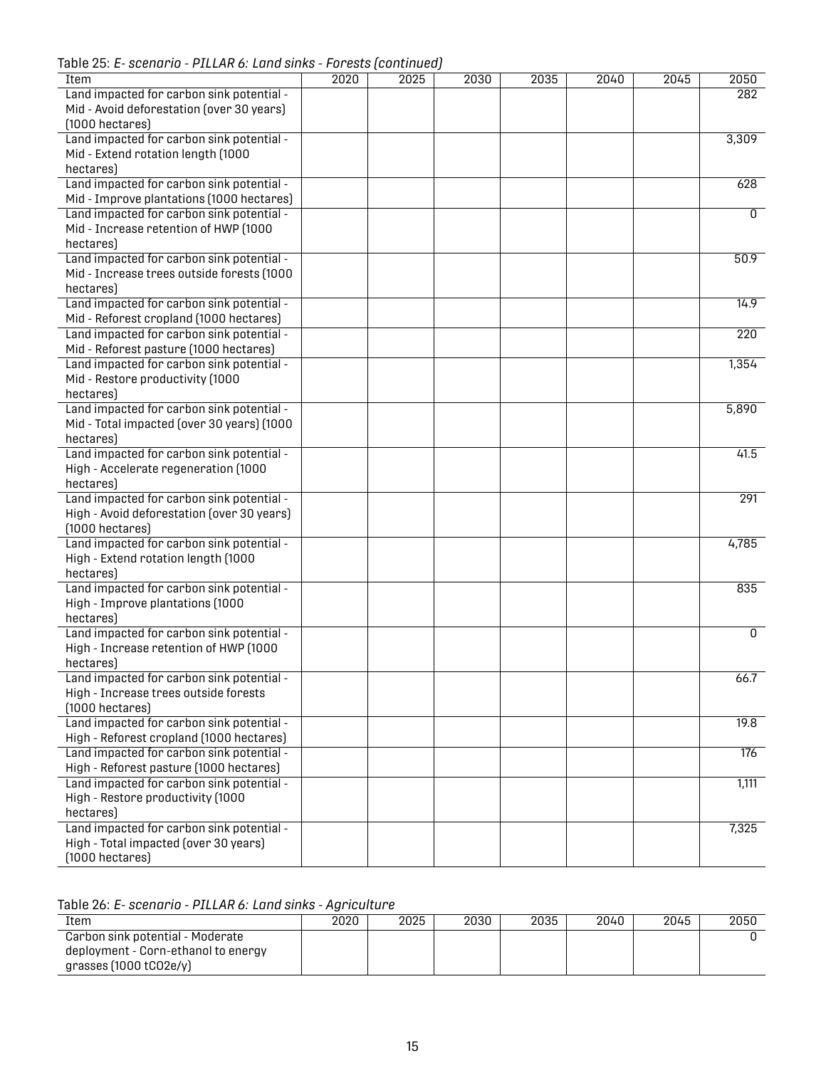Table 25: *E- scenario - PILLAR 6: Land sinks - Forests (continued)*

| Item | 2020 | 2025 | 2030 | 2035 | 2040 | 2045 | 2050 |
|---|---|---|---|---|---|---|---|
| Land impacted for carbon sink potential - Mid - Avoid deforestation (over 30 years) (1000 hectares) | | | | | | | 282 |
| Land impacted for carbon sink potential - Mid - Extend rotation length (1000 hectares) | | | | | | | 3,309 |
| Land impacted for carbon sink potential - Mid - Improve plantations (1000 hectares) | | | | | | | 628 |
| Land impacted for carbon sink potential - Mid - Increase retention of HWP (1000 hectares) | | | | | | | 0 |
| Land impacted for carbon sink potential - Mid - Increase trees outside forests (1000 hectares) | | | | | | | 50.9 |
| Land impacted for carbon sink potential - Mid - Reforest cropland (1000 hectares) | | | | | | | 14.9 |
| Land impacted for carbon sink potential - Mid - Reforest pasture (1000 hectares) | | | | | | | 220 |
| Land impacted for carbon sink potential - Mid - Restore productivity (1000 hectares) | | | | | | | 1,354 |
| Land impacted for carbon sink potential - Mid - Total impacted (over 30 years) (1000 hectares) | | | | | | | 5,890 |
| Land impacted for carbon sink potential - High - Accelerate regeneration (1000 hectares) | | | | | | | 41.5 |
| Land impacted for carbon sink potential - High - Avoid deforestation (over 30 years) (1000 hectares) | | | | | | | 291 |
| Land impacted for carbon sink potential - High - Extend rotation length (1000 hectares) | | | | | | | 4,785 |
| Land impacted for carbon sink potential - High - Improve plantations (1000 hectares) | | | | | | | 835 |
| Land impacted for carbon sink potential - High - Increase retention of HWP (1000 hectares) | | | | | | | 0 |
| Land impacted for carbon sink potential - High - Increase trees outside forests (1000 hectares) | | | | | | | 66.7 |
| Land impacted for carbon sink potential - High - Reforest cropland (1000 hectares) | | | | | | | 19.8 |
| Land impacted for carbon sink potential - High - Reforest pasture (1000 hectares) | | | | | | | 176 |
| Land impacted for carbon sink potential - High - Restore productivity (1000 hectares) | | | | | | | 1,111 |
| Land impacted for carbon sink potential - High - Total impacted (over 30 years) (1000 hectares) | | | | | | | 7,325 |

Table 26: *E- scenario - PILLAR 6: Land sinks - Agriculture*

| Item | 2020 | 2025 | 2030 | 2035 | 2040 | 2045 | 2050 |
|---|---|---|---|---|---|---|---|
| Carbon sink potential - Moderate deployment - Corn-ethanol to energy grasses (1000 tCO2e/y) | | | | | | | 0 |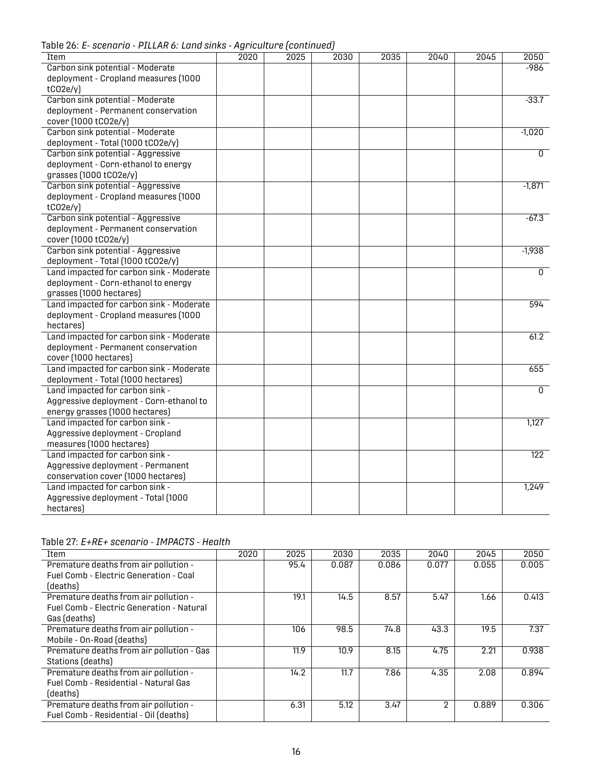Table 26: *E- scenario - PILLAR 6: Land sinks - Agriculture (continued)*

| Item | 2020 | 2025 | 2030 | 2035 | 2040 | 2045 | 2050 |
|---|---|---|---|---|---|---|---|
| Carbon sink potential - Moderate deployment - Cropland measures (1000 tCO2e/y) | | | | | | | -986 |
| Carbon sink potential - Moderate deployment - Permanent conservation cover (1000 tCO2e/y) | | | | | | | -33.7 |
| Carbon sink potential - Moderate deployment - Total (1000 tCO2e/y) | | | | | | | -1,020 |
| Carbon sink potential - Aggressive deployment - Corn-ethanol to energy grasses (1000 tCO2e/y) | | | | | | | 0 |
| Carbon sink potential - Aggressive deployment - Cropland measures (1000 tCO2e/y) | | | | | | | -1,871 |
| Carbon sink potential - Aggressive deployment - Permanent conservation cover (1000 tCO2e/y) | | | | | | | -67.3 |
| Carbon sink potential - Aggressive deployment - Total (1000 tCO2e/y) | | | | | | | -1,938 |
| Land impacted for carbon sink - Moderate deployment - Corn-ethanol to energy grasses (1000 hectares) | | | | | | | 0 |
| Land impacted for carbon sink - Moderate deployment - Cropland measures (1000 hectares) | | | | | | | 594 |
| Land impacted for carbon sink - Moderate deployment - Permanent conservation cover (1000 hectares) | | | | | | | 61.2 |
| Land impacted for carbon sink - Moderate deployment - Total (1000 hectares) | | | | | | | 655 |
| Land impacted for carbon sink - Aggressive deployment - Corn-ethanol to energy grasses (1000 hectares) | | | | | | | 0 |
| Land impacted for carbon sink - Aggressive deployment - Cropland measures (1000 hectares) | | | | | | | 1,127 |
| Land impacted for carbon sink - Aggressive deployment - Permanent conservation cover (1000 hectares) | | | | | | | 122 |
| Land impacted for carbon sink - Aggressive deployment - Total (1000 hectares) | | | | | | | 1,249 |

Table 27: *E+RE+ scenario - IMPACTS - Health*

| Item | 2020 | 2025 | 2030 | 2035 | 2040 | 2045 | 2050 |
|---|---|---|---|---|---|---|---|
| Premature deaths from air pollution - Fuel Comb - Electric Generation - Coal (deaths) | | 95.4 | 0.087 | 0.086 | 0.077 | 0.055 | 0.005 |
| Premature deaths from air pollution - Fuel Comb - Electric Generation - Natural Gas (deaths) | | 19.1 | 14.5 | 8.57 | 5.47 | 1.66 | 0.413 |
| Premature deaths from air pollution - Mobile - On-Road (deaths) | | 106 | 98.5 | 74.8 | 43.3 | 19.5 | 7.37 |
| Premature deaths from air pollution - Gas Stations (deaths) | | 11.9 | 10.9 | 8.15 | 4.75 | 2.21 | 0.938 |
| Premature deaths from air pollution - Fuel Comb - Residential - Natural Gas (deaths) | | 14.2 | 11.7 | 7.86 | 4.35 | 2.08 | 0.894 |
| Premature deaths from air pollution - Fuel Comb - Residential - Oil (deaths) | | 6.31 | 5.12 | 3.47 | 2 | 0.889 | 0.306 |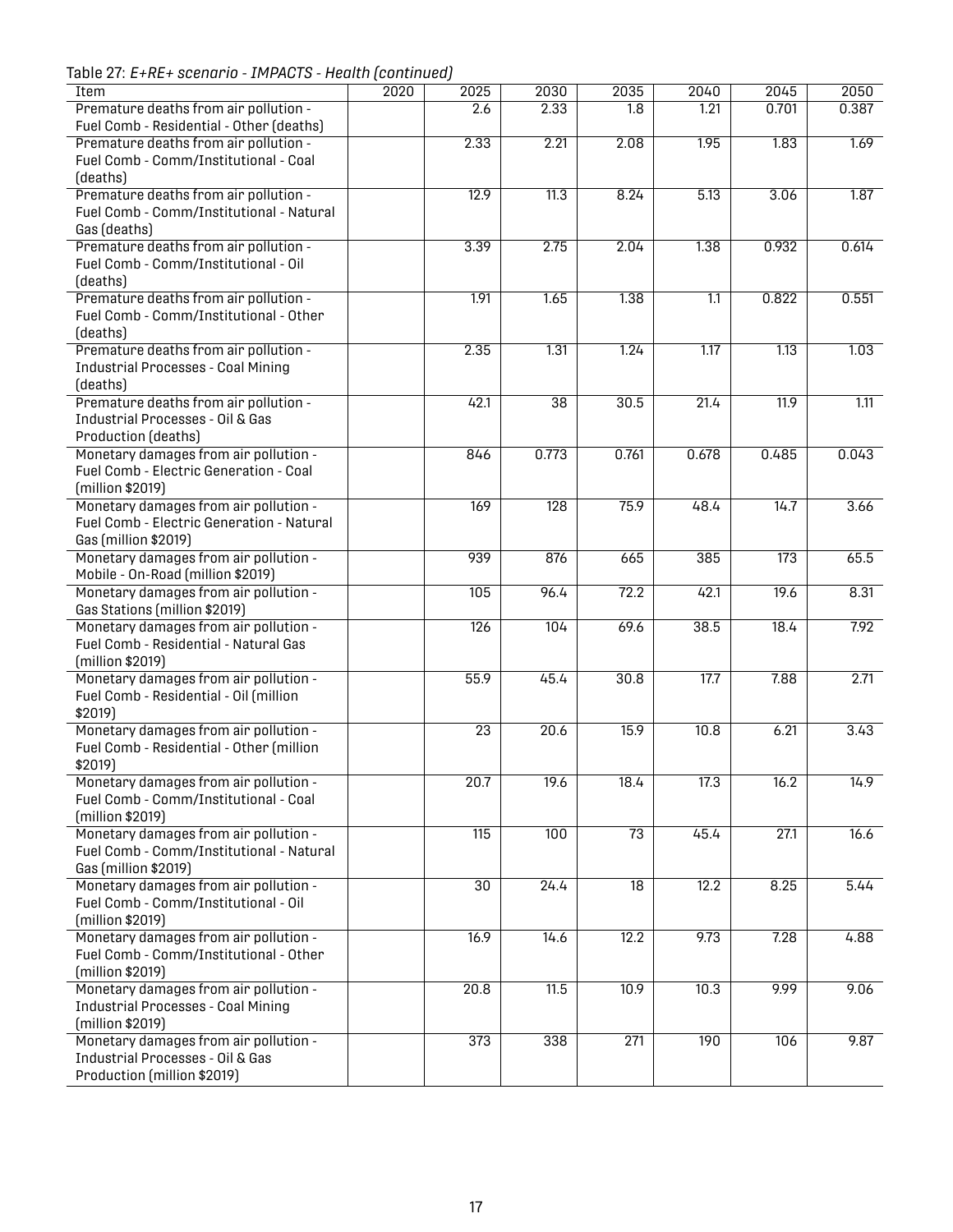Table 27: *E+RE+ scenario - IMPACTS - Health (continued)*

| Item | 2020 | 2025 | 2030 | 2035 | 2040 | 2045 | 2050 |
|---|---|---|---|---|---|---|---|
| Premature deaths from air pollution - Fuel Comb - Residential - Other (deaths) | | 2.6 | 2.33 | 1.8 | 1.21 | 0.701 | 0.387 |
| Premature deaths from air pollution - Fuel Comb - Comm/Institutional - Coal (deaths) | | 2.33 | 2.21 | 2.08 | 1.95 | 1.83 | 1.69 |
| Premature deaths from air pollution - Fuel Comb - Comm/Institutional - Natural Gas (deaths) | | 12.9 | 11.3 | 8.24 | 5.13 | 3.06 | 1.87 |
| Premature deaths from air pollution - Fuel Comb - Comm/Institutional - Oil (deaths) | | 3.39 | 2.75 | 2.04 | 1.38 | 0.932 | 0.614 |
| Premature deaths from air pollution - Fuel Comb - Comm/Institutional - Other (deaths) | | 1.91 | 1.65 | 1.38 | 1.1 | 0.822 | 0.551 |
| Premature deaths from air pollution - Industrial Processes - Coal Mining (deaths) | | 2.35 | 1.31 | 1.24 | 1.17 | 1.13 | 1.03 |
| Premature deaths from air pollution - Industrial Processes - Oil & Gas Production (deaths) | | 42.1 | 38 | 30.5 | 21.4 | 11.9 | 1.11 |
| Monetary damages from air pollution - Fuel Comb - Electric Generation - Coal (million $2019) | | 846 | 0.773 | 0.761 | 0.678 | 0.485 | 0.043 |
| Monetary damages from air pollution - Fuel Comb - Electric Generation - Natural Gas (million $2019) | | 169 | 128 | 75.9 | 48.4 | 14.7 | 3.66 |
| Monetary damages from air pollution - Mobile - On-Road (million $2019) | | 939 | 876 | 665 | 385 | 173 | 65.5 |
| Monetary damages from air pollution - Gas Stations (million $2019) | | 105 | 96.4 | 72.2 | 42.1 | 19.6 | 8.31 |
| Monetary damages from air pollution - Fuel Comb - Residential - Natural Gas (million $2019) | | 126 | 104 | 69.6 | 38.5 | 18.4 | 7.92 |
| Monetary damages from air pollution - Fuel Comb - Residential - Oil (million $2019) | | 55.9 | 45.4 | 30.8 | 17.7 | 7.88 | 2.71 |
| Monetary damages from air pollution - Fuel Comb - Residential - Other (million $2019) | | 23 | 20.6 | 15.9 | 10.8 | 6.21 | 3.43 |
| Monetary damages from air pollution - Fuel Comb - Comm/Institutional - Coal (million $2019) | | 20.7 | 19.6 | 18.4 | 17.3 | 16.2 | 14.9 |
| Monetary damages from air pollution - Fuel Comb - Comm/Institutional - Natural Gas (million $2019) | | 115 | 100 | 73 | 45.4 | 27.1 | 16.6 |
| Monetary damages from air pollution - Fuel Comb - Comm/Institutional - Oil (million $2019) | | 30 | 24.4 | 18 | 12.2 | 8.25 | 5.44 |
| Monetary damages from air pollution - Fuel Comb - Comm/Institutional - Other (million $2019) | | 16.9 | 14.6 | 12.2 | 9.73 | 7.28 | 4.88 |
| Monetary damages from air pollution - Industrial Processes - Coal Mining (million $2019) | | 20.8 | 11.5 | 10.9 | 10.3 | 9.99 | 9.06 |
| Monetary damages from air pollution - Industrial Processes - Oil & Gas Production (million $2019) | | 373 | 338 | 271 | 190 | 106 | 9.87 |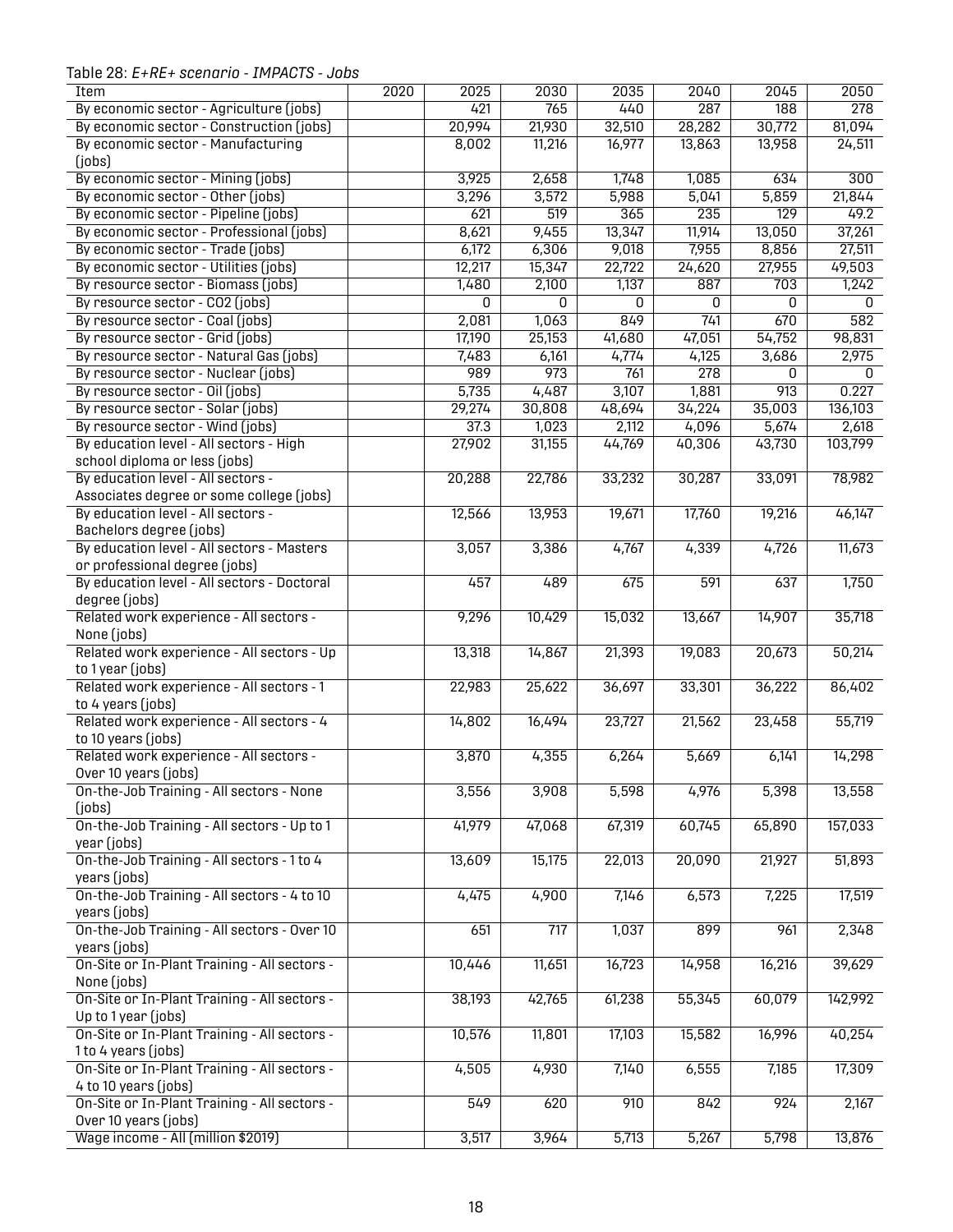Table 28: *E+RE+ scenario - IMPACTS - Jobs*

| Item | 2020 | 2025 | 2030 | 2035 | 2040 | 2045 | 2050 |
|---|---|---|---|---|---|---|---|
| By economic sector - Agriculture (jobs) | | 421 | 765 | 440 | 287 | 188 | 278 |
| By economic sector - Construction (jobs) | | 20,994 | 21,930 | 32,510 | 28,282 | 30,772 | 81,094 |
| By economic sector - Manufacturing (jobs) | | 8,002 | 11,216 | 16,977 | 13,863 | 13,958 | 24,511 |
| By economic sector - Mining (jobs) | | 3,925 | 2,658 | 1,748 | 1,085 | 634 | 300 |
| By economic sector - Other (jobs) | | 3,296 | 3,572 | 5,988 | 5,041 | 5,859 | 21,844 |
| By economic sector - Pipeline (jobs) | | 621 | 519 | 365 | 235 | 129 | 49.2 |
| By economic sector - Professional (jobs) | | 8,621 | 9,455 | 13,347 | 11,914 | 13,050 | 37,261 |
| By economic sector - Trade (jobs) | | 6,172 | 6,306 | 9,018 | 7,955 | 8,856 | 27,511 |
| By economic sector - Utilities (jobs) | | 12,217 | 15,347 | 22,722 | 24,620 | 27,955 | 49,503 |
| By resource sector - Biomass (jobs) | | 1,480 | 2,100 | 1,137 | 887 | 703 | 1,242 |
| By resource sector - CO2 (jobs) | | 0 | 0 | 0 | 0 | 0 | 0 |
| By resource sector - Coal (jobs) | | 2,081 | 1,063 | 849 | 741 | 670 | 582 |
| By resource sector - Grid (jobs) | | 17,190 | 25,153 | 41,680 | 47,051 | 54,752 | 98,831 |
| By resource sector - Natural Gas (jobs) | | 7,483 | 6,161 | 4,774 | 4,125 | 3,686 | 2,975 |
| By resource sector - Nuclear (jobs) | | 989 | 973 | 761 | 278 | 0 | 0 |
| By resource sector - Oil (jobs) | | 5,735 | 4,487 | 3,107 | 1,881 | 913 | 0.227 |
| By resource sector - Solar (jobs) | | 29,274 | 30,808 | 48,694 | 34,224 | 35,003 | 136,103 |
| By resource sector - Wind (jobs) | | 37.3 | 1,023 | 2,112 | 4,096 | 5,674 | 2,618 |
| By education level - All sectors - High school diploma or less (jobs) | | 27,902 | 31,155 | 44,769 | 40,306 | 43,730 | 103,799 |
| By education level - All sectors - Associates degree or some college (jobs) | | 20,288 | 22,786 | 33,232 | 30,287 | 33,091 | 78,982 |
| By education level - All sectors - Bachelors degree (jobs) | | 12,566 | 13,953 | 19,671 | 17,760 | 19,216 | 46,147 |
| By education level - All sectors - Masters or professional degree (jobs) | | 3,057 | 3,386 | 4,767 | 4,339 | 4,726 | 11,673 |
| By education level - All sectors - Doctoral degree (jobs) | | 457 | 489 | 675 | 591 | 637 | 1,750 |
| Related work experience - All sectors - None (jobs) | | 9,296 | 10,429 | 15,032 | 13,667 | 14,907 | 35,718 |
| Related work experience - All sectors - Up to 1 year (jobs) | | 13,318 | 14,867 | 21,393 | 19,083 | 20,673 | 50,214 |
| Related work experience - All sectors - 1 to 4 years (jobs) | | 22,983 | 25,622 | 36,697 | 33,301 | 36,222 | 86,402 |
| Related work experience - All sectors - 4 to 10 years (jobs) | | 14,802 | 16,494 | 23,727 | 21,562 | 23,458 | 55,719 |
| Related work experience - All sectors - Over 10 years (jobs) | | 3,870 | 4,355 | 6,264 | 5,669 | 6,141 | 14,298 |
| On-the-Job Training - All sectors - None (jobs) | | 3,556 | 3,908 | 5,598 | 4,976 | 5,398 | 13,558 |
| On-the-Job Training - All sectors - Up to 1 year (jobs) | | 41,979 | 47,068 | 67,319 | 60,745 | 65,890 | 157,033 |
| On-the-Job Training - All sectors - 1 to 4 years (jobs) | | 13,609 | 15,175 | 22,013 | 20,090 | 21,927 | 51,893 |
| On-the-Job Training - All sectors - 4 to 10 years (jobs) | | 4,475 | 4,900 | 7,146 | 6,573 | 7,225 | 17,519 |
| On-the-Job Training - All sectors - Over 10 years (jobs) | | 651 | 717 | 1,037 | 899 | 961 | 2,348 |
| On-Site or In-Plant Training - All sectors - None (jobs) | | 10,446 | 11,651 | 16,723 | 14,958 | 16,216 | 39,629 |
| On-Site or In-Plant Training - All sectors - Up to 1 year (jobs) | | 38,193 | 42,765 | 61,238 | 55,345 | 60,079 | 142,992 |
| On-Site or In-Plant Training - All sectors - 1 to 4 years (jobs) | | 10,576 | 11,801 | 17,103 | 15,582 | 16,996 | 40,254 |
| On-Site or In-Plant Training - All sectors - 4 to 10 years (jobs) | | 4,505 | 4,930 | 7,140 | 6,555 | 7,185 | 17,309 |
| On-Site or In-Plant Training - All sectors - Over 10 years (jobs) | | 549 | 620 | 910 | 842 | 924 | 2,167 |
| Wage income - All (million $2019) | | 3,517 | 3,964 | 5,713 | 5,267 | 5,798 | 13,876 |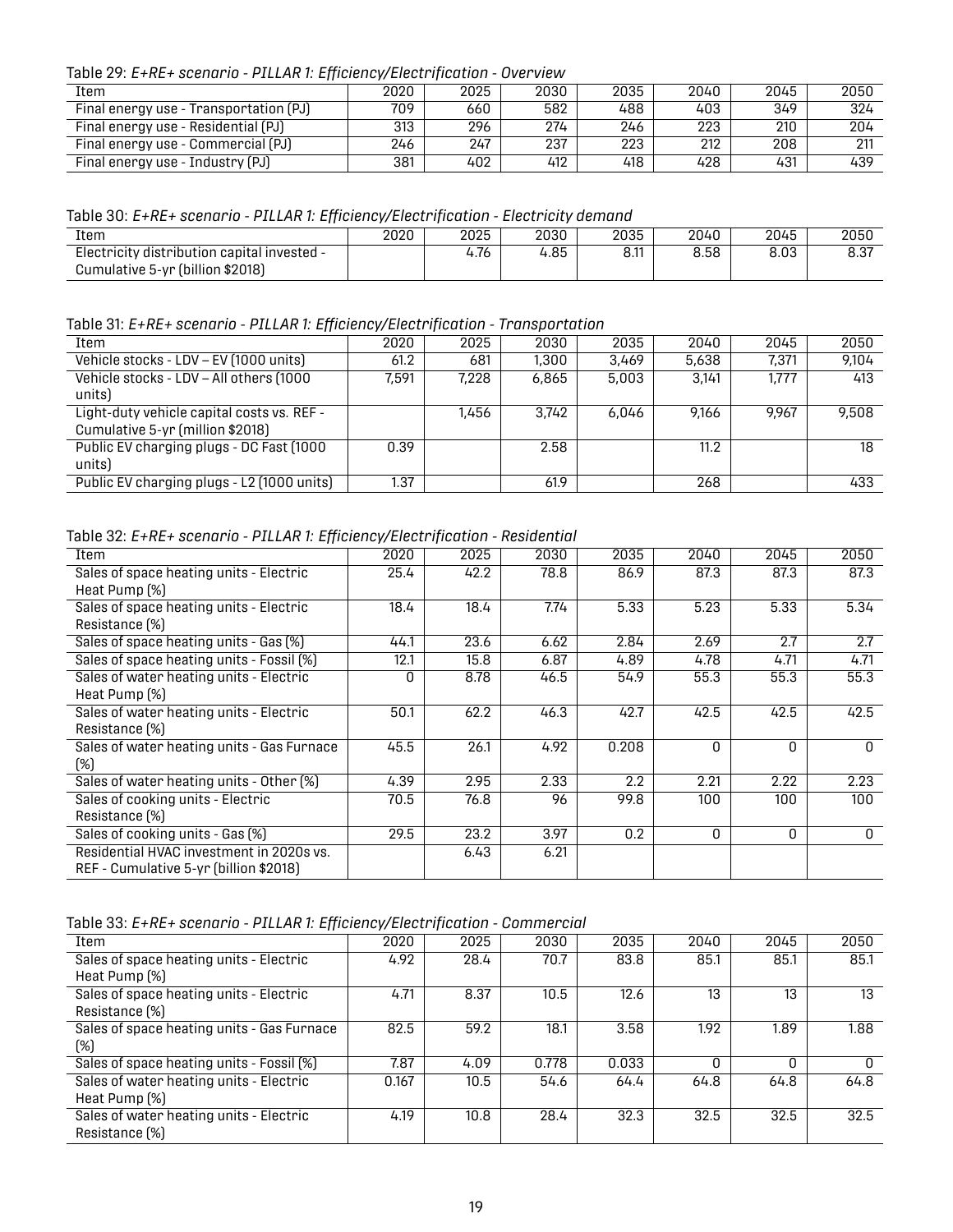Table 29: *E+RE+ scenario - PILLAR 1: Efficiency/Electrification - Overview*

| Item | 2020 | 2025 | 2030 | 2035 | 2040 | 2045 | 2050 |
|---|---|---|---|---|---|---|---|
| Final energy use - Transportation (PJ) | 709 | 660 | 582 | 488 | 403 | 349 | 324 |
| Final energy use - Residential (PJ) | 313 | 296 | 274 | 246 | 223 | 210 | 204 |
| Final energy use - Commercial (PJ) | 246 | 247 | 237 | 223 | 212 | 208 | 211 |
| Final energy use - Industry (PJ) | 381 | 402 | 412 | 418 | 428 | 431 | 439 |

Table 30: *E+RE+ scenario - PILLAR 1: Efficiency/Electrification - Electricity demand*

| Item | 2020 | 2025 | 2030 | 2035 | 2040 | 2045 | 2050 |
|---|---|---|---|---|---|---|---|
| Electricity distribution capital invested - Cumulative 5-yr (billion $2018) | | 4.76 | 4.85 | 8.11 | 8.58 | 8.03 | 8.37 |

Table 31: *E+RE+ scenario - PILLAR 1: Efficiency/Electrification - Transportation*

| Item | 2020 | 2025 | 2030 | 2035 | 2040 | 2045 | 2050 |
|---|---|---|---|---|---|---|---|
| Vehicle stocks - LDV – EV (1000 units) | 61.2 | 681 | 1,300 | 3,469 | 5,638 | 7,371 | 9,104 |
| Vehicle stocks - LDV – All others (1000 units) | 7,591 | 7,228 | 6,865 | 5,003 | 3,141 | 1,777 | 413 |
| Light-duty vehicle capital costs vs. REF - Cumulative 5-yr (million $2018) | | 1,456 | 3,742 | 6,046 | 9,166 | 9,967 | 9,508 |
| Public EV charging plugs - DC Fast (1000 units) | 0.39 | | 2.58 | | 11.2 | | 18 |
| Public EV charging plugs - L2 (1000 units) | 1.37 | | 61.9 | | 268 | | 433 |

Table 32: *E+RE+ scenario - PILLAR 1: Efficiency/Electrification - Residential*

| Item | 2020 | 2025 | 2030 | 2035 | 2040 | 2045 | 2050 |
|---|---|---|---|---|---|---|---|
| Sales of space heating units - Electric Heat Pump (%) | 25.4 | 42.2 | 78.8 | 86.9 | 87.3 | 87.3 | 87.3 |
| Sales of space heating units - Electric Resistance (%) | 18.4 | 18.4 | 7.74 | 5.33 | 5.23 | 5.33 | 5.34 |
| Sales of space heating units - Gas (%) | 44.1 | 23.6 | 6.62 | 2.84 | 2.69 | 2.7 | 2.7 |
| Sales of space heating units - Fossil (%) | 12.1 | 15.8 | 6.87 | 4.89 | 4.78 | 4.71 | 4.71 |
| Sales of water heating units - Electric Heat Pump (%) | 0 | 8.78 | 46.5 | 54.9 | 55.3 | 55.3 | 55.3 |
| Sales of water heating units - Electric Resistance (%) | 50.1 | 62.2 | 46.3 | 42.7 | 42.5 | 42.5 | 42.5 |
| Sales of water heating units - Gas Furnace (%) | 45.5 | 26.1 | 4.92 | 0.208 | 0 | 0 | 0 |
| Sales of water heating units - Other (%) | 4.39 | 2.95 | 2.33 | 2.2 | 2.21 | 2.22 | 2.23 |
| Sales of cooking units - Electric Resistance (%) | 70.5 | 76.8 | 96 | 99.8 | 100 | 100 | 100 |
| Sales of cooking units - Gas (%) | 29.5 | 23.2 | 3.97 | 0.2 | 0 | 0 | 0 |
| Residential HVAC investment in 2020s vs. REF - Cumulative 5-yr (billion $2018) | | 6.43 | 6.21 | | | | |

Table 33: *E+RE+ scenario - PILLAR 1: Efficiency/Electrification - Commercial*

| Item | 2020 | 2025 | 2030 | 2035 | 2040 | 2045 | 2050 |
|---|---|---|---|---|---|---|---|
| Sales of space heating units - Electric Heat Pump (%) | 4.92 | 28.4 | 70.7 | 83.8 | 85.1 | 85.1 | 85.1 |
| Sales of space heating units - Electric Resistance (%) | 4.71 | 8.37 | 10.5 | 12.6 | 13 | 13 | 13 |
| Sales of space heating units - Gas Furnace (%) | 82.5 | 59.2 | 18.1 | 3.58 | 1.92 | 1.89 | 1.88 |
| Sales of space heating units - Fossil (%) | 7.87 | 4.09 | 0.778 | 0.033 | 0 | 0 | 0 |
| Sales of water heating units - Electric Heat Pump (%) | 0.167 | 10.5 | 54.6 | 64.4 | 64.8 | 64.8 | 64.8 |
| Sales of water heating units - Electric Resistance (%) | 4.19 | 10.8 | 28.4 | 32.3 | 32.5 | 32.5 | 32.5 |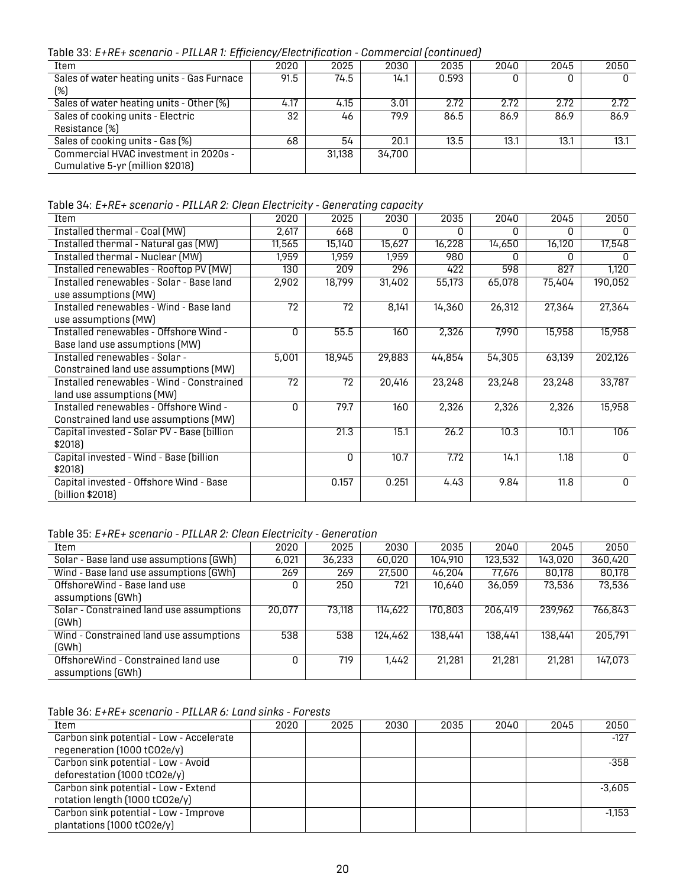Table 33: *E+RE+ scenario - PILLAR 1: Efficiency/Electrification - Commercial (continued)*

| Item | 2020 | 2025 | 2030 | 2035 | 2040 | 2045 | 2050 |
|---|---|---|---|---|---|---|---|
| Sales of water heating units - Gas Furnace (%) | 91.5 | 74.5 | 14.1 | 0.593 | 0 | 0 | 0 |
| Sales of water heating units - Other (%) | 4.17 | 4.15 | 3.01 | 2.72 | 2.72 | 2.72 | 2.72 |
| Sales of cooking units - Electric Resistance (%) | 32 | 46 | 79.9 | 86.5 | 86.9 | 86.9 | 86.9 |
| Sales of cooking units - Gas (%) | 68 | 54 | 20.1 | 13.5 | 13.1 | 13.1 | 13.1 |
| Commercial HVAC investment in 2020s - Cumulative 5-yr (million $2018) | | 31,138 | 34,700 | | | | |

Table 34: *E+RE+ scenario - PILLAR 2: Clean Electricity - Generating capacity*

| Item | 2020 | 2025 | 2030 | 2035 | 2040 | 2045 | 2050 |
|---|---|---|---|---|---|---|---|
| Installed thermal - Coal (MW) | 2,617 | 668 | 0 | 0 | 0 | 0 | 0 |
| Installed thermal - Natural gas (MW) | 11,565 | 15,140 | 15,627 | 16,228 | 14,650 | 16,120 | 17,548 |
| Installed thermal - Nuclear (MW) | 1,959 | 1,959 | 1,959 | 980 | 0 | 0 | 0 |
| Installed renewables - Rooftop PV (MW) | 130 | 209 | 296 | 422 | 598 | 827 | 1,120 |
| Installed renewables - Solar - Base land use assumptions (MW) | 2,902 | 18,799 | 31,402 | 55,173 | 65,078 | 75,404 | 190,052 |
| Installed renewables - Wind - Base land use assumptions (MW) | 72 | 72 | 8,141 | 14,360 | 26,312 | 27,364 | 27,364 |
| Installed renewables - Offshore Wind - Base land use assumptions (MW) | 0 | 55.5 | 160 | 2,326 | 7,990 | 15,958 | 15,958 |
| Installed renewables - Solar - Constrained land use assumptions (MW) | 5,001 | 18,945 | 29,883 | 44,854 | 54,305 | 63,139 | 202,126 |
| Installed renewables - Wind - Constrained land use assumptions (MW) | 72 | 72 | 20,416 | 23,248 | 23,248 | 23,248 | 33,787 |
| Installed renewables - Offshore Wind - Constrained land use assumptions (MW) | 0 | 79.7 | 160 | 2,326 | 2,326 | 2,326 | 15,958 |
| Capital invested - Solar PV - Base (billion $2018) | | 21.3 | 15.1 | 26.2 | 10.3 | 10.1 | 106 |
| Capital invested - Wind - Base (billion $2018) | | 0 | 10.7 | 7.72 | 14.1 | 1.18 | 0 |
| Capital invested - Offshore Wind - Base (billion $2018) | | 0.157 | 0.251 | 4.43 | 9.84 | 11.8 | 0 |

Table 35: *E+RE+ scenario - PILLAR 2: Clean Electricity - Generation*

| Item | 2020 | 2025 | 2030 | 2035 | 2040 | 2045 | 2050 |
|---|---|---|---|---|---|---|---|
| Solar - Base land use assumptions (GWh) | 6,021 | 36,233 | 60,020 | 104,910 | 123,532 | 143,020 | 360,420 |
| Wind - Base land use assumptions (GWh) | 269 | 269 | 27,500 | 46,204 | 77,676 | 80,178 | 80,178 |
| OffshoreWind - Base land use assumptions (GWh) | 0 | 250 | 721 | 10,640 | 36,059 | 73,536 | 73,536 |
| Solar - Constrained land use assumptions (GWh) | 20,077 | 73,118 | 114,622 | 170,803 | 206,419 | 239,962 | 766,843 |
| Wind - Constrained land use assumptions (GWh) | 538 | 538 | 124,462 | 138,441 | 138,441 | 138,441 | 205,791 |
| OffshoreWind - Constrained land use assumptions (GWh) | 0 | 719 | 1,442 | 21,281 | 21,281 | 21,281 | 147,073 |

Table 36: *E+RE+ scenario - PILLAR 6: Land sinks - Forests*

| Item | 2020 | 2025 | 2030 | 2035 | 2040 | 2045 | 2050 |
|---|---|---|---|---|---|---|---|
| Carbon sink potential - Low - Accelerate regeneration (1000 tCO2e/y) | | | | | | | -127 |
| Carbon sink potential - Low - Avoid deforestation (1000 tCO2e/y) | | | | | | | -358 |
| Carbon sink potential - Low - Extend rotation length (1000 tCO2e/y) | | | | | | | -3,605 |
| Carbon sink potential - Low - Improve plantations (1000 tCO2e/y) | | | | | | | -1,153 |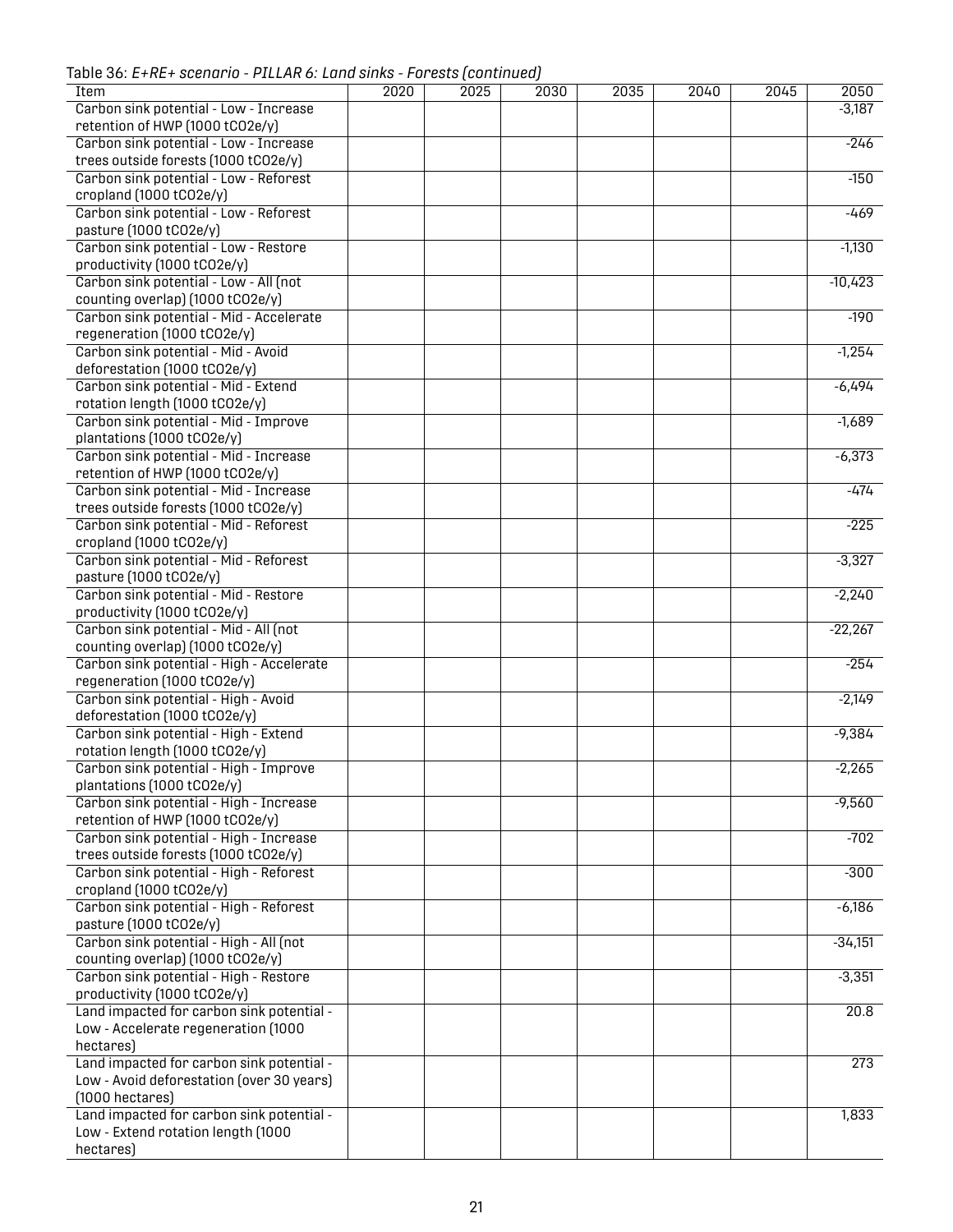Table 36: *E+RE+ scenario - PILLAR 6: Land sinks - Forests (continued)*

| Item | 2020 | 2025 | 2030 | 2035 | 2040 | 2045 | 2050 |
|---|---|---|---|---|---|---|---|
| Carbon sink potential - Low - Increase retention of HWP (1000 tCO2e/y) | | | | | | | -3,187 |
| Carbon sink potential - Low - Increase trees outside forests (1000 tCO2e/y) | | | | | | | -246 |
| Carbon sink potential - Low - Reforest cropland (1000 tCO2e/y) | | | | | | | -150 |
| Carbon sink potential - Low - Reforest pasture (1000 tCO2e/y) | | | | | | | -469 |
| Carbon sink potential - Low - Restore productivity (1000 tCO2e/y) | | | | | | | -1,130 |
| Carbon sink potential - Low - All (not counting overlap) (1000 tCO2e/y) | | | | | | | -10,423 |
| Carbon sink potential - Mid - Accelerate regeneration (1000 tCO2e/y) | | | | | | | -190 |
| Carbon sink potential - Mid - Avoid deforestation (1000 tCO2e/y) | | | | | | | -1,254 |
| Carbon sink potential - Mid - Extend rotation length (1000 tCO2e/y) | | | | | | | -6,494 |
| Carbon sink potential - Mid - Improve plantations (1000 tCO2e/y) | | | | | | | -1,689 |
| Carbon sink potential - Mid - Increase retention of HWP (1000 tCO2e/y) | | | | | | | -6,373 |
| Carbon sink potential - Mid - Increase trees outside forests (1000 tCO2e/y) | | | | | | | -474 |
| Carbon sink potential - Mid - Reforest cropland (1000 tCO2e/y) | | | | | | | -225 |
| Carbon sink potential - Mid - Reforest pasture (1000 tCO2e/y) | | | | | | | -3,327 |
| Carbon sink potential - Mid - Restore productivity (1000 tCO2e/y) | | | | | | | -2,240 |
| Carbon sink potential - Mid - All (not counting overlap) (1000 tCO2e/y) | | | | | | | -22,267 |
| Carbon sink potential - High - Accelerate regeneration (1000 tCO2e/y) | | | | | | | -254 |
| Carbon sink potential - High - Avoid deforestation (1000 tCO2e/y) | | | | | | | -2,149 |
| Carbon sink potential - High - Extend rotation length (1000 tCO2e/y) | | | | | | | -9,384 |
| Carbon sink potential - High - Improve plantations (1000 tCO2e/y) | | | | | | | -2,265 |
| Carbon sink potential - High - Increase retention of HWP (1000 tCO2e/y) | | | | | | | -9,560 |
| Carbon sink potential - High - Increase trees outside forests (1000 tCO2e/y) | | | | | | | -702 |
| Carbon sink potential - High - Reforest cropland (1000 tCO2e/y) | | | | | | | -300 |
| Carbon sink potential - High - Reforest pasture (1000 tCO2e/y) | | | | | | | -6,186 |
| Carbon sink potential - High - All (not counting overlap) (1000 tCO2e/y) | | | | | | | -34,151 |
| Carbon sink potential - High - Restore productivity (1000 tCO2e/y) | | | | | | | -3,351 |
| Land impacted for carbon sink potential - Low - Accelerate regeneration (1000 hectares) | | | | | | | 20.8 |
| Land impacted for carbon sink potential - Low - Avoid deforestation (over 30 years) (1000 hectares) | | | | | | | 273 |
| Land impacted for carbon sink potential - Low - Extend rotation length (1000 hectares) | | | | | | | 1,833 |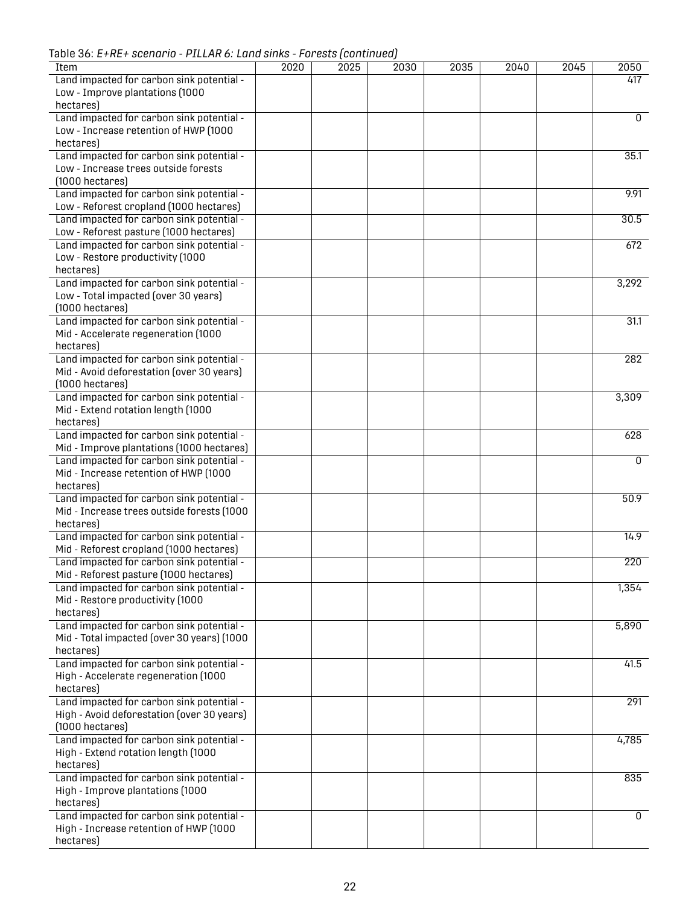Table 36: *E+RE+ scenario - PILLAR 6: Land sinks - Forests (continued)*

| Item | 2020 | 2025 | 2030 | 2035 | 2040 | 2045 | 2050 |
|---|---|---|---|---|---|---|---|
| Land impacted for carbon sink potential - Low - Improve plantations (1000 hectares) | | | | | | | 417 |
| Land impacted for carbon sink potential - Low - Increase retention of HWP (1000 hectares) | | | | | | | 0 |
| Land impacted for carbon sink potential - Low - Increase trees outside forests (1000 hectares) | | | | | | | 35.1 |
| Land impacted for carbon sink potential - Low - Reforest cropland (1000 hectares) | | | | | | | 9.91 |
| Land impacted for carbon sink potential - Low - Reforest pasture (1000 hectares) | | | | | | | 30.5 |
| Land impacted for carbon sink potential - Low - Restore productivity (1000 hectares) | | | | | | | 672 |
| Land impacted for carbon sink potential - Low - Total impacted (over 30 years) (1000 hectares) | | | | | | | 3,292 |
| Land impacted for carbon sink potential - Mid - Accelerate regeneration (1000 hectares) | | | | | | | 31.1 |
| Land impacted for carbon sink potential - Mid - Avoid deforestation (over 30 years) (1000 hectares) | | | | | | | 282 |
| Land impacted for carbon sink potential - Mid - Extend rotation length (1000 hectares) | | | | | | | 3,309 |
| Land impacted for carbon sink potential - Mid - Improve plantations (1000 hectares) | | | | | | | 628 |
| Land impacted for carbon sink potential - Mid - Increase retention of HWP (1000 hectares) | | | | | | | 0 |
| Land impacted for carbon sink potential - Mid - Increase trees outside forests (1000 hectares) | | | | | | | 50.9 |
| Land impacted for carbon sink potential - Mid - Reforest cropland (1000 hectares) | | | | | | | 14.9 |
| Land impacted for carbon sink potential - Mid - Reforest pasture (1000 hectares) | | | | | | | 220 |
| Land impacted for carbon sink potential - Mid - Restore productivity (1000 hectares) | | | | | | | 1,354 |
| Land impacted for carbon sink potential - Mid - Total impacted (over 30 years) (1000 hectares) | | | | | | | 5,890 |
| Land impacted for carbon sink potential - High - Accelerate regeneration (1000 hectares) | | | | | | | 41.5 |
| Land impacted for carbon sink potential - High - Avoid deforestation (over 30 years) (1000 hectares) | | | | | | | 291 |
| Land impacted for carbon sink potential - High - Extend rotation length (1000 hectares) | | | | | | | 4,785 |
| Land impacted for carbon sink potential - High - Improve plantations (1000 hectares) | | | | | | | 835 |
| Land impacted for carbon sink potential - High - Increase retention of HWP (1000 hectares) | | | | | | | 0 |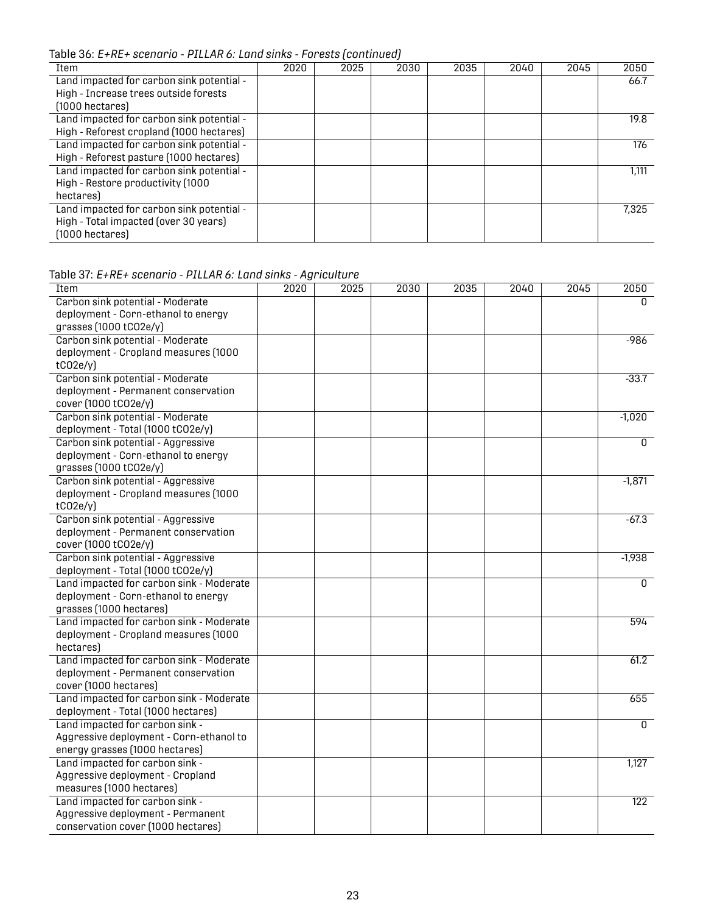Table 36: *E+RE+ scenario - PILLAR 6: Land sinks - Forests (continued)*

| Item | 2020 | 2025 | 2030 | 2035 | 2040 | 2045 | 2050 |
|---|---|---|---|---|---|---|---|
| Land impacted for carbon sink potential - High - Increase trees outside forests (1000 hectares) | | | | | | | 66.7 |
| Land impacted for carbon sink potential - High - Reforest cropland (1000 hectares) | | | | | | | 19.8 |
| Land impacted for carbon sink potential - High - Reforest pasture (1000 hectares) | | | | | | | 176 |
| Land impacted for carbon sink potential - High - Restore productivity (1000 hectares) | | | | | | | 1,111 |
| Land impacted for carbon sink potential - High - Total impacted (over 30 years) (1000 hectares) | | | | | | | 7,325 |

Table 37: *E+RE+ scenario - PILLAR 6: Land sinks - Agriculture*

| Item | 2020 | 2025 | 2030 | 2035 | 2040 | 2045 | 2050 |
|---|---|---|---|---|---|---|---|
| Carbon sink potential - Moderate deployment - Corn-ethanol to energy grasses (1000 tCO2e/y) | | | | | | | 0 |
| Carbon sink potential - Moderate deployment - Cropland measures (1000 tCO2e/y) | | | | | | | -986 |
| Carbon sink potential - Moderate deployment - Permanent conservation cover (1000 tCO2e/y) | | | | | | | -33.7 |
| Carbon sink potential - Moderate deployment - Total (1000 tCO2e/y) | | | | | | | -1,020 |
| Carbon sink potential - Aggressive deployment - Corn-ethanol to energy grasses (1000 tCO2e/y) | | | | | | | 0 |
| Carbon sink potential - Aggressive deployment - Cropland measures (1000 tCO2e/y) | | | | | | | -1,871 |
| Carbon sink potential - Aggressive deployment - Permanent conservation cover (1000 tCO2e/y) | | | | | | | -67.3 |
| Carbon sink potential - Aggressive deployment - Total (1000 tCO2e/y) | | | | | | | -1,938 |
| Land impacted for carbon sink - Moderate deployment - Corn-ethanol to energy grasses (1000 hectares) | | | | | | | 0 |
| Land impacted for carbon sink - Moderate deployment - Cropland measures (1000 hectares) | | | | | | | 594 |
| Land impacted for carbon sink - Moderate deployment - Permanent conservation cover (1000 hectares) | | | | | | | 61.2 |
| Land impacted for carbon sink - Moderate deployment - Total (1000 hectares) | | | | | | | 655 |
| Land impacted for carbon sink - Aggressive deployment - Corn-ethanol to energy grasses (1000 hectares) | | | | | | | 0 |
| Land impacted for carbon sink - Aggressive deployment - Cropland measures (1000 hectares) | | | | | | | 1,127 |
| Land impacted for carbon sink - Aggressive deployment - Permanent conservation cover (1000 hectares) | | | | | | | 122 |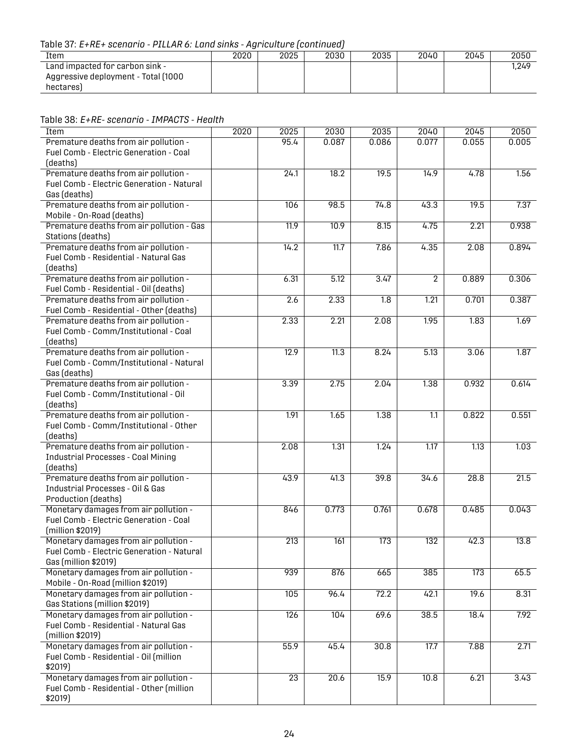Table 37: *E+RE+ scenario - PILLAR 6: Land sinks - Agriculture (continued)*

| Item | 2020 | 2025 | 2030 | 2035 | 2040 | 2045 | 2050 |
|---|---|---|---|---|---|---|---|
| Land impacted for carbon sink - Aggressive deployment - Total (1000 hectares) | | | | | | | 1,249 |

Table 38: *E+RE- scenario - IMPACTS - Health*

| Item | 2020 | 2025 | 2030 | 2035 | 2040 | 2045 | 2050 |
|---|---|---|---|---|---|---|---|
| Premature deaths from air pollution - Fuel Comb - Electric Generation - Coal (deaths) | | 95.4 | 0.087 | 0.086 | 0.077 | 0.055 | 0.005 |
| Premature deaths from air pollution - Fuel Comb - Electric Generation - Natural Gas (deaths) | | 24.1 | 18.2 | 19.5 | 14.9 | 4.78 | 1.56 |
| Premature deaths from air pollution - Mobile - On-Road (deaths) | | 106 | 98.5 | 74.8 | 43.3 | 19.5 | 7.37 |
| Premature deaths from air pollution - Gas Stations (deaths) | | 11.9 | 10.9 | 8.15 | 4.75 | 2.21 | 0.938 |
| Premature deaths from air pollution - Fuel Comb - Residential - Natural Gas (deaths) | | 14.2 | 11.7 | 7.86 | 4.35 | 2.08 | 0.894 |
| Premature deaths from air pollution - Fuel Comb - Residential - Oil (deaths) | | 6.31 | 5.12 | 3.47 | 2 | 0.889 | 0.306 |
| Premature deaths from air pollution - Fuel Comb - Residential - Other (deaths) | | 2.6 | 2.33 | 1.8 | 1.21 | 0.701 | 0.387 |
| Premature deaths from air pollution - Fuel Comb - Comm/Institutional - Coal (deaths) | | 2.33 | 2.21 | 2.08 | 1.95 | 1.83 | 1.69 |
| Premature deaths from air pollution - Fuel Comb - Comm/Institutional - Natural Gas (deaths) | | 12.9 | 11.3 | 8.24 | 5.13 | 3.06 | 1.87 |
| Premature deaths from air pollution - Fuel Comb - Comm/Institutional - Oil (deaths) | | 3.39 | 2.75 | 2.04 | 1.38 | 0.932 | 0.614 |
| Premature deaths from air pollution - Fuel Comb - Comm/Institutional - Other (deaths) | | 1.91 | 1.65 | 1.38 | 1.1 | 0.822 | 0.551 |
| Premature deaths from air pollution - Industrial Processes - Coal Mining (deaths) | | 2.08 | 1.31 | 1.24 | 1.17 | 1.13 | 1.03 |
| Premature deaths from air pollution - Industrial Processes - Oil & Gas Production (deaths) | | 43.9 | 41.3 | 39.8 | 34.6 | 28.8 | 21.5 |
| Monetary damages from air pollution - Fuel Comb - Electric Generation - Coal (million $2019) | | 846 | 0.773 | 0.761 | 0.678 | 0.485 | 0.043 |
| Monetary damages from air pollution - Fuel Comb - Electric Generation - Natural Gas (million $2019) | | 213 | 161 | 173 | 132 | 42.3 | 13.8 |
| Monetary damages from air pollution - Mobile - On-Road (million $2019) | | 939 | 876 | 665 | 385 | 173 | 65.5 |
| Monetary damages from air pollution - Gas Stations (million $2019) | | 105 | 96.4 | 72.2 | 42.1 | 19.6 | 8.31 |
| Monetary damages from air pollution - Fuel Comb - Residential - Natural Gas (million $2019) | | 126 | 104 | 69.6 | 38.5 | 18.4 | 7.92 |
| Monetary damages from air pollution - Fuel Comb - Residential - Oil (million $2019) | | 55.9 | 45.4 | 30.8 | 17.7 | 7.88 | 2.71 |
| Monetary damages from air pollution - Fuel Comb - Residential - Other (million $2019) | | 23 | 20.6 | 15.9 | 10.8 | 6.21 | 3.43 |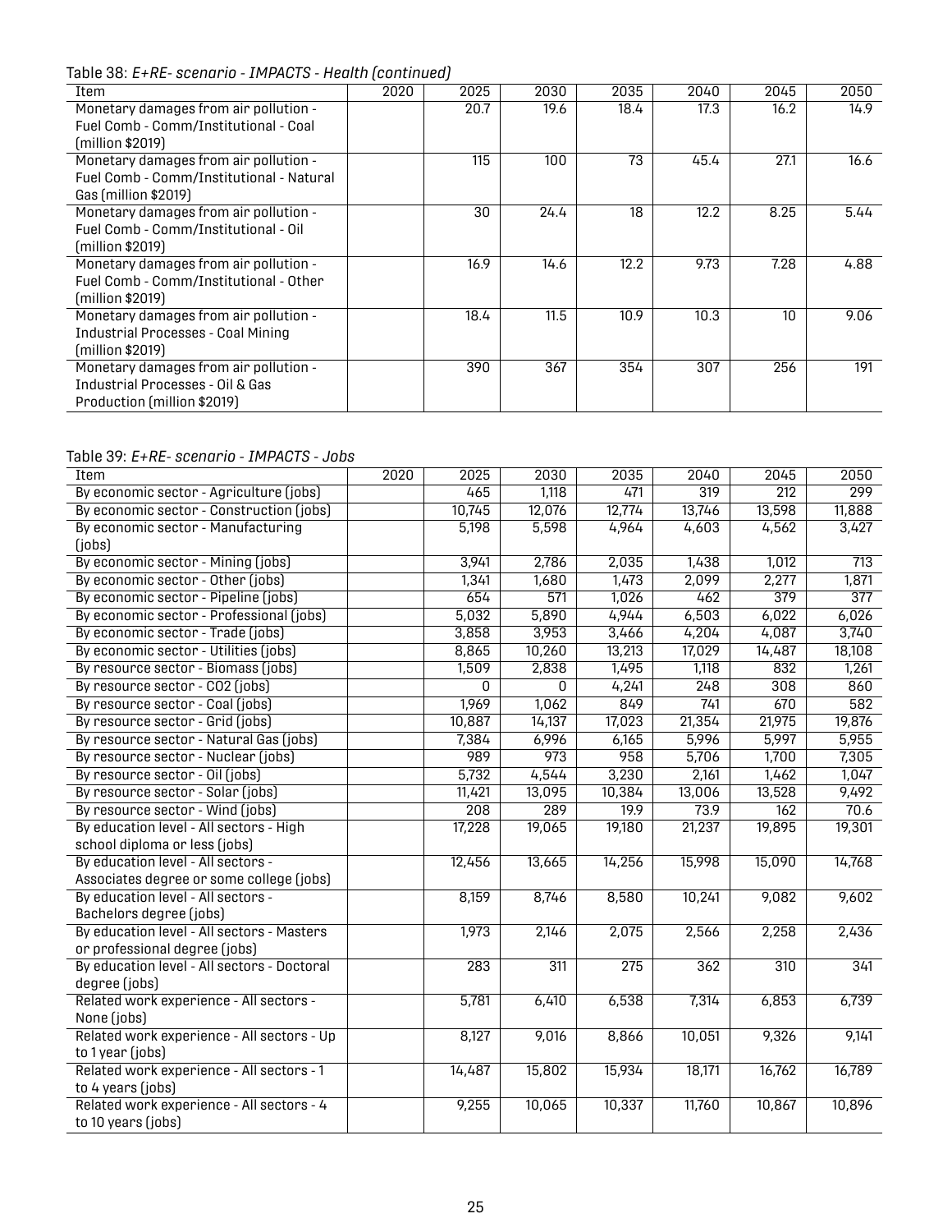Table 38: *E+RE- scenario - IMPACTS - Health (continued)*

| Item | 2020 | 2025 | 2030 | 2035 | 2040 | 2045 | 2050 |
|---|---|---|---|---|---|---|---|
| Monetary damages from air pollution - Fuel Comb - Comm/Institutional - Coal (million $2019) | | 20.7 | 19.6 | 18.4 | 17.3 | 16.2 | 14.9 |
| Monetary damages from air pollution - Fuel Comb - Comm/Institutional - Natural Gas (million $2019) | | 115 | 100 | 73 | 45.4 | 27.1 | 16.6 |
| Monetary damages from air pollution - Fuel Comb - Comm/Institutional - Oil (million $2019) | | 30 | 24.4 | 18 | 12.2 | 8.25 | 5.44 |
| Monetary damages from air pollution - Fuel Comb - Comm/Institutional - Other (million $2019) | | 16.9 | 14.6 | 12.2 | 9.73 | 7.28 | 4.88 |
| Monetary damages from air pollution - Industrial Processes - Coal Mining (million $2019) | | 18.4 | 11.5 | 10.9 | 10.3 | 10 | 9.06 |
| Monetary damages from air pollution - Industrial Processes - Oil & Gas Production (million $2019) | | 390 | 367 | 354 | 307 | 256 | 191 |

Table 39: *E+RE- scenario - IMPACTS - Jobs*

| Item | 2020 | 2025 | 2030 | 2035 | 2040 | 2045 | 2050 |
|---|---|---|---|---|---|---|---|
| By economic sector - Agriculture (jobs) | | 465 | 1,118 | 471 | 319 | 212 | 299 |
| By economic sector - Construction (jobs) | | 10,745 | 12,076 | 12,774 | 13,746 | 13,598 | 11,888 |
| By economic sector - Manufacturing (jobs) | | 5,198 | 5,598 | 4,964 | 4,603 | 4,562 | 3,427 |
| By economic sector - Mining (jobs) | | 3,941 | 2,786 | 2,035 | 1,438 | 1,012 | 713 |
| By economic sector - Other (jobs) | | 1,341 | 1,680 | 1,473 | 2,099 | 2,277 | 1,871 |
| By economic sector - Pipeline (jobs) | | 654 | 571 | 1,026 | 462 | 379 | 377 |
| By economic sector - Professional (jobs) | | 5,032 | 5,890 | 4,944 | 6,503 | 6,022 | 6,026 |
| By economic sector - Trade (jobs) | | 3,858 | 3,953 | 3,466 | 4,204 | 4,087 | 3,740 |
| By economic sector - Utilities (jobs) | | 8,865 | 10,260 | 13,213 | 17,029 | 14,487 | 18,108 |
| By resource sector - Biomass (jobs) | | 1,509 | 2,838 | 1,495 | 1,118 | 832 | 1,261 |
| By resource sector - CO2 (jobs) | | 0 | 0 | 4,241 | 248 | 308 | 860 |
| By resource sector - Coal (jobs) | | 1,969 | 1,062 | 849 | 741 | 670 | 582 |
| By resource sector - Grid (jobs) | | 10,887 | 14,137 | 17,023 | 21,354 | 21,975 | 19,876 |
| By resource sector - Natural Gas (jobs) | | 7,384 | 6,996 | 6,165 | 5,996 | 5,997 | 5,955 |
| By resource sector - Nuclear (jobs) | | 989 | 973 | 958 | 5,706 | 1,700 | 7,305 |
| By resource sector - Oil (jobs) | | 5,732 | 4,544 | 3,230 | 2,161 | 1,462 | 1,047 |
| By resource sector - Solar (jobs) | | 11,421 | 13,095 | 10,384 | 13,006 | 13,528 | 9,492 |
| By resource sector - Wind (jobs) | | 208 | 289 | 19.9 | 73.9 | 162 | 70.6 |
| By education level - All sectors - High school diploma or less (jobs) | | 17,228 | 19,065 | 19,180 | 21,237 | 19,895 | 19,301 |
| By education level - All sectors - Associates degree or some college (jobs) | | 12,456 | 13,665 | 14,256 | 15,998 | 15,090 | 14,768 |
| By education level - All sectors - Bachelors degree (jobs) | | 8,159 | 8,746 | 8,580 | 10,241 | 9,082 | 9,602 |
| By education level - All sectors - Masters or professional degree (jobs) | | 1,973 | 2,146 | 2,075 | 2,566 | 2,258 | 2,436 |
| By education level - All sectors - Doctoral degree (jobs) | | 283 | 311 | 275 | 362 | 310 | 341 |
| Related work experience - All sectors - None (jobs) | | 5,781 | 6,410 | 6,538 | 7,314 | 6,853 | 6,739 |
| Related work experience - All sectors - Up to 1 year (jobs) | | 8,127 | 9,016 | 8,866 | 10,051 | 9,326 | 9,141 |
| Related work experience - All sectors - 1 to 4 years (jobs) | | 14,487 | 15,802 | 15,934 | 18,171 | 16,762 | 16,789 |
| Related work experience - All sectors - 4 to 10 years (jobs) | | 9,255 | 10,065 | 10,337 | 11,760 | 10,867 | 10,896 |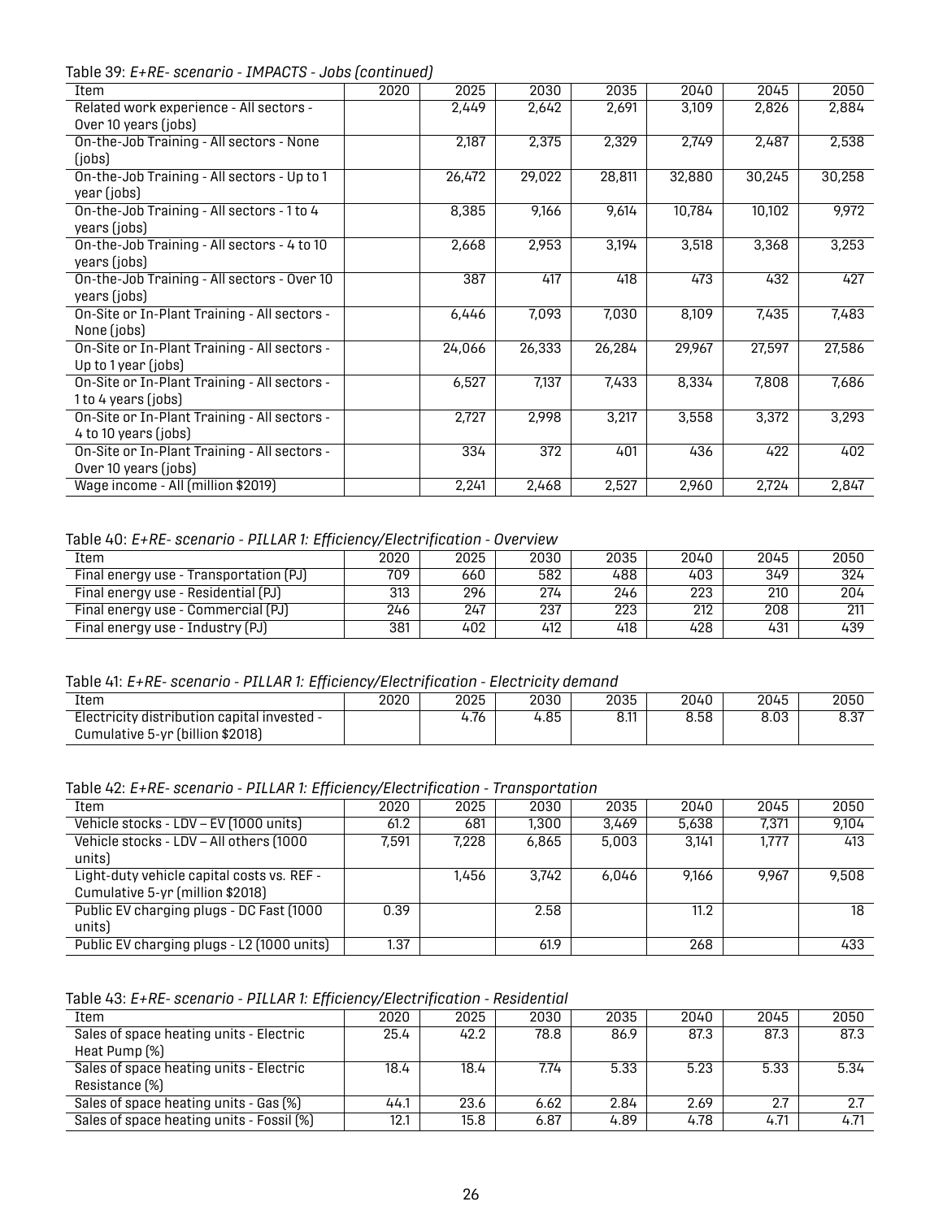Table 39: *E+RE- scenario - IMPACTS - Jobs (continued)*

| Item | 2020 | 2025 | 2030 | 2035 | 2040 | 2045 | 2050 |
|---|---|---|---|---|---|---|---|
| Related work experience - All sectors - Over 10 years (jobs) | | 2,449 | 2,642 | 2,691 | 3,109 | 2,826 | 2,884 |
| On-the-Job Training - All sectors - None (jobs) | | 2,187 | 2,375 | 2,329 | 2,749 | 2,487 | 2,538 |
| On-the-Job Training - All sectors - Up to 1 year (jobs) | | 26,472 | 29,022 | 28,811 | 32,880 | 30,245 | 30,258 |
| On-the-Job Training - All sectors - 1 to 4 years (jobs) | | 8,385 | 9,166 | 9,614 | 10,784 | 10,102 | 9,972 |
| On-the-Job Training - All sectors - 4 to 10 years (jobs) | | 2,668 | 2,953 | 3,194 | 3,518 | 3,368 | 3,253 |
| On-the-Job Training - All sectors - Over 10 years (jobs) | | 387 | 417 | 418 | 473 | 432 | 427 |
| On-Site or In-Plant Training - All sectors - None (jobs) | | 6,446 | 7,093 | 7,030 | 8,109 | 7,435 | 7,483 |
| On-Site or In-Plant Training - All sectors - Up to 1 year (jobs) | | 24,066 | 26,333 | 26,284 | 29,967 | 27,597 | 27,586 |
| On-Site or In-Plant Training - All sectors - 1 to 4 years (jobs) | | 6,527 | 7,137 | 7,433 | 8,334 | 7,808 | 7,686 |
| On-Site or In-Plant Training - All sectors - 4 to 10 years (jobs) | | 2,727 | 2,998 | 3,217 | 3,558 | 3,372 | 3,293 |
| On-Site or In-Plant Training - All sectors - Over 10 years (jobs) | | 334 | 372 | 401 | 436 | 422 | 402 |
| Wage income - All (million $2019) | | 2,241 | 2,468 | 2,527 | 2,960 | 2,724 | 2,847 |

Table 40: *E+RE- scenario - PILLAR 1: Efficiency/Electrification - Overview*

| Item | 2020 | 2025 | 2030 | 2035 | 2040 | 2045 | 2050 |
|---|---|---|---|---|---|---|---|
| Final energy use - Transportation (PJ) | 709 | 660 | 582 | 488 | 403 | 349 | 324 |
| Final energy use - Residential (PJ) | 313 | 296 | 274 | 246 | 223 | 210 | 204 |
| Final energy use - Commercial (PJ) | 246 | 247 | 237 | 223 | 212 | 208 | 211 |
| Final energy use - Industry (PJ) | 381 | 402 | 412 | 418 | 428 | 431 | 439 |

Table 41: *E+RE- scenario - PILLAR 1: Efficiency/Electrification - Electricity demand*

| Item | 2020 | 2025 | 2030 | 2035 | 2040 | 2045 | 2050 |
|---|---|---|---|---|---|---|---|
| Electricity distribution capital invested - Cumulative 5-yr (billion $2018) | | 4.76 | 4.85 | 8.11 | 8.58 | 8.03 | 8.37 |

Table 42: *E+RE- scenario - PILLAR 1: Efficiency/Electrification - Transportation*

| Item | 2020 | 2025 | 2030 | 2035 | 2040 | 2045 | 2050 |
|---|---|---|---|---|---|---|---|
| Vehicle stocks - LDV – EV (1000 units) | 61.2 | 681 | 1,300 | 3,469 | 5,638 | 7,371 | 9,104 |
| Vehicle stocks - LDV – All others (1000 units) | 7,591 | 7,228 | 6,865 | 5,003 | 3,141 | 1,777 | 413 |
| Light-duty vehicle capital costs vs. REF - Cumulative 5-yr (million $2018) | | 1,456 | 3,742 | 6,046 | 9,166 | 9,967 | 9,508 |
| Public EV charging plugs - DC Fast (1000 units) | 0.39 | | 2.58 | | 11.2 | | 18 |
| Public EV charging plugs - L2 (1000 units) | 1.37 | | 61.9 | | 268 | | 433 |

Table 43: *E+RE- scenario - PILLAR 1: Efficiency/Electrification - Residential*

| Item | 2020 | 2025 | 2030 | 2035 | 2040 | 2045 | 2050 |
|---|---|---|---|---|---|---|---|
| Sales of space heating units - Electric Heat Pump (%) | 25.4 | 42.2 | 78.8 | 86.9 | 87.3 | 87.3 | 87.3 |
| Sales of space heating units - Electric Resistance (%) | 18.4 | 18.4 | 7.74 | 5.33 | 5.23 | 5.33 | 5.34 |
| Sales of space heating units - Gas (%) | 44.1 | 23.6 | 6.62 | 2.84 | 2.69 | 2.7 | 2.7 |
| Sales of space heating units - Fossil (%) | 12.1 | 15.8 | 6.87 | 4.89 | 4.78 | 4.71 | 4.71 |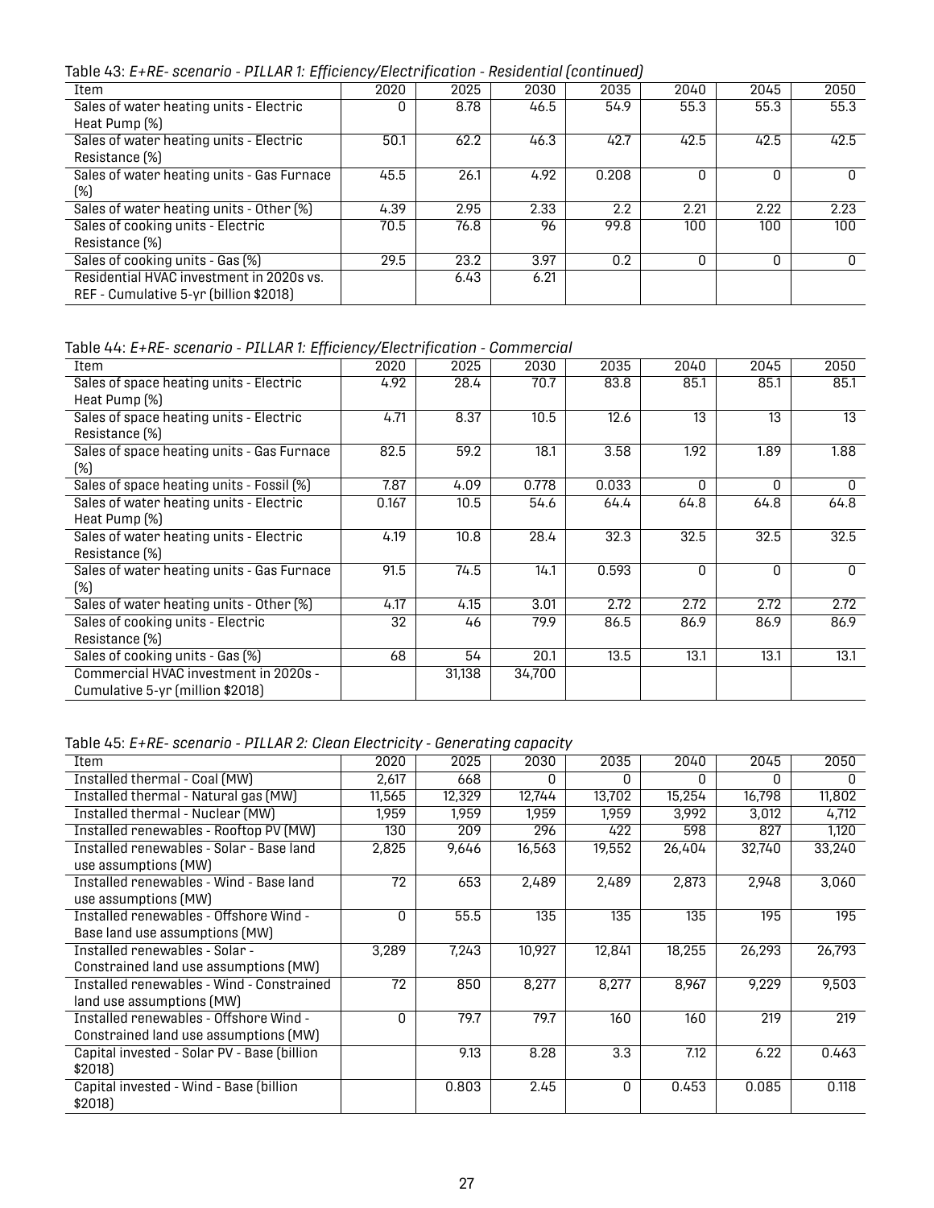Table 43: *E+RE- scenario - PILLAR 1: Efficiency/Electrification - Residential (continued)*

| Item | 2020 | 2025 | 2030 | 2035 | 2040 | 2045 | 2050 |
|---|---|---|---|---|---|---|---|
| Sales of water heating units - Electric Heat Pump (%) | 0 | 8.78 | 46.5 | 54.9 | 55.3 | 55.3 | 55.3 |
| Sales of water heating units - Electric Resistance (%) | 50.1 | 62.2 | 46.3 | 42.7 | 42.5 | 42.5 | 42.5 |
| Sales of water heating units - Gas Furnace (%) | 45.5 | 26.1 | 4.92 | 0.208 | 0 | 0 | 0 |
| Sales of water heating units - Other (%) | 4.39 | 2.95 | 2.33 | 2.2 | 2.21 | 2.22 | 2.23 |
| Sales of cooking units - Electric Resistance (%) | 70.5 | 76.8 | 96 | 99.8 | 100 | 100 | 100 |
| Sales of cooking units - Gas (%) | 29.5 | 23.2 | 3.97 | 0.2 | 0 | 0 | 0 |
| Residential HVAC investment in 2020s vs. REF - Cumulative 5-yr (billion $2018) | | 6.43 | 6.21 | | | | |

Table 44: *E+RE- scenario - PILLAR 1: Efficiency/Electrification - Commercial*

| Item | 2020 | 2025 | 2030 | 2035 | 2040 | 2045 | 2050 |
|---|---|---|---|---|---|---|---|
| Sales of space heating units - Electric Heat Pump (%) | 4.92 | 28.4 | 70.7 | 83.8 | 85.1 | 85.1 | 85.1 |
| Sales of space heating units - Electric Resistance (%) | 4.71 | 8.37 | 10.5 | 12.6 | 13 | 13 | 13 |
| Sales of space heating units - Gas Furnace (%) | 82.5 | 59.2 | 18.1 | 3.58 | 1.92 | 1.89 | 1.88 |
| Sales of space heating units - Fossil (%) | 7.87 | 4.09 | 0.778 | 0.033 | 0 | 0 | 0 |
| Sales of water heating units - Electric Heat Pump (%) | 0.167 | 10.5 | 54.6 | 64.4 | 64.8 | 64.8 | 64.8 |
| Sales of water heating units - Electric Resistance (%) | 4.19 | 10.8 | 28.4 | 32.3 | 32.5 | 32.5 | 32.5 |
| Sales of water heating units - Gas Furnace (%) | 91.5 | 74.5 | 14.1 | 0.593 | 0 | 0 | 0 |
| Sales of water heating units - Other (%) | 4.17 | 4.15 | 3.01 | 2.72 | 2.72 | 2.72 | 2.72 |
| Sales of cooking units - Electric Resistance (%) | 32 | 46 | 79.9 | 86.5 | 86.9 | 86.9 | 86.9 |
| Sales of cooking units - Gas (%) | 68 | 54 | 20.1 | 13.5 | 13.1 | 13.1 | 13.1 |
| Commercial HVAC investment in 2020s - Cumulative 5-yr (million $2018) | | 31,138 | 34,700 | | | | |

Table 45: *E+RE- scenario - PILLAR 2: Clean Electricity - Generating capacity*

| Item | 2020 | 2025 | 2030 | 2035 | 2040 | 2045 | 2050 |
|---|---|---|---|---|---|---|---|
| Installed thermal - Coal (MW) | 2,617 | 668 | 0 | 0 | 0 | 0 | 0 |
| Installed thermal - Natural gas (MW) | 11,565 | 12,329 | 12,744 | 13,702 | 15,254 | 16,798 | 11,802 |
| Installed thermal - Nuclear (MW) | 1,959 | 1,959 | 1,959 | 1,959 | 3,992 | 3,012 | 4,712 |
| Installed renewables - Rooftop PV (MW) | 130 | 209 | 296 | 422 | 598 | 827 | 1,120 |
| Installed renewables - Solar - Base land use assumptions (MW) | 2,825 | 9,646 | 16,563 | 19,552 | 26,404 | 32,740 | 33,240 |
| Installed renewables - Wind - Base land use assumptions (MW) | 72 | 653 | 2,489 | 2,489 | 2,873 | 2,948 | 3,060 |
| Installed renewables - Offshore Wind - Base land use assumptions (MW) | 0 | 55.5 | 135 | 135 | 135 | 195 | 195 |
| Installed renewables - Solar - Constrained land use assumptions (MW) | 3,289 | 7,243 | 10,927 | 12,841 | 18,255 | 26,293 | 26,793 |
| Installed renewables - Wind - Constrained land use assumptions (MW) | 72 | 850 | 8,277 | 8,277 | 8,967 | 9,229 | 9,503 |
| Installed renewables - Offshore Wind - Constrained land use assumptions (MW) | 0 | 79.7 | 79.7 | 160 | 160 | 219 | 219 |
| Capital invested - Solar PV - Base (billion $2018) | | 9.13 | 8.28 | 3.3 | 7.12 | 6.22 | 0.463 |
| Capital invested - Wind - Base (billion $2018) | | 0.803 | 2.45 | 0 | 0.453 | 0.085 | 0.118 |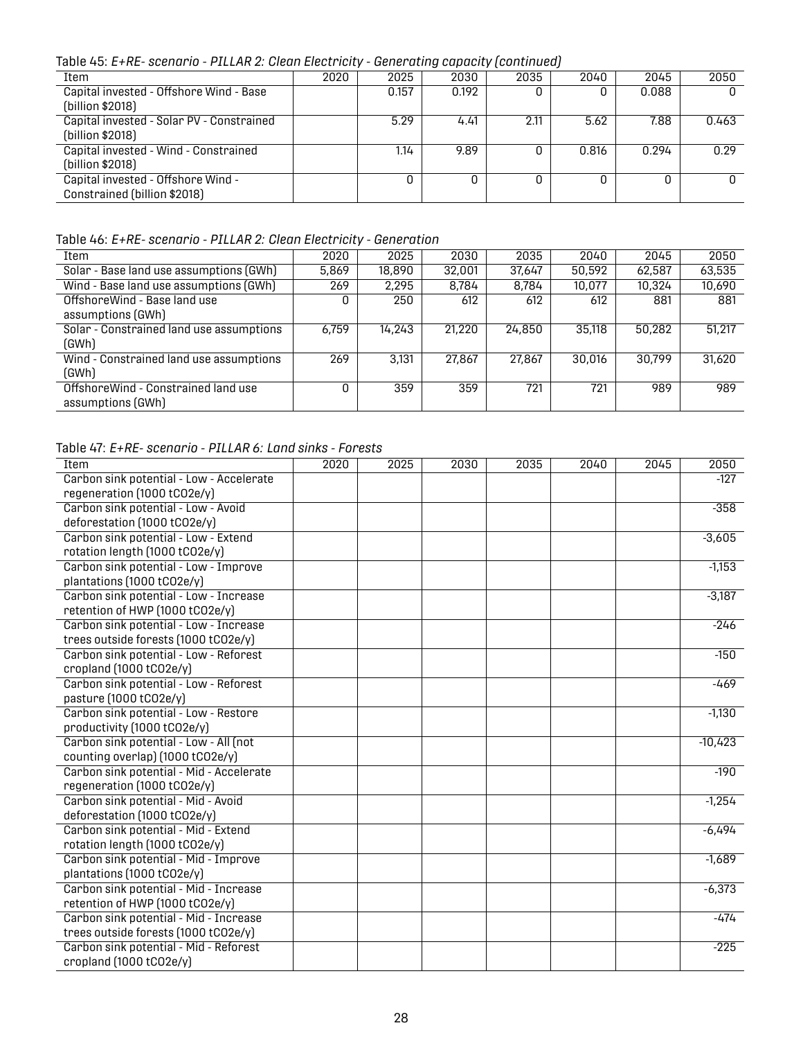Table 45: *E+RE- scenario - PILLAR 2: Clean Electricity - Generating capacity (continued)*

| Item | 2020 | 2025 | 2030 | 2035 | 2040 | 2045 | 2050 |
|---|---|---|---|---|---|---|---|
| Capital invested - Offshore Wind - Base (billion $2018) | | 0.157 | 0.192 | 0 | 0 | 0.088 | 0 |
| Capital invested - Solar PV - Constrained (billion $2018) | | 5.29 | 4.41 | 2.11 | 5.62 | 7.88 | 0.463 |
| Capital invested - Wind - Constrained (billion $2018) | | 1.14 | 9.89 | 0 | 0.816 | 0.294 | 0.29 |
| Capital invested - Offshore Wind - Constrained (billion $2018) | | 0 | 0 | 0 | 0 | 0 | 0 |

Table 46: *E+RE- scenario - PILLAR 2: Clean Electricity - Generation*

| Item | 2020 | 2025 | 2030 | 2035 | 2040 | 2045 | 2050 |
|---|---|---|---|---|---|---|---|
| Solar - Base land use assumptions (GWh) | 5,869 | 18,890 | 32,001 | 37,647 | 50,592 | 62,587 | 63,535 |
| Wind - Base land use assumptions (GWh) | 269 | 2,295 | 8,784 | 8,784 | 10,077 | 10,324 | 10,690 |
| OffshoreWind - Base land use assumptions (GWh) | 0 | 250 | 612 | 612 | 612 | 881 | 881 |
| Solar - Constrained land use assumptions (GWh) | 6,759 | 14,243 | 21,220 | 24,850 | 35,118 | 50,282 | 51,217 |
| Wind - Constrained land use assumptions (GWh) | 269 | 3,131 | 27,867 | 27,867 | 30,016 | 30,799 | 31,620 |
| OffshoreWind - Constrained land use assumptions (GWh) | 0 | 359 | 359 | 721 | 721 | 989 | 989 |

Table 47: *E+RE- scenario - PILLAR 6: Land sinks - Forests*

| Item | 2020 | 2025 | 2030 | 2035 | 2040 | 2045 | 2050 |
|---|---|---|---|---|---|---|---|
| Carbon sink potential - Low - Accelerate regeneration (1000 tCO2e/y) | | | | | | | -127 |
| Carbon sink potential - Low - Avoid deforestation (1000 tCO2e/y) | | | | | | | -358 |
| Carbon sink potential - Low - Extend rotation length (1000 tCO2e/y) | | | | | | | -3,605 |
| Carbon sink potential - Low - Improve plantations (1000 tCO2e/y) | | | | | | | -1,153 |
| Carbon sink potential - Low - Increase retention of HWP (1000 tCO2e/y) | | | | | | | -3,187 |
| Carbon sink potential - Low - Increase trees outside forests (1000 tCO2e/y) | | | | | | | -246 |
| Carbon sink potential - Low - Reforest cropland (1000 tCO2e/y) | | | | | | | -150 |
| Carbon sink potential - Low - Reforest pasture (1000 tCO2e/y) | | | | | | | -469 |
| Carbon sink potential - Low - Restore productivity (1000 tCO2e/y) | | | | | | | -1,130 |
| Carbon sink potential - Low - All (not counting overlap) (1000 tCO2e/y) | | | | | | | -10,423 |
| Carbon sink potential - Mid - Accelerate regeneration (1000 tCO2e/y) | | | | | | | -190 |
| Carbon sink potential - Mid - Avoid deforestation (1000 tCO2e/y) | | | | | | | -1,254 |
| Carbon sink potential - Mid - Extend rotation length (1000 tCO2e/y) | | | | | | | -6,494 |
| Carbon sink potential - Mid - Improve plantations (1000 tCO2e/y) | | | | | | | -1,689 |
| Carbon sink potential - Mid - Increase retention of HWP (1000 tCO2e/y) | | | | | | | -6,373 |
| Carbon sink potential - Mid - Increase trees outside forests (1000 tCO2e/y) | | | | | | | -474 |
| Carbon sink potential - Mid - Reforest cropland (1000 tCO2e/y) | | | | | | | -225 |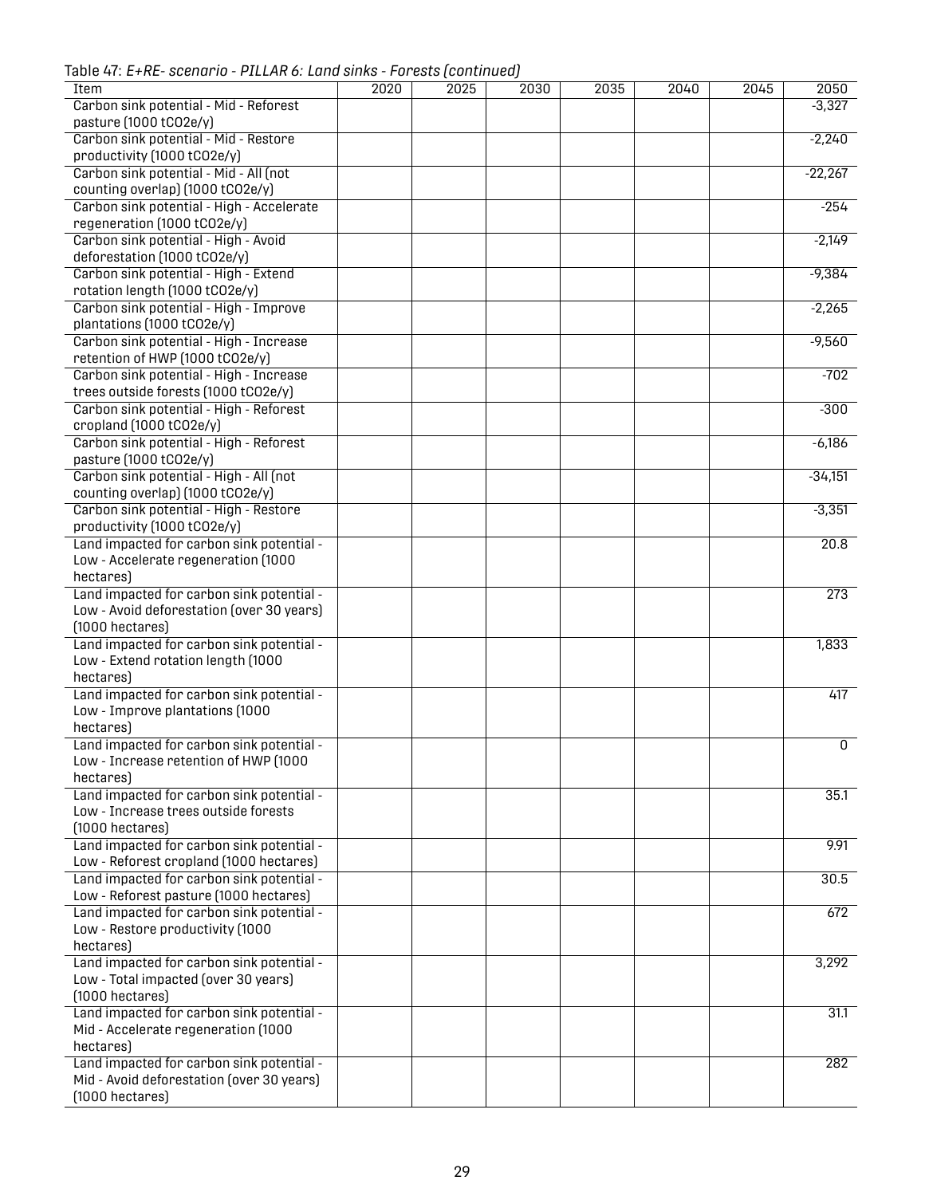Table 47: *E+RE- scenario - PILLAR 6: Land sinks - Forests (continued)*

| Item | 2020 | 2025 | 2030 | 2035 | 2040 | 2045 | 2050 |
|---|---|---|---|---|---|---|---|
| Carbon sink potential - Mid - Reforest pasture (1000 tCO2e/y) | | | | | | | -3,327 |
| Carbon sink potential - Mid - Restore productivity (1000 tCO2e/y) | | | | | | | -2,240 |
| Carbon sink potential - Mid - All (not counting overlap) (1000 tCO2e/y) | | | | | | | -22,267 |
| Carbon sink potential - High - Accelerate regeneration (1000 tCO2e/y) | | | | | | | -254 |
| Carbon sink potential - High - Avoid deforestation (1000 tCO2e/y) | | | | | | | -2,149 |
| Carbon sink potential - High - Extend rotation length (1000 tCO2e/y) | | | | | | | -9,384 |
| Carbon sink potential - High - Improve plantations (1000 tCO2e/y) | | | | | | | -2,265 |
| Carbon sink potential - High - Increase retention of HWP (1000 tCO2e/y) | | | | | | | -9,560 |
| Carbon sink potential - High - Increase trees outside forests (1000 tCO2e/y) | | | | | | | -702 |
| Carbon sink potential - High - Reforest cropland (1000 tCO2e/y) | | | | | | | -300 |
| Carbon sink potential - High - Reforest pasture (1000 tCO2e/y) | | | | | | | -6,186 |
| Carbon sink potential - High - All (not counting overlap) (1000 tCO2e/y) | | | | | | | -34,151 |
| Carbon sink potential - High - Restore productivity (1000 tCO2e/y) | | | | | | | -3,351 |
| Land impacted for carbon sink potential - Low - Accelerate regeneration (1000 hectares) | | | | | | | 20.8 |
| Land impacted for carbon sink potential - Low - Avoid deforestation (over 30 years) (1000 hectares) | | | | | | | 273 |
| Land impacted for carbon sink potential - Low - Extend rotation length (1000 hectares) | | | | | | | 1,833 |
| Land impacted for carbon sink potential - Low - Improve plantations (1000 hectares) | | | | | | | 417 |
| Land impacted for carbon sink potential - Low - Increase retention of HWP (1000 hectares) | | | | | | | 0 |
| Land impacted for carbon sink potential - Low - Increase trees outside forests (1000 hectares) | | | | | | | 35.1 |
| Land impacted for carbon sink potential - Low - Reforest cropland (1000 hectares) | | | | | | | 9.91 |
| Land impacted for carbon sink potential - Low - Reforest pasture (1000 hectares) | | | | | | | 30.5 |
| Land impacted for carbon sink potential - Low - Restore productivity (1000 hectares) | | | | | | | 672 |
| Land impacted for carbon sink potential - Low - Total impacted (over 30 years) (1000 hectares) | | | | | | | 3,292 |
| Land impacted for carbon sink potential - Mid - Accelerate regeneration (1000 hectares) | | | | | | | 31.1 |
| Land impacted for carbon sink potential - Mid - Avoid deforestation (over 30 years) (1000 hectares) | | | | | | | 282 |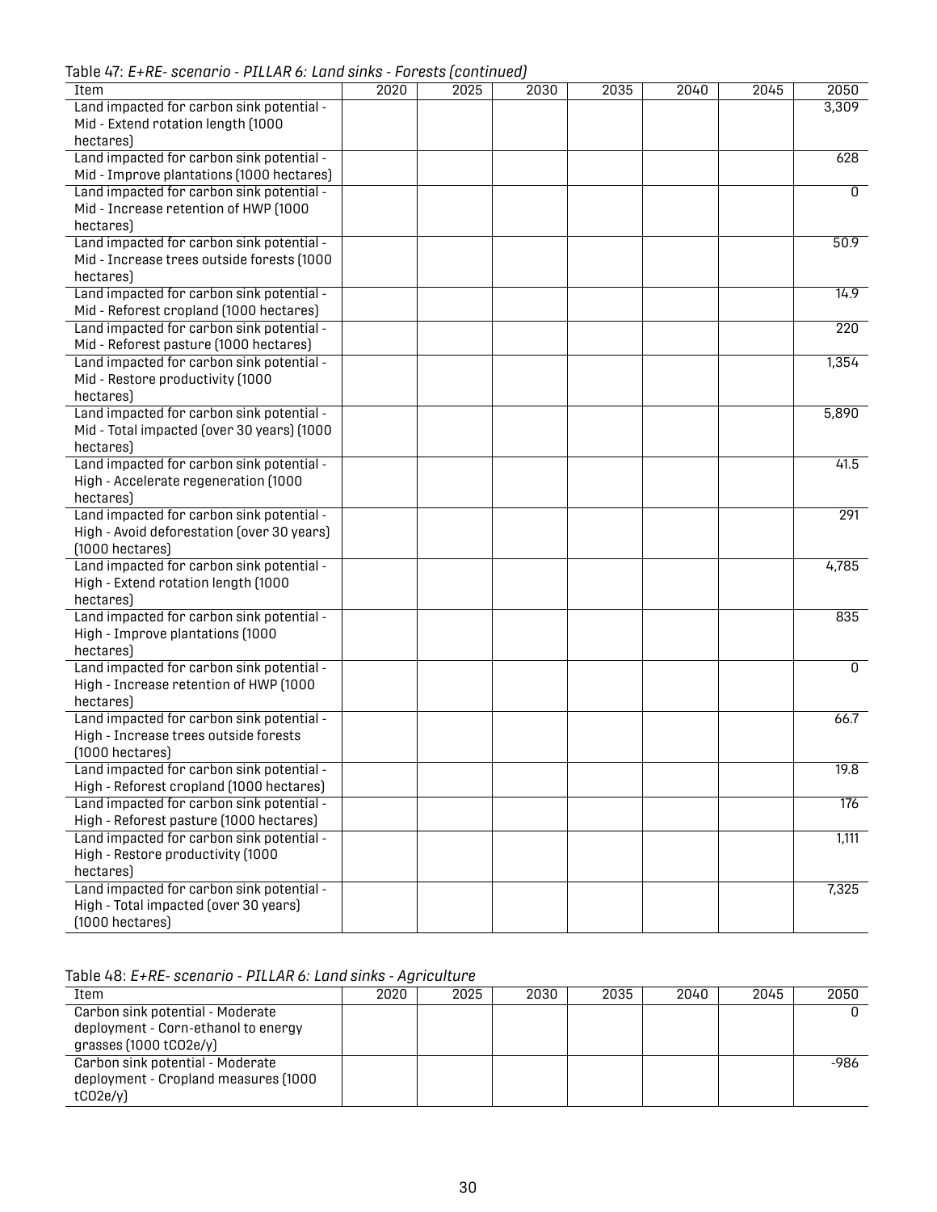Table 47: *E+RE- scenario - PILLAR 6: Land sinks - Forests (continued)*

| Item | 2020 | 2025 | 2030 | 2035 | 2040 | 2045 | 2050 |
|---|---|---|---|---|---|---|---|
| Land impacted for carbon sink potential - Mid - Extend rotation length (1000 hectares) | | | | | | | 3,309 |
| Land impacted for carbon sink potential - Mid - Improve plantations (1000 hectares) | | | | | | | 628 |
| Land impacted for carbon sink potential - Mid - Increase retention of HWP (1000 hectares) | | | | | | | 0 |
| Land impacted for carbon sink potential - Mid - Increase trees outside forests (1000 hectares) | | | | | | | 50.9 |
| Land impacted for carbon sink potential - Mid - Reforest cropland (1000 hectares) | | | | | | | 14.9 |
| Land impacted for carbon sink potential - Mid - Reforest pasture (1000 hectares) | | | | | | | 220 |
| Land impacted for carbon sink potential - Mid - Restore productivity (1000 hectares) | | | | | | | 1,354 |
| Land impacted for carbon sink potential - Mid - Total impacted (over 30 years) (1000 hectares) | | | | | | | 5,890 |
| Land impacted for carbon sink potential - High - Accelerate regeneration (1000 hectares) | | | | | | | 41.5 |
| Land impacted for carbon sink potential - High - Avoid deforestation (over 30 years) (1000 hectares) | | | | | | | 291 |
| Land impacted for carbon sink potential - High - Extend rotation length (1000 hectares) | | | | | | | 4,785 |
| Land impacted for carbon sink potential - High - Improve plantations (1000 hectares) | | | | | | | 835 |
| Land impacted for carbon sink potential - High - Increase retention of HWP (1000 hectares) | | | | | | | 0 |
| Land impacted for carbon sink potential - High - Increase trees outside forests (1000 hectares) | | | | | | | 66.7 |
| Land impacted for carbon sink potential - High - Reforest cropland (1000 hectares) | | | | | | | 19.8 |
| Land impacted for carbon sink potential - High - Reforest pasture (1000 hectares) | | | | | | | 176 |
| Land impacted for carbon sink potential - High - Restore productivity (1000 hectares) | | | | | | | 1,111 |
| Land impacted for carbon sink potential - High - Total impacted (over 30 years) (1000 hectares) | | | | | | | 7,325 |

Table 48: *E+RE- scenario - PILLAR 6: Land sinks - Agriculture*

| Item | 2020 | 2025 | 2030 | 2035 | 2040 | 2045 | 2050 |
|---|---|---|---|---|---|---|---|
| Carbon sink potential - Moderate deployment - Corn-ethanol to energy grasses (1000 tCO2e/y) | | | | | | | 0 |
| Carbon sink potential - Moderate deployment - Cropland measures (1000 tCO2e/y) | | | | | | | -986 |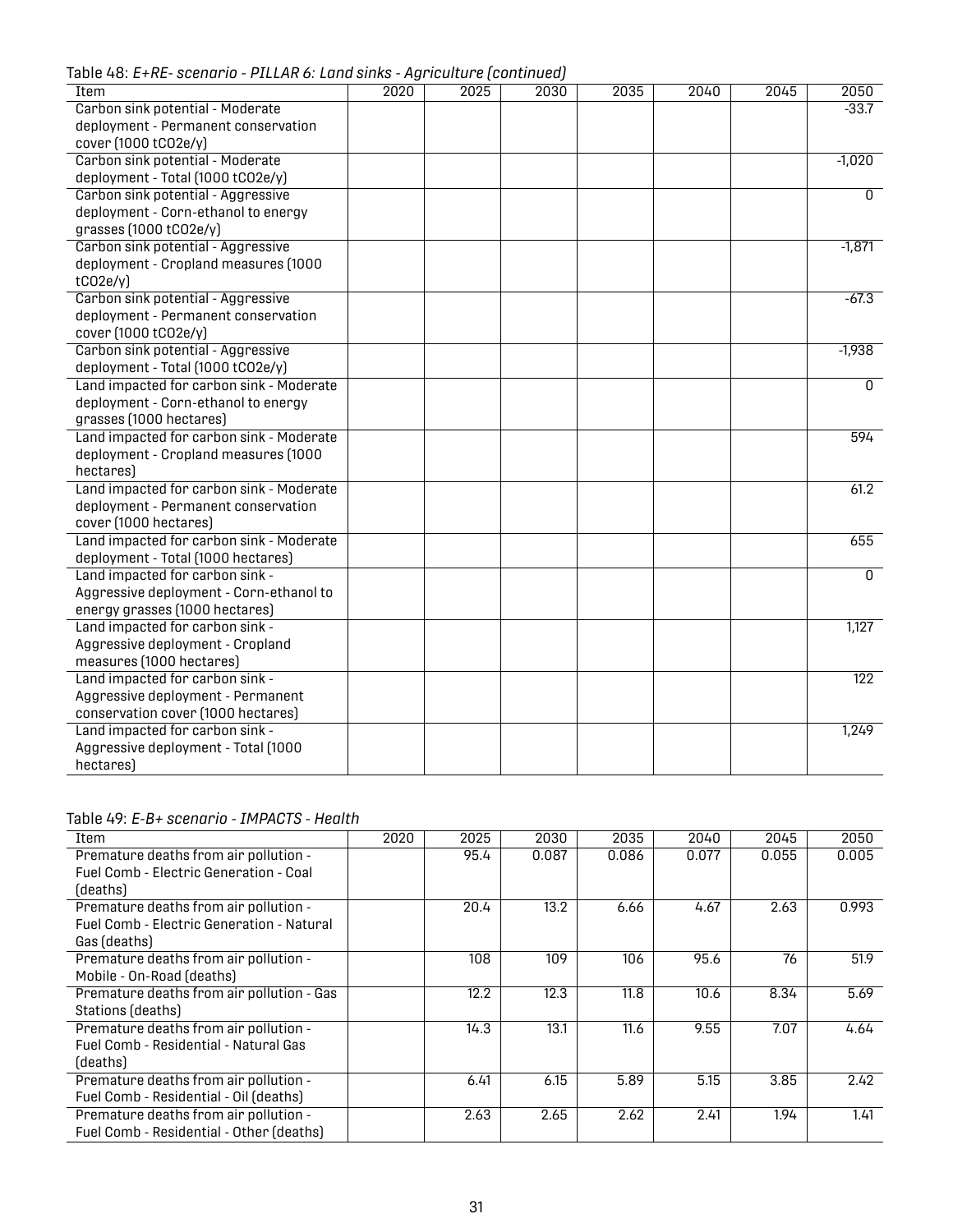Table 48: *E+RE- scenario - PILLAR 6: Land sinks - Agriculture (continued)*

| Item | 2020 | 2025 | 2030 | 2035 | 2040 | 2045 | 2050 |
|---|---|---|---|---|---|---|---|
| Carbon sink potential - Moderate deployment - Permanent conservation cover (1000 tCO2e/y) | | | | | | | -33.7 |
| Carbon sink potential - Moderate deployment - Total (1000 tCO2e/y) | | | | | | | -1,020 |
| Carbon sink potential - Aggressive deployment - Corn-ethanol to energy grasses (1000 tCO2e/y) | | | | | | | 0 |
| Carbon sink potential - Aggressive deployment - Cropland measures (1000 tCO2e/y) | | | | | | | -1,871 |
| Carbon sink potential - Aggressive deployment - Permanent conservation cover (1000 tCO2e/y) | | | | | | | -67.3 |
| Carbon sink potential - Aggressive deployment - Total (1000 tCO2e/y) | | | | | | | -1,938 |
| Land impacted for carbon sink - Moderate deployment - Corn-ethanol to energy grasses (1000 hectares) | | | | | | | 0 |
| Land impacted for carbon sink - Moderate deployment - Cropland measures (1000 hectares) | | | | | | | 594 |
| Land impacted for carbon sink - Moderate deployment - Permanent conservation cover (1000 hectares) | | | | | | | 61.2 |
| Land impacted for carbon sink - Moderate deployment - Total (1000 hectares) | | | | | | | 655 |
| Land impacted for carbon sink - Aggressive deployment - Corn-ethanol to energy grasses (1000 hectares) | | | | | | | 0 |
| Land impacted for carbon sink - Aggressive deployment - Cropland measures (1000 hectares) | | | | | | | 1,127 |
| Land impacted for carbon sink - Aggressive deployment - Permanent conservation cover (1000 hectares) | | | | | | | 122 |
| Land impacted for carbon sink - Aggressive deployment - Total (1000 hectares) | | | | | | | 1,249 |

Table 49: *E-B+ scenario - IMPACTS - Health*

| Item | 2020 | 2025 | 2030 | 2035 | 2040 | 2045 | 2050 |
|---|---|---|---|---|---|---|---|
| Premature deaths from air pollution - Fuel Comb - Electric Generation - Coal (deaths) | | 95.4 | 0.087 | 0.086 | 0.077 | 0.055 | 0.005 |
| Premature deaths from air pollution - Fuel Comb - Electric Generation - Natural Gas (deaths) | | 20.4 | 13.2 | 6.66 | 4.67 | 2.63 | 0.993 |
| Premature deaths from air pollution - Mobile - On-Road (deaths) | | 108 | 109 | 106 | 95.6 | 76 | 51.9 |
| Premature deaths from air pollution - Gas Stations (deaths) | | 12.2 | 12.3 | 11.8 | 10.6 | 8.34 | 5.69 |
| Premature deaths from air pollution - Fuel Comb - Residential - Natural Gas (deaths) | | 14.3 | 13.1 | 11.6 | 9.55 | 7.07 | 4.64 |
| Premature deaths from air pollution - Fuel Comb - Residential - Oil (deaths) | | 6.41 | 6.15 | 5.89 | 5.15 | 3.85 | 2.42 |
| Premature deaths from air pollution - Fuel Comb - Residential - Other (deaths) | | 2.63 | 2.65 | 2.62 | 2.41 | 1.94 | 1.41 |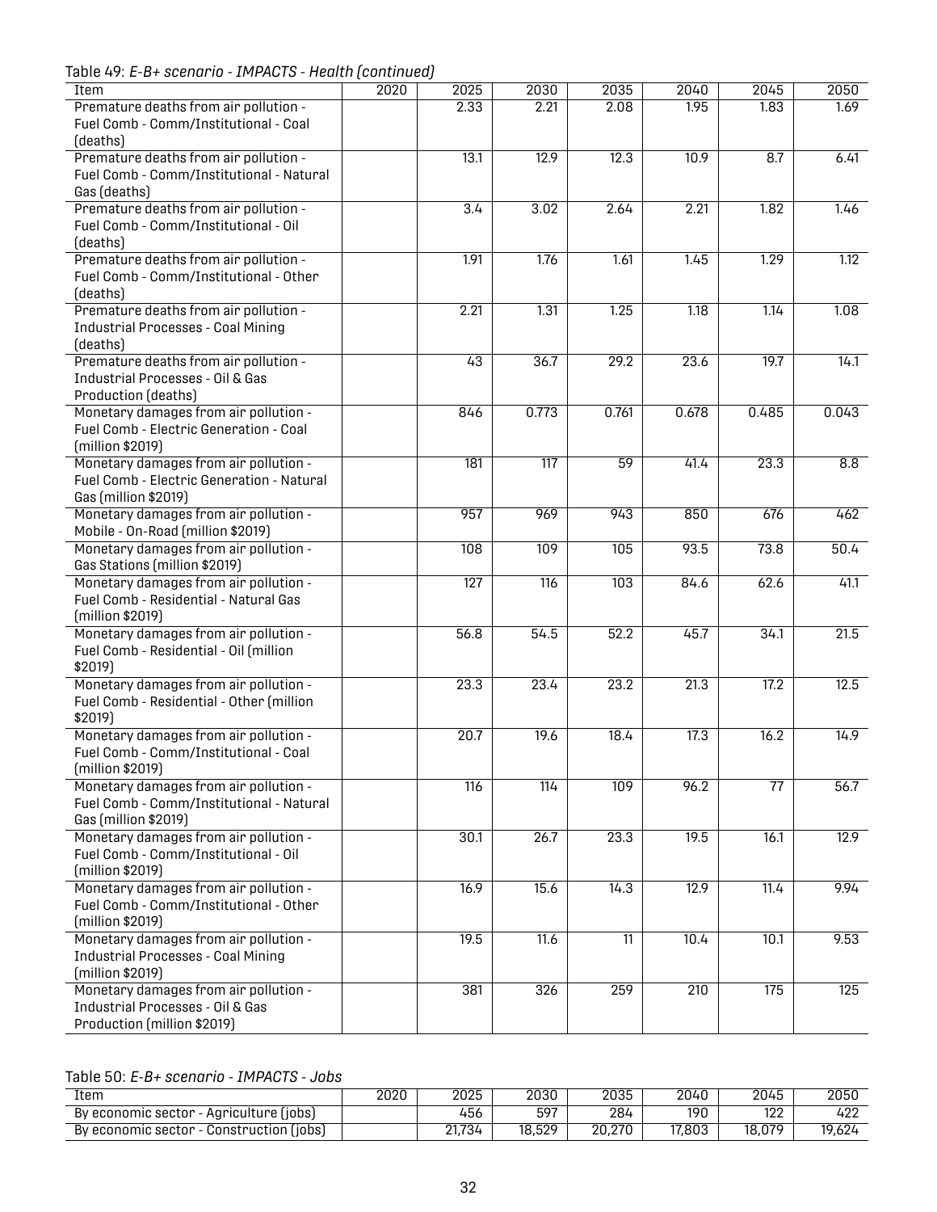Table 49: *E-B+ scenario - IMPACTS - Health (continued)*

| Item | 2020 | 2025 | 2030 | 2035 | 2040 | 2045 | 2050 |
|---|---|---|---|---|---|---|---|
| Premature deaths from air pollution - Fuel Comb - Comm/Institutional - Coal (deaths) | | 2.33 | 2.21 | 2.08 | 1.95 | 1.83 | 1.69 |
| Premature deaths from air pollution - Fuel Comb - Comm/Institutional - Natural Gas (deaths) | | 13.1 | 12.9 | 12.3 | 10.9 | 8.7 | 6.41 |
| Premature deaths from air pollution - Fuel Comb - Comm/Institutional - Oil (deaths) | | 3.4 | 3.02 | 2.64 | 2.21 | 1.82 | 1.46 |
| Premature deaths from air pollution - Fuel Comb - Comm/Institutional - Other (deaths) | | 1.91 | 1.76 | 1.61 | 1.45 | 1.29 | 1.12 |
| Premature deaths from air pollution - Industrial Processes - Coal Mining (deaths) | | 2.21 | 1.31 | 1.25 | 1.18 | 1.14 | 1.08 |
| Premature deaths from air pollution - Industrial Processes - Oil & Gas Production (deaths) | | 43 | 36.7 | 29.2 | 23.6 | 19.7 | 14.1 |
| Monetary damages from air pollution - Fuel Comb - Electric Generation - Coal (million $2019) | | 846 | 0.773 | 0.761 | 0.678 | 0.485 | 0.043 |
| Monetary damages from air pollution - Fuel Comb - Electric Generation - Natural Gas (million $2019) | | 181 | 117 | 59 | 41.4 | 23.3 | 8.8 |
| Monetary damages from air pollution - Mobile - On-Road (million $2019) | | 957 | 969 | 943 | 850 | 676 | 462 |
| Monetary damages from air pollution - Gas Stations (million $2019) | | 108 | 109 | 105 | 93.5 | 73.8 | 50.4 |
| Monetary damages from air pollution - Fuel Comb - Residential - Natural Gas (million $2019) | | 127 | 116 | 103 | 84.6 | 62.6 | 41.1 |
| Monetary damages from air pollution - Fuel Comb - Residential - Oil (million $2019) | | 56.8 | 54.5 | 52.2 | 45.7 | 34.1 | 21.5 |
| Monetary damages from air pollution - Fuel Comb - Residential - Other (million $2019) | | 23.3 | 23.4 | 23.2 | 21.3 | 17.2 | 12.5 |
| Monetary damages from air pollution - Fuel Comb - Comm/Institutional - Coal (million $2019) | | 20.7 | 19.6 | 18.4 | 17.3 | 16.2 | 14.9 |
| Monetary damages from air pollution - Fuel Comb - Comm/Institutional - Natural Gas (million $2019) | | 116 | 114 | 109 | 96.2 | 77 | 56.7 |
| Monetary damages from air pollution - Fuel Comb - Comm/Institutional - Oil (million $2019) | | 30.1 | 26.7 | 23.3 | 19.5 | 16.1 | 12.9 |
| Monetary damages from air pollution - Fuel Comb - Comm/Institutional - Other (million $2019) | | 16.9 | 15.6 | 14.3 | 12.9 | 11.4 | 9.94 |
| Monetary damages from air pollution - Industrial Processes - Coal Mining (million $2019) | | 19.5 | 11.6 | 11 | 10.4 | 10.1 | 9.53 |
| Monetary damages from air pollution - Industrial Processes - Oil & Gas Production (million $2019) | | 381 | 326 | 259 | 210 | 175 | 125 |

Table 50: *E-B+ scenario - IMPACTS - Jobs*

| Item | 2020 | 2025 | 2030 | 2035 | 2040 | 2045 | 2050 |
|---|---|---|---|---|---|---|---|
| By economic sector - Agriculture (jobs) | | 456 | 597 | 284 | 190 | 122 | 422 |
| By economic sector - Construction (jobs) | | 21,734 | 18,529 | 20,270 | 17,803 | 18,079 | 19,624 |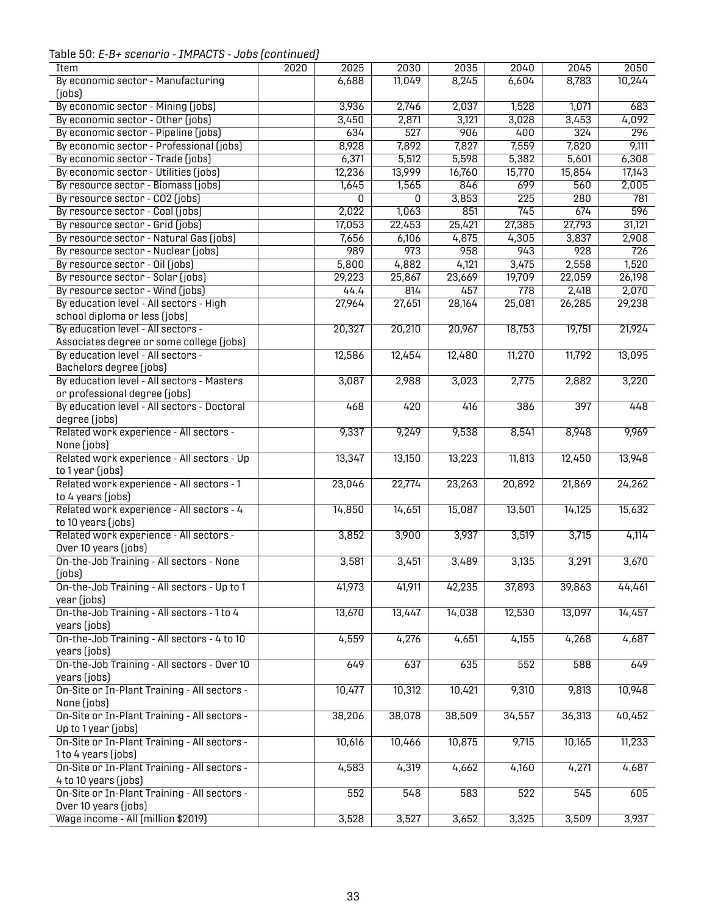Table 50: *E-B+ scenario - IMPACTS - Jobs (continued)*

| Item | 2020 | 2025 | 2030 | 2035 | 2040 | 2045 | 2050 |
|---|---|---|---|---|---|---|---|
| By economic sector - Manufacturing (jobs) | | 6,688 | 11,049 | 8,245 | 6,604 | 8,783 | 10,244 |
| By economic sector - Mining (jobs) | | 3,936 | 2,746 | 2,037 | 1,528 | 1,071 | 683 |
| By economic sector - Other (jobs) | | 3,450 | 2,871 | 3,121 | 3,028 | 3,453 | 4,092 |
| By economic sector - Pipeline (jobs) | | 634 | 527 | 906 | 400 | 324 | 296 |
| By economic sector - Professional (jobs) | | 8,928 | 7,892 | 7,827 | 7,559 | 7,820 | 9,111 |
| By economic sector - Trade (jobs) | | 6,371 | 5,512 | 5,598 | 5,382 | 5,601 | 6,308 |
| By economic sector - Utilities (jobs) | | 12,236 | 13,999 | 16,760 | 15,770 | 15,854 | 17,143 |
| By resource sector - Biomass (jobs) | | 1,645 | 1,565 | 846 | 699 | 560 | 2,005 |
| By resource sector - CO2 (jobs) | | 0 | 0 | 3,853 | 225 | 280 | 781 |
| By resource sector - Coal (jobs) | | 2,022 | 1,063 | 851 | 745 | 674 | 596 |
| By resource sector - Grid (jobs) | | 17,053 | 22,453 | 25,421 | 27,385 | 27,793 | 31,121 |
| By resource sector - Natural Gas (jobs) | | 7,656 | 6,106 | 4,875 | 4,305 | 3,837 | 2,908 |
| By resource sector - Nuclear (jobs) | | 989 | 973 | 958 | 943 | 928 | 726 |
| By resource sector - Oil (jobs) | | 5,800 | 4,882 | 4,121 | 3,475 | 2,558 | 1,520 |
| By resource sector - Solar (jobs) | | 29,223 | 25,867 | 23,669 | 19,709 | 22,059 | 26,198 |
| By resource sector - Wind (jobs) | | 44.4 | 814 | 457 | 778 | 2,418 | 2,070 |
| By education level - All sectors - High school diploma or less (jobs) | | 27,964 | 27,651 | 28,164 | 25,081 | 26,285 | 29,238 |
| By education level - All sectors - Associates degree or some college (jobs) | | 20,327 | 20,210 | 20,967 | 18,753 | 19,751 | 21,924 |
| By education level - All sectors - Bachelors degree (jobs) | | 12,586 | 12,454 | 12,480 | 11,270 | 11,792 | 13,095 |
| By education level - All sectors - Masters or professional degree (jobs) | | 3,087 | 2,988 | 3,023 | 2,775 | 2,882 | 3,220 |
| By education level - All sectors - Doctoral degree (jobs) | | 468 | 420 | 416 | 386 | 397 | 448 |
| Related work experience - All sectors - None (jobs) | | 9,337 | 9,249 | 9,538 | 8,541 | 8,948 | 9,969 |
| Related work experience - All sectors - Up to 1 year (jobs) | | 13,347 | 13,150 | 13,223 | 11,813 | 12,450 | 13,948 |
| Related work experience - All sectors - 1 to 4 years (jobs) | | 23,046 | 22,774 | 23,263 | 20,892 | 21,869 | 24,262 |
| Related work experience - All sectors - 4 to 10 years (jobs) | | 14,850 | 14,651 | 15,087 | 13,501 | 14,125 | 15,632 |
| Related work experience - All sectors - Over 10 years (jobs) | | 3,852 | 3,900 | 3,937 | 3,519 | 3,715 | 4,114 |
| On-the-Job Training - All sectors - None (jobs) | | 3,581 | 3,451 | 3,489 | 3,135 | 3,291 | 3,670 |
| On-the-Job Training - All sectors - Up to 1 year (jobs) | | 41,973 | 41,911 | 42,235 | 37,893 | 39,863 | 44,461 |
| On-the-Job Training - All sectors - 1 to 4 years (jobs) | | 13,670 | 13,447 | 14,038 | 12,530 | 13,097 | 14,457 |
| On-the-Job Training - All sectors - 4 to 10 years (jobs) | | 4,559 | 4,276 | 4,651 | 4,155 | 4,268 | 4,687 |
| On-the-Job Training - All sectors - Over 10 years (jobs) | | 649 | 637 | 635 | 552 | 588 | 649 |
| On-Site or In-Plant Training - All sectors - None (jobs) | | 10,477 | 10,312 | 10,421 | 9,310 | 9,813 | 10,948 |
| On-Site or In-Plant Training - All sectors - Up to 1 year (jobs) | | 38,206 | 38,078 | 38,509 | 34,557 | 36,313 | 40,452 |
| On-Site or In-Plant Training - All sectors - 1 to 4 years (jobs) | | 10,616 | 10,466 | 10,875 | 9,715 | 10,165 | 11,233 |
| On-Site or In-Plant Training - All sectors - 4 to 10 years (jobs) | | 4,583 | 4,319 | 4,662 | 4,160 | 4,271 | 4,687 |
| On-Site or In-Plant Training - All sectors - Over 10 years (jobs) | | 552 | 548 | 583 | 522 | 545 | 605 |
| Wage income - All (million $2019) | | 3,528 | 3,527 | 3,652 | 3,325 | 3,509 | 3,937 |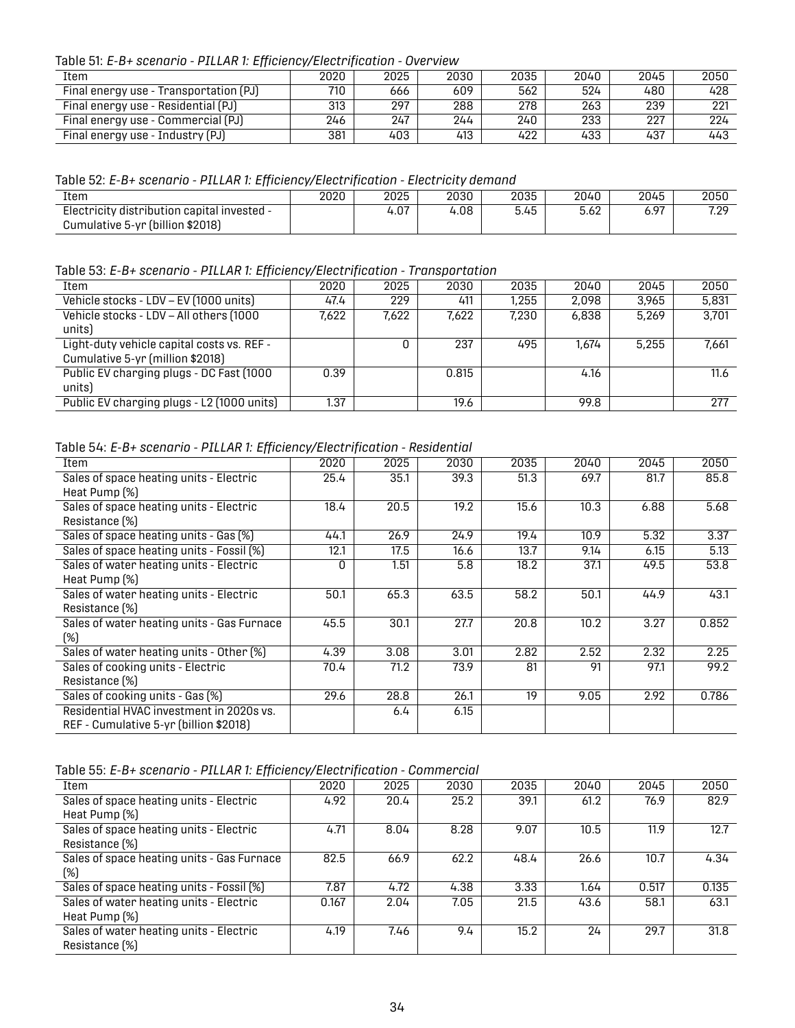Table 51: *E-B+ scenario - PILLAR 1: Efficiency/Electrification - Overview*

| Item | 2020 | 2025 | 2030 | 2035 | 2040 | 2045 | 2050 |
|---|---|---|---|---|---|---|---|
| Final energy use - Transportation (PJ) | 710 | 666 | 609 | 562 | 524 | 480 | 428 |
| Final energy use - Residential (PJ) | 313 | 297 | 288 | 278 | 263 | 239 | 221 |
| Final energy use - Commercial (PJ) | 246 | 247 | 244 | 240 | 233 | 227 | 224 |
| Final energy use - Industry (PJ) | 381 | 403 | 413 | 422 | 433 | 437 | 443 |

Table 52: *E-B+ scenario - PILLAR 1: Efficiency/Electrification - Electricity demand*

| Item | 2020 | 2025 | 2030 | 2035 | 2040 | 2045 | 2050 |
|---|---|---|---|---|---|---|---|
| Electricity distribution capital invested - Cumulative 5-yr (billion $2018) | | 4.07 | 4.08 | 5.45 | 5.62 | 6.97 | 7.29 |

Table 53: *E-B+ scenario - PILLAR 1: Efficiency/Electrification - Transportation*

| Item | 2020 | 2025 | 2030 | 2035 | 2040 | 2045 | 2050 |
|---|---|---|---|---|---|---|---|
| Vehicle stocks - LDV – EV (1000 units) | 47.4 | 229 | 411 | 1,255 | 2,098 | 3,965 | 5,831 |
| Vehicle stocks - LDV – All others (1000 units) | 7,622 | 7,622 | 7,622 | 7,230 | 6,838 | 5,269 | 3,701 |
| Light-duty vehicle capital costs vs. REF - Cumulative 5-yr (million $2018) | | 0 | 237 | 495 | 1,674 | 5,255 | 7,661 |
| Public EV charging plugs - DC Fast (1000 units) | 0.39 | | 0.815 | | 4.16 | | 11.6 |
| Public EV charging plugs - L2 (1000 units) | 1.37 | | 19.6 | | 99.8 | | 277 |

Table 54: *E-B+ scenario - PILLAR 1: Efficiency/Electrification - Residential*

| Item | 2020 | 2025 | 2030 | 2035 | 2040 | 2045 | 2050 |
|---|---|---|---|---|---|---|---|
| Sales of space heating units - Electric Heat Pump (%) | 25.4 | 35.1 | 39.3 | 51.3 | 69.7 | 81.7 | 85.8 |
| Sales of space heating units - Electric Resistance (%) | 18.4 | 20.5 | 19.2 | 15.6 | 10.3 | 6.88 | 5.68 |
| Sales of space heating units - Gas (%) | 44.1 | 26.9 | 24.9 | 19.4 | 10.9 | 5.32 | 3.37 |
| Sales of space heating units - Fossil (%) | 12.1 | 17.5 | 16.6 | 13.7 | 9.14 | 6.15 | 5.13 |
| Sales of water heating units - Electric Heat Pump (%) | 0 | 1.51 | 5.8 | 18.2 | 37.1 | 49.5 | 53.8 |
| Sales of water heating units - Electric Resistance (%) | 50.1 | 65.3 | 63.5 | 58.2 | 50.1 | 44.9 | 43.1 |
| Sales of water heating units - Gas Furnace (%) | 45.5 | 30.1 | 27.7 | 20.8 | 10.2 | 3.27 | 0.852 |
| Sales of water heating units - Other (%) | 4.39 | 3.08 | 3.01 | 2.82 | 2.52 | 2.32 | 2.25 |
| Sales of cooking units - Electric Resistance (%) | 70.4 | 71.2 | 73.9 | 81 | 91 | 97.1 | 99.2 |
| Sales of cooking units - Gas (%) | 29.6 | 28.8 | 26.1 | 19 | 9.05 | 2.92 | 0.786 |
| Residential HVAC investment in 2020s vs. REF - Cumulative 5-yr (billion $2018) | | 6.4 | 6.15 | | | | |

Table 55: *E-B+ scenario - PILLAR 1: Efficiency/Electrification - Commercial*

| Item | 2020 | 2025 | 2030 | 2035 | 2040 | 2045 | 2050 |
|---|---|---|---|---|---|---|---|
| Sales of space heating units - Electric Heat Pump (%) | 4.92 | 20.4 | 25.2 | 39.1 | 61.2 | 76.9 | 82.9 |
| Sales of space heating units - Electric Resistance (%) | 4.71 | 8.04 | 8.28 | 9.07 | 10.5 | 11.9 | 12.7 |
| Sales of space heating units - Gas Furnace (%) | 82.5 | 66.9 | 62.2 | 48.4 | 26.6 | 10.7 | 4.34 |
| Sales of space heating units - Fossil (%) | 7.87 | 4.72 | 4.38 | 3.33 | 1.64 | 0.517 | 0.135 |
| Sales of water heating units - Electric Heat Pump (%) | 0.167 | 2.04 | 7.05 | 21.5 | 43.6 | 58.1 | 63.1 |
| Sales of water heating units - Electric Resistance (%) | 4.19 | 7.46 | 9.4 | 15.2 | 24 | 29.7 | 31.8 |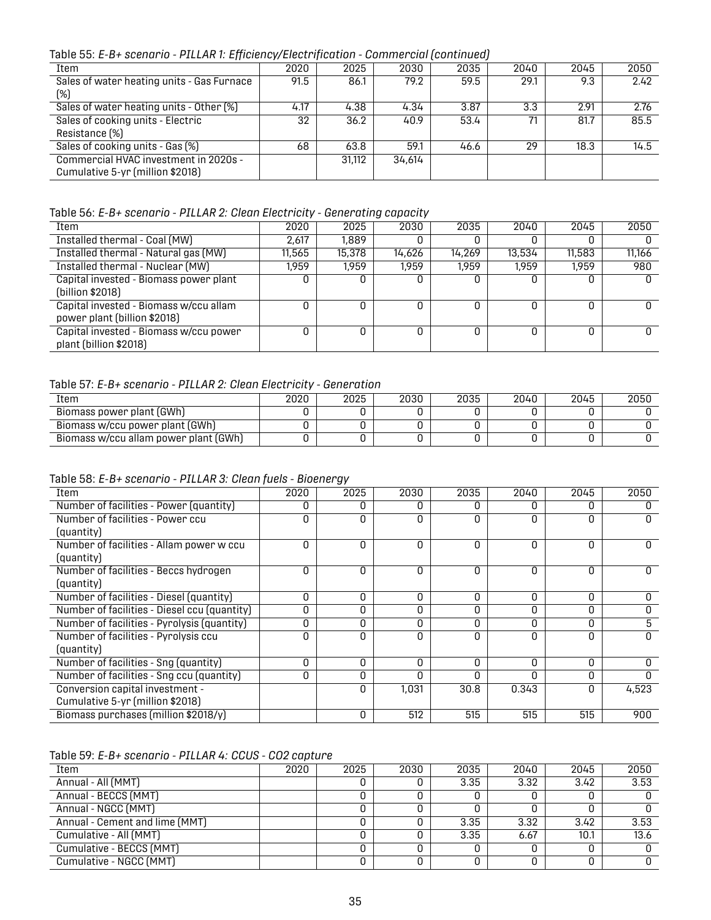Table 55: *E-B+ scenario - PILLAR 1: Efficiency/Electrification - Commercial (continued)*

| Item | 2020 | 2025 | 2030 | 2035 | 2040 | 2045 | 2050 |
|---|---|---|---|---|---|---|---|
| Sales of water heating units - Gas Furnace (%) | 91.5 | 86.1 | 79.2 | 59.5 | 29.1 | 9.3 | 2.42 |
| Sales of water heating units - Other (%) | 4.17 | 4.38 | 4.34 | 3.87 | 3.3 | 2.91 | 2.76 |
| Sales of cooking units - Electric Resistance (%) | 32 | 36.2 | 40.9 | 53.4 | 71 | 81.7 | 85.5 |
| Sales of cooking units - Gas (%) | 68 | 63.8 | 59.1 | 46.6 | 29 | 18.3 | 14.5 |
| Commercial HVAC investment in 2020s - Cumulative 5-yr (million $2018) | | 31,112 | 34,614 | | | | |

Table 56: *E-B+ scenario - PILLAR 2: Clean Electricity - Generating capacity*

| Item | 2020 | 2025 | 2030 | 2035 | 2040 | 2045 | 2050 |
|---|---|---|---|---|---|---|---|
| Installed thermal - Coal (MW) | 2,617 | 1,889 | 0 | 0 | 0 | 0 | 0 |
| Installed thermal - Natural gas (MW) | 11,565 | 15,378 | 14,626 | 14,269 | 13,534 | 11,583 | 11,166 |
| Installed thermal - Nuclear (MW) | 1,959 | 1,959 | 1,959 | 1,959 | 1,959 | 1,959 | 980 |
| Capital invested - Biomass power plant (billion $2018) | 0 | 0 | 0 | 0 | 0 | 0 | 0 |
| Capital invested - Biomass w/ccu allam power plant (billion $2018) | 0 | 0 | 0 | 0 | 0 | 0 | 0 |
| Capital invested - Biomass w/ccu power plant (billion $2018) | 0 | 0 | 0 | 0 | 0 | 0 | 0 |

Table 57: *E-B+ scenario - PILLAR 2: Clean Electricity - Generation*

| Item | 2020 | 2025 | 2030 | 2035 | 2040 | 2045 | 2050 |
|---|---|---|---|---|---|---|---|
| Biomass power plant (GWh) | 0 | 0 | 0 | 0 | 0 | 0 | 0 |
| Biomass w/ccu power plant (GWh) | 0 | 0 | 0 | 0 | 0 | 0 | 0 |
| Biomass w/ccu allam power plant (GWh) | 0 | 0 | 0 | 0 | 0 | 0 | 0 |

Table 58: *E-B+ scenario - PILLAR 3: Clean fuels - Bioenergy*

| Item | 2020 | 2025 | 2030 | 2035 | 2040 | 2045 | 2050 |
|---|---|---|---|---|---|---|---|
| Number of facilities - Power (quantity) | 0 | 0 | 0 | 0 | 0 | 0 | 0 |
| Number of facilities - Power ccu (quantity) | 0 | 0 | 0 | 0 | 0 | 0 | 0 |
| Number of facilities - Allam power w ccu (quantity) | 0 | 0 | 0 | 0 | 0 | 0 | 0 |
| Number of facilities - Beccs hydrogen (quantity) | 0 | 0 | 0 | 0 | 0 | 0 | 0 |
| Number of facilities - Diesel (quantity) | 0 | 0 | 0 | 0 | 0 | 0 | 0 |
| Number of facilities - Diesel ccu (quantity) | 0 | 0 | 0 | 0 | 0 | 0 | 0 |
| Number of facilities - Pyrolysis (quantity) | 0 | 0 | 0 | 0 | 0 | 0 | 5 |
| Number of facilities - Pyrolysis ccu (quantity) | 0 | 0 | 0 | 0 | 0 | 0 | 0 |
| Number of facilities - Sng (quantity) | 0 | 0 | 0 | 0 | 0 | 0 | 0 |
| Number of facilities - Sng ccu (quantity) | 0 | 0 | 0 | 0 | 0 | 0 | 0 |
| Conversion capital investment - Cumulative 5-yr (million $2018) | | 0 | 1,031 | 30.8 | 0.343 | 0 | 4,523 |
| Biomass purchases (million $2018/y) | | 0 | 512 | 515 | 515 | 515 | 900 |

Table 59: *E-B+ scenario - PILLAR 4: CCUS - CO2 capture*

| Item | 2020 | 2025 | 2030 | 2035 | 2040 | 2045 | 2050 |
|---|---|---|---|---|---|---|---|
| Annual - All (MMT) | | 0 | 0 | 3.35 | 3.32 | 3.42 | 3.53 |
| Annual - BECCS (MMT) | | 0 | 0 | 0 | 0 | 0 | 0 |
| Annual - NGCC (MMT) | | 0 | 0 | 0 | 0 | 0 | 0 |
| Annual - Cement and lime (MMT) | | 0 | 0 | 3.35 | 3.32 | 3.42 | 3.53 |
| Cumulative - All (MMT) | | 0 | 0 | 3.35 | 6.67 | 10.1 | 13.6 |
| Cumulative - BECCS (MMT) | | 0 | 0 | 0 | 0 | 0 | 0 |
| Cumulative - NGCC (MMT) | | 0 | 0 | 0 | 0 | 0 | 0 |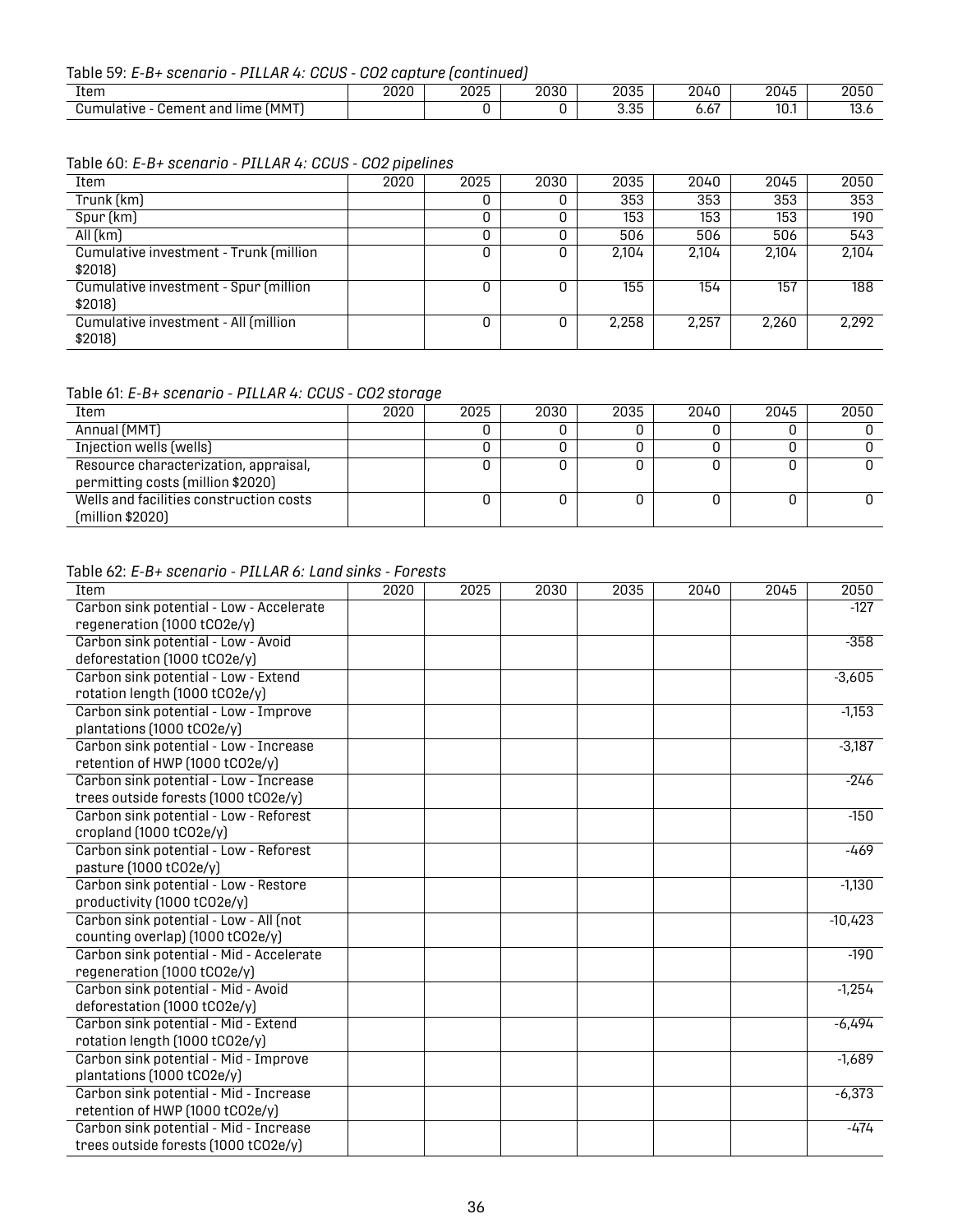Table 59: *E-B+ scenario - PILLAR 4: CCUS - CO2 capture (continued)*

| Item | 2020 | 2025 | 2030 | 2035 | 2040 | 2045 | 2050 |
|---|---|---|---|---|---|---|---|
| Cumulative - Cement and lime (MMT) | | 0 | 0 | 3.35 | 6.67 | 10.1 | 13.6 |

Table 60: *E-B+ scenario - PILLAR 4: CCUS - CO2 pipelines*

| Item | 2020 | 2025 | 2030 | 2035 | 2040 | 2045 | 2050 |
|---|---|---|---|---|---|---|---|
| Trunk (km) | | 0 | 0 | 353 | 353 | 353 | 353 |
| Spur (km) | | 0 | 0 | 153 | 153 | 153 | 190 |
| All (km) | | 0 | 0 | 506 | 506 | 506 | 543 |
| Cumulative investment - Trunk (million $2018) | | 0 | 0 | 2,104 | 2,104 | 2,104 | 2,104 |
| Cumulative investment - Spur (million $2018) | | 0 | 0 | 155 | 154 | 157 | 188 |
| Cumulative investment - All (million $2018) | | 0 | 0 | 2,258 | 2,257 | 2,260 | 2,292 |

Table 61: *E-B+ scenario - PILLAR 4: CCUS - CO2 storage*

| Item | 2020 | 2025 | 2030 | 2035 | 2040 | 2045 | 2050 |
|---|---|---|---|---|---|---|---|
| Annual (MMT) | | 0 | 0 | 0 | 0 | 0 | 0 |
| Injection wells (wells) | | 0 | 0 | 0 | 0 | 0 | 0 |
| Resource characterization, appraisal, permitting costs (million $2020) | | 0 | 0 | 0 | 0 | 0 | 0 |
| Wells and facilities construction costs (million $2020) | | 0 | 0 | 0 | 0 | 0 | 0 |

Table 62: *E-B+ scenario - PILLAR 6: Land sinks - Forests*

| Item | 2020 | 2025 | 2030 | 2035 | 2040 | 2045 | 2050 |
|---|---|---|---|---|---|---|---|
| Carbon sink potential - Low - Accelerate regeneration (1000 tCO2e/y) | | | | | | | -127 |
| Carbon sink potential - Low - Avoid deforestation (1000 tCO2e/y) | | | | | | | -358 |
| Carbon sink potential - Low - Extend rotation length (1000 tCO2e/y) | | | | | | | -3,605 |
| Carbon sink potential - Low - Improve plantations (1000 tCO2e/y) | | | | | | | -1,153 |
| Carbon sink potential - Low - Increase retention of HWP (1000 tCO2e/y) | | | | | | | -3,187 |
| Carbon sink potential - Low - Increase trees outside forests (1000 tCO2e/y) | | | | | | | -246 |
| Carbon sink potential - Low - Reforest cropland (1000 tCO2e/y) | | | | | | | -150 |
| Carbon sink potential - Low - Reforest pasture (1000 tCO2e/y) | | | | | | | -469 |
| Carbon sink potential - Low - Restore productivity (1000 tCO2e/y) | | | | | | | -1,130 |
| Carbon sink potential - Low - All (not counting overlap) (1000 tCO2e/y) | | | | | | | -10,423 |
| Carbon sink potential - Mid - Accelerate regeneration (1000 tCO2e/y) | | | | | | | -190 |
| Carbon sink potential - Mid - Avoid deforestation (1000 tCO2e/y) | | | | | | | -1,254 |
| Carbon sink potential - Mid - Extend rotation length (1000 tCO2e/y) | | | | | | | -6,494 |
| Carbon sink potential - Mid - Improve plantations (1000 tCO2e/y) | | | | | | | -1,689 |
| Carbon sink potential - Mid - Increase retention of HWP (1000 tCO2e/y) | | | | | | | -6,373 |
| Carbon sink potential - Mid - Increase trees outside forests (1000 tCO2e/y) | | | | | | | -474 |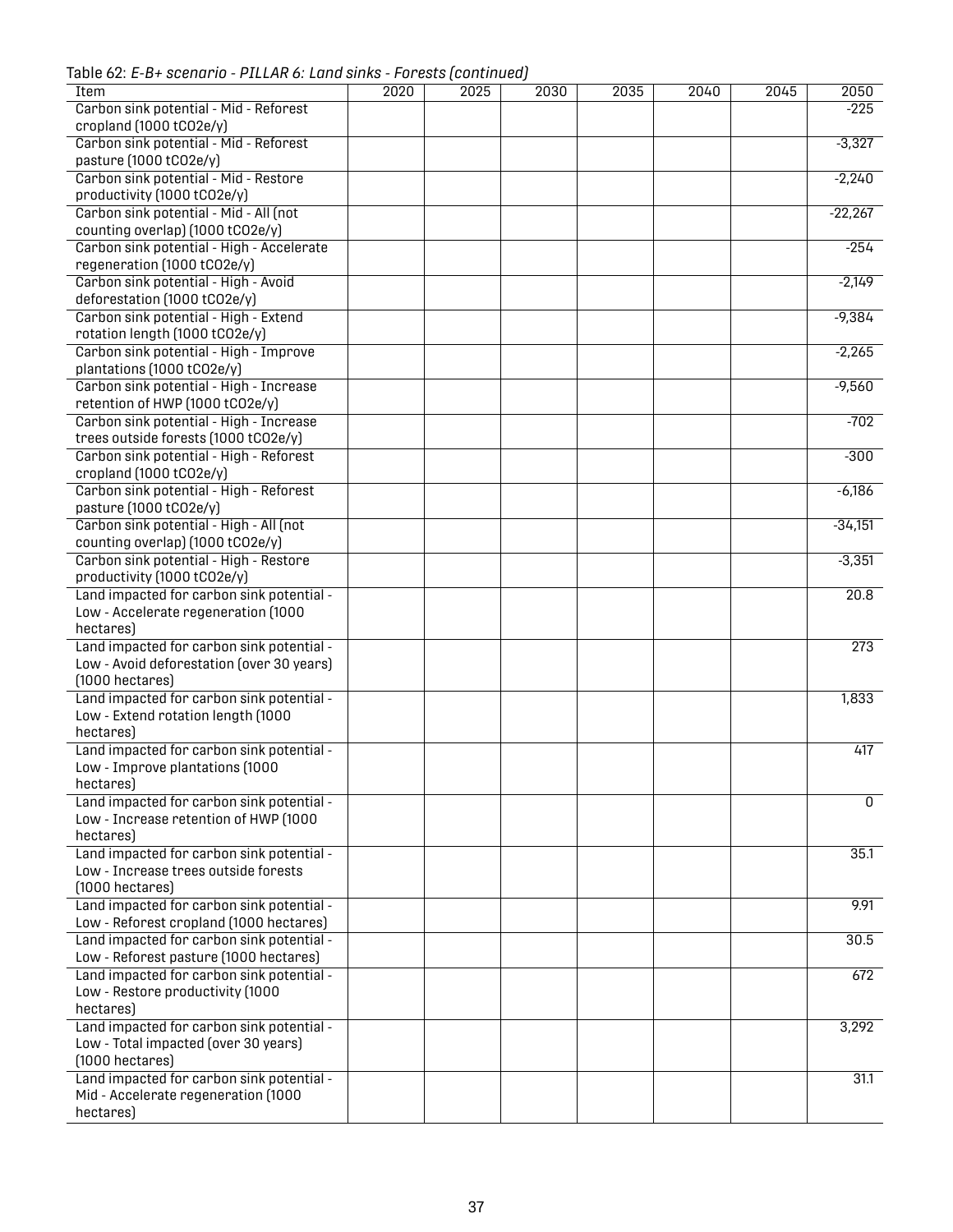Table 62: *E-B+ scenario - PILLAR 6: Land sinks - Forests (continued)*

| Item | 2020 | 2025 | 2030 | 2035 | 2040 | 2045 | 2050 |
|---|---|---|---|---|---|---|---|
| Carbon sink potential - Mid - Reforest cropland (1000 tCO2e/y) | | | | | | | -225 |
| Carbon sink potential - Mid - Reforest pasture (1000 tCO2e/y) | | | | | | | -3,327 |
| Carbon sink potential - Mid - Restore productivity (1000 tCO2e/y) | | | | | | | -2,240 |
| Carbon sink potential - Mid - All (not counting overlap) (1000 tCO2e/y) | | | | | | | -22,267 |
| Carbon sink potential - High - Accelerate regeneration (1000 tCO2e/y) | | | | | | | -254 |
| Carbon sink potential - High - Avoid deforestation (1000 tCO2e/y) | | | | | | | -2,149 |
| Carbon sink potential - High - Extend rotation length (1000 tCO2e/y) | | | | | | | -9,384 |
| Carbon sink potential - High - Improve plantations (1000 tCO2e/y) | | | | | | | -2,265 |
| Carbon sink potential - High - Increase retention of HWP (1000 tCO2e/y) | | | | | | | -9,560 |
| Carbon sink potential - High - Increase trees outside forests (1000 tCO2e/y) | | | | | | | -702 |
| Carbon sink potential - High - Reforest cropland (1000 tCO2e/y) | | | | | | | -300 |
| Carbon sink potential - High - Reforest pasture (1000 tCO2e/y) | | | | | | | -6,186 |
| Carbon sink potential - High - All (not counting overlap) (1000 tCO2e/y) | | | | | | | -34,151 |
| Carbon sink potential - High - Restore productivity (1000 tCO2e/y) | | | | | | | -3,351 |
| Land impacted for carbon sink potential - Low - Accelerate regeneration (1000 hectares) | | | | | | | 20.8 |
| Land impacted for carbon sink potential - Low - Avoid deforestation (over 30 years) (1000 hectares) | | | | | | | 273 |
| Land impacted for carbon sink potential - Low - Extend rotation length (1000 hectares) | | | | | | | 1,833 |
| Land impacted for carbon sink potential - Low - Improve plantations (1000 hectares) | | | | | | | 417 |
| Land impacted for carbon sink potential - Low - Increase retention of HWP (1000 hectares) | | | | | | | 0 |
| Land impacted for carbon sink potential - Low - Increase trees outside forests (1000 hectares) | | | | | | | 35.1 |
| Land impacted for carbon sink potential - Low - Reforest cropland (1000 hectares) | | | | | | | 9.91 |
| Land impacted for carbon sink potential - Low - Reforest pasture (1000 hectares) | | | | | | | 30.5 |
| Land impacted for carbon sink potential - Low - Restore productivity (1000 hectares) | | | | | | | 672 |
| Land impacted for carbon sink potential - Low - Total impacted (over 30 years) (1000 hectares) | | | | | | | 3,292 |
| Land impacted for carbon sink potential - Mid - Accelerate regeneration (1000 hectares) | | | | | | | 31.1 |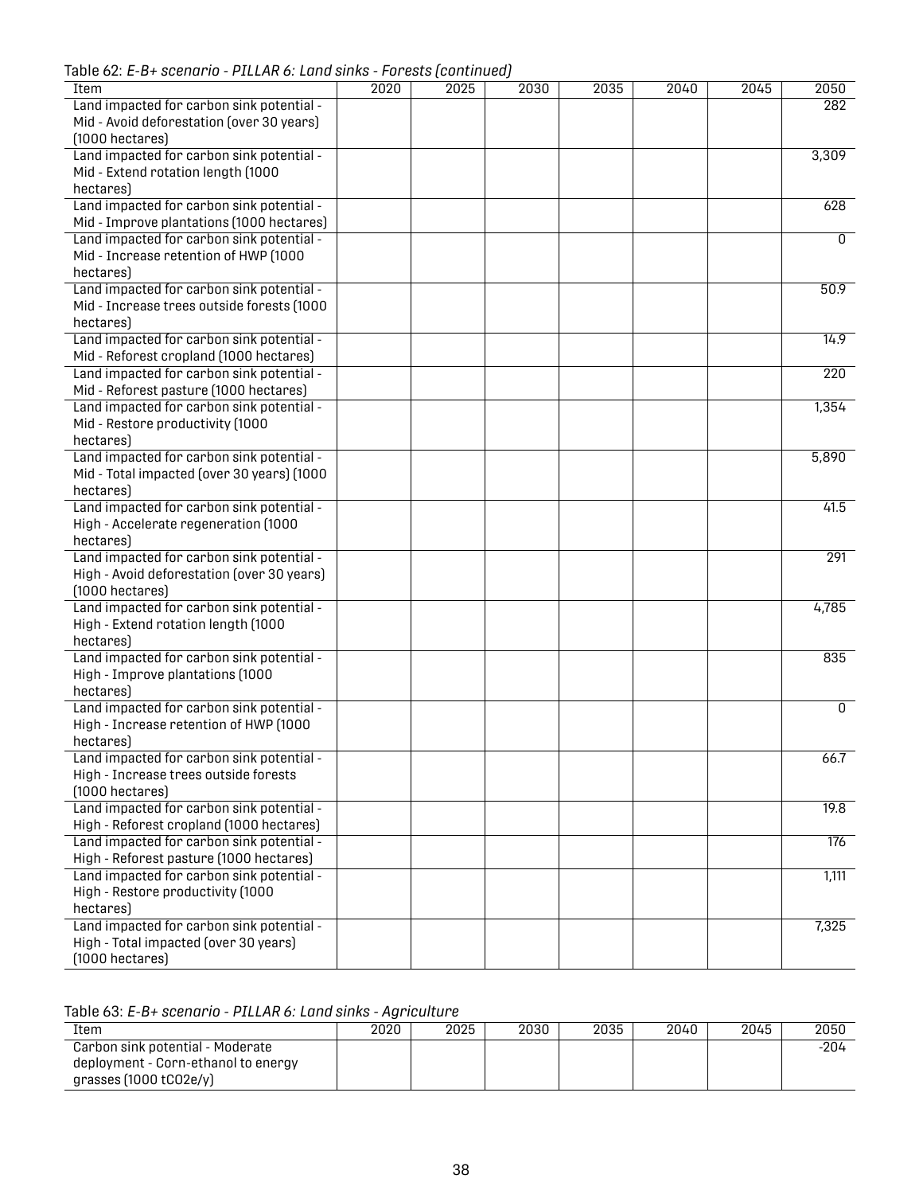Table 62: *E-B+ scenario - PILLAR 6: Land sinks - Forests (continued)*

| Item | 2020 | 2025 | 2030 | 2035 | 2040 | 2045 | 2050 |
|---|---|---|---|---|---|---|---|
| Land impacted for carbon sink potential - Mid - Avoid deforestation (over 30 years) (1000 hectares) | | | | | | | 282 |
| Land impacted for carbon sink potential - Mid - Extend rotation length (1000 hectares) | | | | | | | 3,309 |
| Land impacted for carbon sink potential - Mid - Improve plantations (1000 hectares) | | | | | | | 628 |
| Land impacted for carbon sink potential - Mid - Increase retention of HWP (1000 hectares) | | | | | | | 0 |
| Land impacted for carbon sink potential - Mid - Increase trees outside forests (1000 hectares) | | | | | | | 50.9 |
| Land impacted for carbon sink potential - Mid - Reforest cropland (1000 hectares) | | | | | | | 14.9 |
| Land impacted for carbon sink potential - Mid - Reforest pasture (1000 hectares) | | | | | | | 220 |
| Land impacted for carbon sink potential - Mid - Restore productivity (1000 hectares) | | | | | | | 1,354 |
| Land impacted for carbon sink potential - Mid - Total impacted (over 30 years) (1000 hectares) | | | | | | | 5,890 |
| Land impacted for carbon sink potential - High - Accelerate regeneration (1000 hectares) | | | | | | | 41.5 |
| Land impacted for carbon sink potential - High - Avoid deforestation (over 30 years) (1000 hectares) | | | | | | | 291 |
| Land impacted for carbon sink potential - High - Extend rotation length (1000 hectares) | | | | | | | 4,785 |
| Land impacted for carbon sink potential - High - Improve plantations (1000 hectares) | | | | | | | 835 |
| Land impacted for carbon sink potential - High - Increase retention of HWP (1000 hectares) | | | | | | | 0 |
| Land impacted for carbon sink potential - High - Increase trees outside forests (1000 hectares) | | | | | | | 66.7 |
| Land impacted for carbon sink potential - High - Reforest cropland (1000 hectares) | | | | | | | 19.8 |
| Land impacted for carbon sink potential - High - Reforest pasture (1000 hectares) | | | | | | | 176 |
| Land impacted for carbon sink potential - High - Restore productivity (1000 hectares) | | | | | | | 1,111 |
| Land impacted for carbon sink potential - High - Total impacted (over 30 years) (1000 hectares) | | | | | | | 7,325 |

Table 63: *E-B+ scenario - PILLAR 6: Land sinks - Agriculture*

| Item | 2020 | 2025 | 2030 | 2035 | 2040 | 2045 | 2050 |
|---|---|---|---|---|---|---|---|
| Carbon sink potential - Moderate deployment - Corn-ethanol to energy grasses (1000 tCO2e/y) | | | | | | | -204 |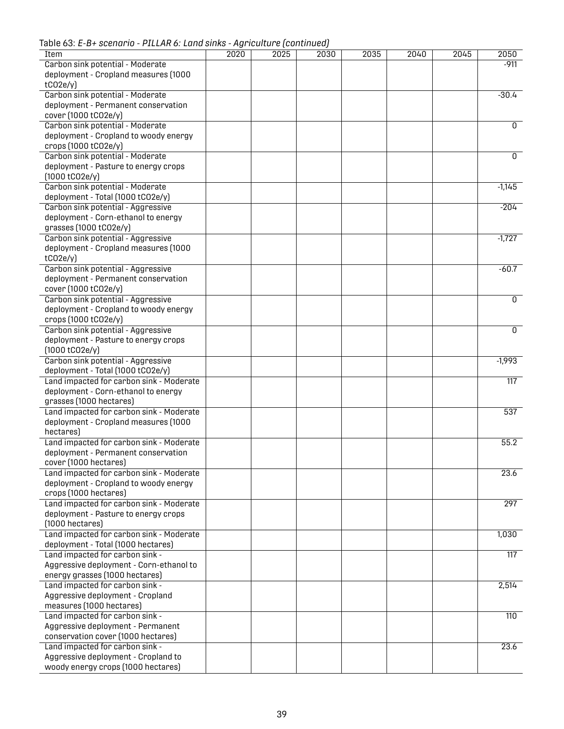Table 63: *E-B+ scenario - PILLAR 6: Land sinks - Agriculture (continued)*

| Item | 2020 | 2025 | 2030 | 2035 | 2040 | 2045 | 2050 |
|---|---|---|---|---|---|---|---|
| Carbon sink potential - Moderate deployment - Cropland measures (1000 tCO2e/y) | | | | | | | -911 |
| Carbon sink potential - Moderate deployment - Permanent conservation cover (1000 tCO2e/y) | | | | | | | -30.4 |
| Carbon sink potential - Moderate deployment - Cropland to woody energy crops (1000 tCO2e/y) | | | | | | | 0 |
| Carbon sink potential - Moderate deployment - Pasture to energy crops (1000 tCO2e/y) | | | | | | | 0 |
| Carbon sink potential - Moderate deployment - Total (1000 tCO2e/y) | | | | | | | -1,145 |
| Carbon sink potential - Aggressive deployment - Corn-ethanol to energy grasses (1000 tCO2e/y) | | | | | | | -204 |
| Carbon sink potential - Aggressive deployment - Cropland measures (1000 tCO2e/y) | | | | | | | -1,727 |
| Carbon sink potential - Aggressive deployment - Permanent conservation cover (1000 tCO2e/y) | | | | | | | -60.7 |
| Carbon sink potential - Aggressive deployment - Cropland to woody energy crops (1000 tCO2e/y) | | | | | | | 0 |
| Carbon sink potential - Aggressive deployment - Pasture to energy crops (1000 tCO2e/y) | | | | | | | 0 |
| Carbon sink potential - Aggressive deployment - Total (1000 tCO2e/y) | | | | | | | -1,993 |
| Land impacted for carbon sink - Moderate deployment - Corn-ethanol to energy grasses (1000 hectares) | | | | | | | 117 |
| Land impacted for carbon sink - Moderate deployment - Cropland measures (1000 hectares) | | | | | | | 537 |
| Land impacted for carbon sink - Moderate deployment - Permanent conservation cover (1000 hectares) | | | | | | | 55.2 |
| Land impacted for carbon sink - Moderate deployment - Cropland to woody energy crops (1000 hectares) | | | | | | | 23.6 |
| Land impacted for carbon sink - Moderate deployment - Pasture to energy crops (1000 hectares) | | | | | | | 297 |
| Land impacted for carbon sink - Moderate deployment - Total (1000 hectares) | | | | | | | 1,030 |
| Land impacted for carbon sink - Aggressive deployment - Corn-ethanol to energy grasses (1000 hectares) | | | | | | | 117 |
| Land impacted for carbon sink - Aggressive deployment - Cropland measures (1000 hectares) | | | | | | | 2,514 |
| Land impacted for carbon sink - Aggressive deployment - Permanent conservation cover (1000 hectares) | | | | | | | 110 |
| Land impacted for carbon sink - Aggressive deployment - Cropland to woody energy crops (1000 hectares) | | | | | | | 23.6 |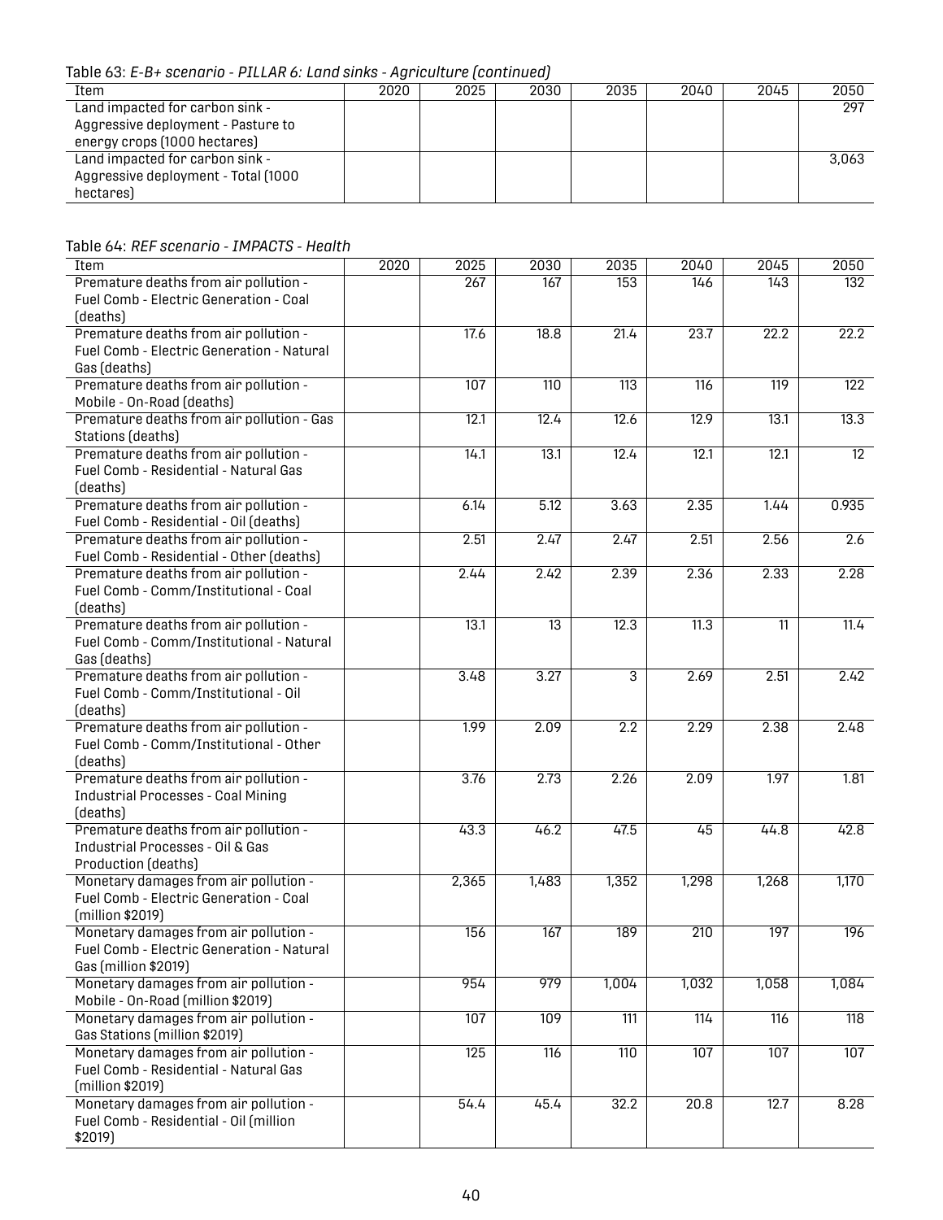Table 63: *E-B+ scenario - PILLAR 6: Land sinks - Agriculture (continued)*

| Item | 2020 | 2025 | 2030 | 2035 | 2040 | 2045 | 2050 |
|---|---|---|---|---|---|---|---|
| Land impacted for carbon sink - Aggressive deployment - Pasture to energy crops (1000 hectares) | | | | | | | 297 |
| Land impacted for carbon sink - Aggressive deployment - Total (1000 hectares) | | | | | | | 3,063 |

Table 64: *REF scenario - IMPACTS - Health*

| Item | 2020 | 2025 | 2030 | 2035 | 2040 | 2045 | 2050 |
|---|---|---|---|---|---|---|---|
| Premature deaths from air pollution - Fuel Comb - Electric Generation - Coal (deaths) | | 267 | 167 | 153 | 146 | 143 | 132 |
| Premature deaths from air pollution - Fuel Comb - Electric Generation - Natural Gas (deaths) | | 17.6 | 18.8 | 21.4 | 23.7 | 22.2 | 22.2 |
| Premature deaths from air pollution - Mobile - On-Road (deaths) | | 107 | 110 | 113 | 116 | 119 | 122 |
| Premature deaths from air pollution - Gas Stations (deaths) | | 12.1 | 12.4 | 12.6 | 12.9 | 13.1 | 13.3 |
| Premature deaths from air pollution - Fuel Comb - Residential - Natural Gas (deaths) | | 14.1 | 13.1 | 12.4 | 12.1 | 12.1 | 12 |
| Premature deaths from air pollution - Fuel Comb - Residential - Oil (deaths) | | 6.14 | 5.12 | 3.63 | 2.35 | 1.44 | 0.935 |
| Premature deaths from air pollution - Fuel Comb - Residential - Other (deaths) | | 2.51 | 2.47 | 2.47 | 2.51 | 2.56 | 2.6 |
| Premature deaths from air pollution - Fuel Comb - Comm/Institutional - Coal (deaths) | | 2.44 | 2.42 | 2.39 | 2.36 | 2.33 | 2.28 |
| Premature deaths from air pollution - Fuel Comb - Comm/Institutional - Natural Gas (deaths) | | 13.1 | 13 | 12.3 | 11.3 | 11 | 11.4 |
| Premature deaths from air pollution - Fuel Comb - Comm/Institutional - Oil (deaths) | | 3.48 | 3.27 | 3 | 2.69 | 2.51 | 2.42 |
| Premature deaths from air pollution - Fuel Comb - Comm/Institutional - Other (deaths) | | 1.99 | 2.09 | 2.2 | 2.29 | 2.38 | 2.48 |
| Premature deaths from air pollution - Industrial Processes - Coal Mining (deaths) | | 3.76 | 2.73 | 2.26 | 2.09 | 1.97 | 1.81 |
| Premature deaths from air pollution - Industrial Processes - Oil & Gas Production (deaths) | | 43.3 | 46.2 | 47.5 | 45 | 44.8 | 42.8 |
| Monetary damages from air pollution - Fuel Comb - Electric Generation - Coal (million $2019) | | 2,365 | 1,483 | 1,352 | 1,298 | 1,268 | 1,170 |
| Monetary damages from air pollution - Fuel Comb - Electric Generation - Natural Gas (million $2019) | | 156 | 167 | 189 | 210 | 197 | 196 |
| Monetary damages from air pollution - Mobile - On-Road (million $2019) | | 954 | 979 | 1,004 | 1,032 | 1,058 | 1,084 |
| Monetary damages from air pollution - Gas Stations (million $2019) | | 107 | 109 | 111 | 114 | 116 | 118 |
| Monetary damages from air pollution - Fuel Comb - Residential - Natural Gas (million $2019) | | 125 | 116 | 110 | 107 | 107 | 107 |
| Monetary damages from air pollution - Fuel Comb - Residential - Oil (million $2019) | | 54.4 | 45.4 | 32.2 | 20.8 | 12.7 | 8.28 |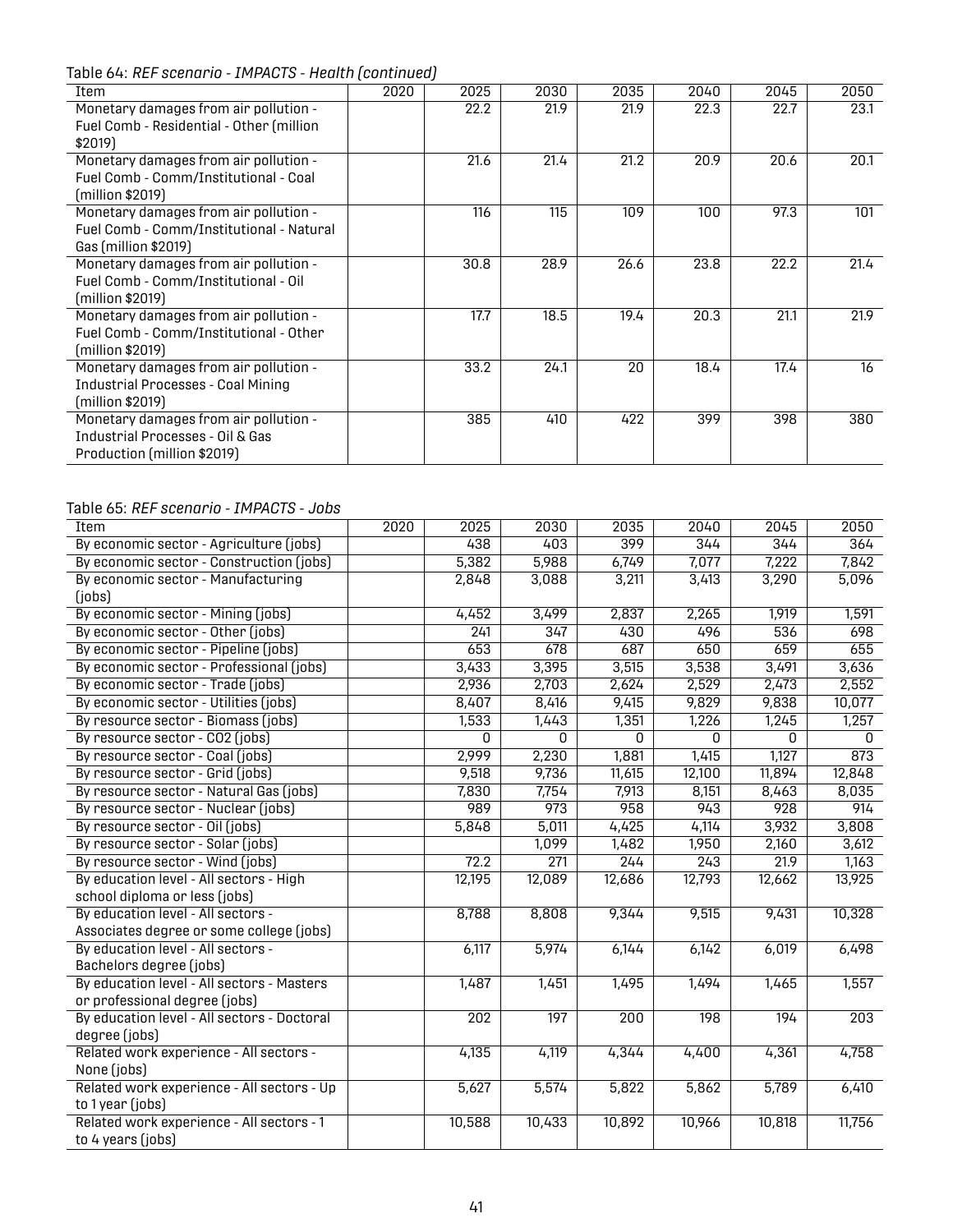Table 64: *REF scenario - IMPACTS - Health (continued)*

| Item | 2020 | 2025 | 2030 | 2035 | 2040 | 2045 | 2050 |
|---|---|---|---|---|---|---|---|
| Monetary damages from air pollution - Fuel Comb - Residential - Other (million $2019) | | 22.2 | 21.9 | 21.9 | 22.3 | 22.7 | 23.1 |
| Monetary damages from air pollution - Fuel Comb - Comm/Institutional - Coal (million $2019) | | 21.6 | 21.4 | 21.2 | 20.9 | 20.6 | 20.1 |
| Monetary damages from air pollution - Fuel Comb - Comm/Institutional - Natural Gas (million $2019) | | 116 | 115 | 109 | 100 | 97.3 | 101 |
| Monetary damages from air pollution - Fuel Comb - Comm/Institutional - Oil (million $2019) | | 30.8 | 28.9 | 26.6 | 23.8 | 22.2 | 21.4 |
| Monetary damages from air pollution - Fuel Comb - Comm/Institutional - Other (million $2019) | | 17.7 | 18.5 | 19.4 | 20.3 | 21.1 | 21.9 |
| Monetary damages from air pollution - Industrial Processes - Coal Mining (million $2019) | | 33.2 | 24.1 | 20 | 18.4 | 17.4 | 16 |
| Monetary damages from air pollution - Industrial Processes - Oil & Gas Production (million $2019) | | 385 | 410 | 422 | 399 | 398 | 380 |

Table 65: *REF scenario - IMPACTS - Jobs*

| Item | 2020 | 2025 | 2030 | 2035 | 2040 | 2045 | 2050 |
|---|---|---|---|---|---|---|---|
| By economic sector - Agriculture (jobs) | | 438 | 403 | 399 | 344 | 344 | 364 |
| By economic sector - Construction (jobs) | | 5,382 | 5,988 | 6,749 | 7,077 | 7,222 | 7,842 |
| By economic sector - Manufacturing (jobs) | | 2,848 | 3,088 | 3,211 | 3,413 | 3,290 | 5,096 |
| By economic sector - Mining (jobs) | | 4,452 | 3,499 | 2,837 | 2,265 | 1,919 | 1,591 |
| By economic sector - Other (jobs) | | 241 | 347 | 430 | 496 | 536 | 698 |
| By economic sector - Pipeline (jobs) | | 653 | 678 | 687 | 650 | 659 | 655 |
| By economic sector - Professional (jobs) | | 3,433 | 3,395 | 3,515 | 3,538 | 3,491 | 3,636 |
| By economic sector - Trade (jobs) | | 2,936 | 2,703 | 2,624 | 2,529 | 2,473 | 2,552 |
| By economic sector - Utilities (jobs) | | 8,407 | 8,416 | 9,415 | 9,829 | 9,838 | 10,077 |
| By resource sector - Biomass (jobs) | | 1,533 | 1,443 | 1,351 | 1,226 | 1,245 | 1,257 |
| By resource sector - CO2 (jobs) | | 0 | 0 | 0 | 0 | 0 | 0 |
| By resource sector - Coal (jobs) | | 2,999 | 2,230 | 1,881 | 1,415 | 1,127 | 873 |
| By resource sector - Grid (jobs) | | 9,518 | 9,736 | 11,615 | 12,100 | 11,894 | 12,848 |
| By resource sector - Natural Gas (jobs) | | 7,830 | 7,754 | 7,913 | 8,151 | 8,463 | 8,035 |
| By resource sector - Nuclear (jobs) | | 989 | 973 | 958 | 943 | 928 | 914 |
| By resource sector - Oil (jobs) | | 5,848 | 5,011 | 4,425 | 4,114 | 3,932 | 3,808 |
| By resource sector - Solar (jobs) | | | 1,099 | 1,482 | 1,950 | 2,160 | 3,612 |
| By resource sector - Wind (jobs) | | 72.2 | 271 | 244 | 243 | 21.9 | 1,163 |
| By education level - All sectors - High school diploma or less (jobs) | | 12,195 | 12,089 | 12,686 | 12,793 | 12,662 | 13,925 |
| By education level - All sectors - Associates degree or some college (jobs) | | 8,788 | 8,808 | 9,344 | 9,515 | 9,431 | 10,328 |
| By education level - All sectors - Bachelors degree (jobs) | | 6,117 | 5,974 | 6,144 | 6,142 | 6,019 | 6,498 |
| By education level - All sectors - Masters or professional degree (jobs) | | 1,487 | 1,451 | 1,495 | 1,494 | 1,465 | 1,557 |
| By education level - All sectors - Doctoral degree (jobs) | | 202 | 197 | 200 | 198 | 194 | 203 |
| Related work experience - All sectors - None (jobs) | | 4,135 | 4,119 | 4,344 | 4,400 | 4,361 | 4,758 |
| Related work experience - All sectors - Up to 1 year (jobs) | | 5,627 | 5,574 | 5,822 | 5,862 | 5,789 | 6,410 |
| Related work experience - All sectors - 1 to 4 years (jobs) | | 10,588 | 10,433 | 10,892 | 10,966 | 10,818 | 11,756 |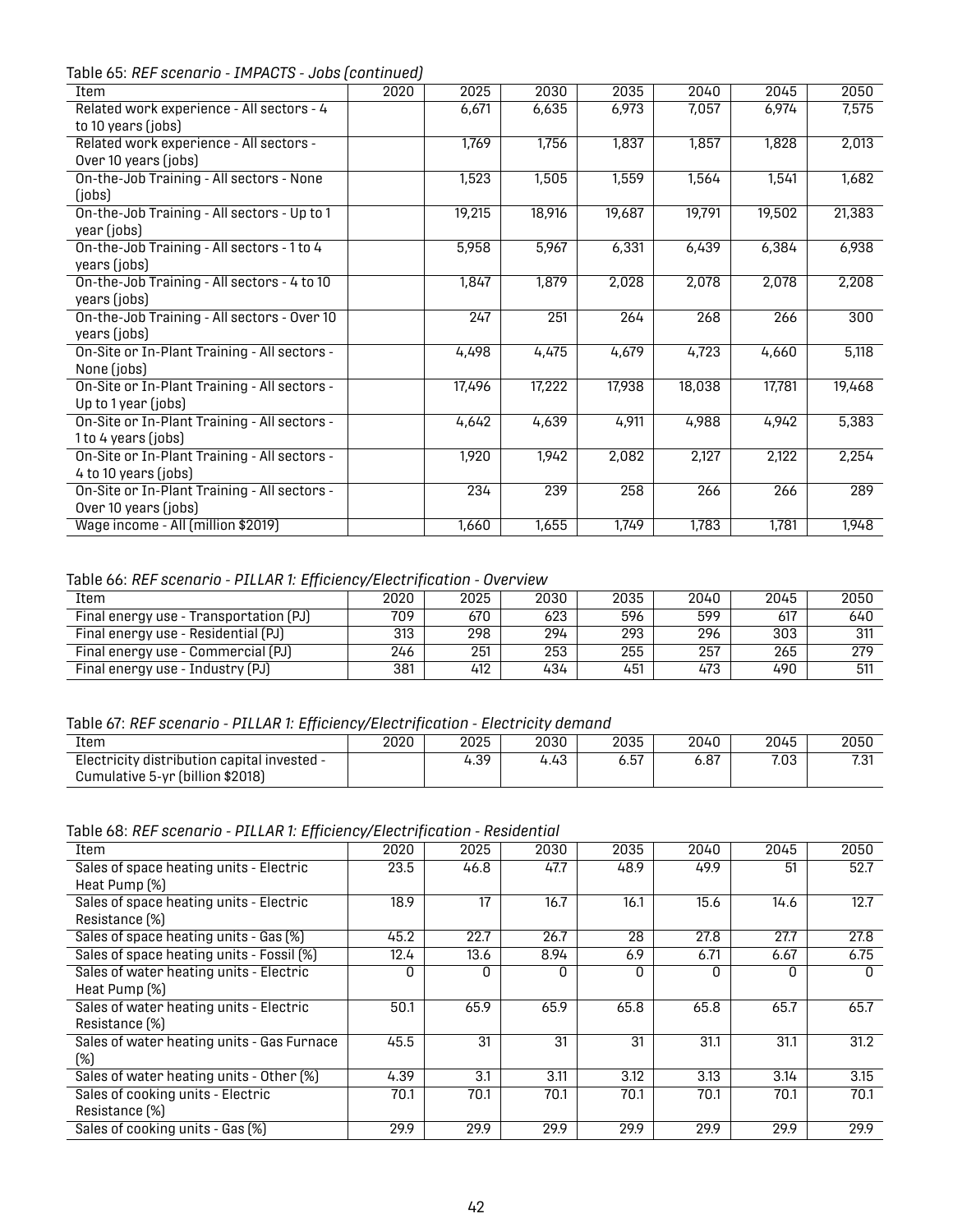Table 65: *REF scenario - IMPACTS - Jobs (continued)*

| Item | 2020 | 2025 | 2030 | 2035 | 2040 | 2045 | 2050 |
|---|---|---|---|---|---|---|---|
| Related work experience - All sectors - 4 to 10 years (jobs) | | 6,671 | 6,635 | 6,973 | 7,057 | 6,974 | 7,575 |
| Related work experience - All sectors - Over 10 years (jobs) | | 1,769 | 1,756 | 1,837 | 1,857 | 1,828 | 2,013 |
| On-the-Job Training - All sectors - None (jobs) | | 1,523 | 1,505 | 1,559 | 1,564 | 1,541 | 1,682 |
| On-the-Job Training - All sectors - Up to 1 year (jobs) | | 19,215 | 18,916 | 19,687 | 19,791 | 19,502 | 21,383 |
| On-the-Job Training - All sectors - 1 to 4 years (jobs) | | 5,958 | 5,967 | 6,331 | 6,439 | 6,384 | 6,938 |
| On-the-Job Training - All sectors - 4 to 10 years (jobs) | | 1,847 | 1,879 | 2,028 | 2,078 | 2,078 | 2,208 |
| On-the-Job Training - All sectors - Over 10 years (jobs) | | 247 | 251 | 264 | 268 | 266 | 300 |
| On-Site or In-Plant Training - All sectors - None (jobs) | | 4,498 | 4,475 | 4,679 | 4,723 | 4,660 | 5,118 |
| On-Site or In-Plant Training - All sectors - Up to 1 year (jobs) | | 17,496 | 17,222 | 17,938 | 18,038 | 17,781 | 19,468 |
| On-Site or In-Plant Training - All sectors - 1 to 4 years (jobs) | | 4,642 | 4,639 | 4,911 | 4,988 | 4,942 | 5,383 |
| On-Site or In-Plant Training - All sectors - 4 to 10 years (jobs) | | 1,920 | 1,942 | 2,082 | 2,127 | 2,122 | 2,254 |
| On-Site or In-Plant Training - All sectors - Over 10 years (jobs) | | 234 | 239 | 258 | 266 | 266 | 289 |
| Wage income - All (million $2019) | | 1,660 | 1,655 | 1,749 | 1,783 | 1,781 | 1,948 |

Table 66: *REF scenario - PILLAR 1: Efficiency/Electrification - Overview*

| Item | 2020 | 2025 | 2030 | 2035 | 2040 | 2045 | 2050 |
|---|---|---|---|---|---|---|---|
| Final energy use - Transportation (PJ) | 709 | 670 | 623 | 596 | 599 | 617 | 640 |
| Final energy use - Residential (PJ) | 313 | 298 | 294 | 293 | 296 | 303 | 311 |
| Final energy use - Commercial (PJ) | 246 | 251 | 253 | 255 | 257 | 265 | 279 |
| Final energy use - Industry (PJ) | 381 | 412 | 434 | 451 | 473 | 490 | 511 |

Table 67: *REF scenario - PILLAR 1: Efficiency/Electrification - Electricity demand*

| Item | 2020 | 2025 | 2030 | 2035 | 2040 | 2045 | 2050 |
|---|---|---|---|---|---|---|---|
| Electricity distribution capital invested - Cumulative 5-yr (billion $2018) | | 4.39 | 4.43 | 6.57 | 6.87 | 7.03 | 7.31 |

Table 68: *REF scenario - PILLAR 1: Efficiency/Electrification - Residential*

| Item | 2020 | 2025 | 2030 | 2035 | 2040 | 2045 | 2050 |
|---|---|---|---|---|---|---|---|
| Sales of space heating units - Electric Heat Pump (%) | 23.5 | 46.8 | 47.7 | 48.9 | 49.9 | 51 | 52.7 |
| Sales of space heating units - Electric Resistance (%) | 18.9 | 17 | 16.7 | 16.1 | 15.6 | 14.6 | 12.7 |
| Sales of space heating units - Gas (%) | 45.2 | 22.7 | 26.7 | 28 | 27.8 | 27.7 | 27.8 |
| Sales of space heating units - Fossil (%) | 12.4 | 13.6 | 8.94 | 6.9 | 6.71 | 6.67 | 6.75 |
| Sales of water heating units - Electric Heat Pump (%) | 0 | 0 | 0 | 0 | 0 | 0 | 0 |
| Sales of water heating units - Electric Resistance (%) | 50.1 | 65.9 | 65.9 | 65.8 | 65.8 | 65.7 | 65.7 |
| Sales of water heating units - Gas Furnace (%) | 45.5 | 31 | 31 | 31 | 31.1 | 31.1 | 31.2 |
| Sales of water heating units - Other (%) | 4.39 | 3.1 | 3.11 | 3.12 | 3.13 | 3.14 | 3.15 |
| Sales of cooking units - Electric Resistance (%) | 70.1 | 70.1 | 70.1 | 70.1 | 70.1 | 70.1 | 70.1 |
| Sales of cooking units - Gas (%) | 29.9 | 29.9 | 29.9 | 29.9 | 29.9 | 29.9 | 29.9 |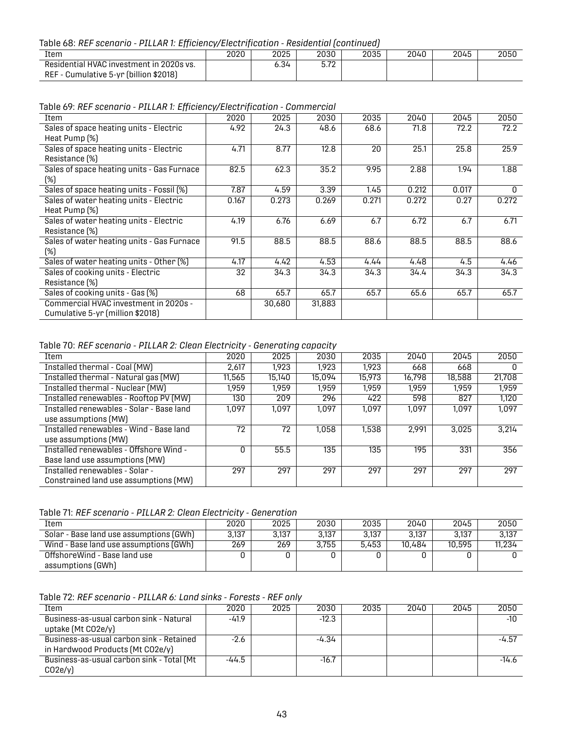Table 68: *REF scenario - PILLAR 1: Efficiency/Electrification - Residential (continued)*

| Item | 2020 | 2025 | 2030 | 2035 | 2040 | 2045 | 2050 |
|---|---|---|---|---|---|---|---|
| Residential HVAC investment in 2020s vs. REF - Cumulative 5-yr (billion $2018) | | 6.34 | 5.72 | | | | |

Table 69: *REF scenario - PILLAR 1: Efficiency/Electrification - Commercial*

| Item | 2020 | 2025 | 2030 | 2035 | 2040 | 2045 | 2050 |
|---|---|---|---|---|---|---|---|
| Sales of space heating units - Electric Heat Pump (%) | 4.92 | 24.3 | 48.6 | 68.6 | 71.8 | 72.2 | 72.2 |
| Sales of space heating units - Electric Resistance (%) | 4.71 | 8.77 | 12.8 | 20 | 25.1 | 25.8 | 25.9 |
| Sales of space heating units - Gas Furnace (%) | 82.5 | 62.3 | 35.2 | 9.95 | 2.88 | 1.94 | 1.88 |
| Sales of space heating units - Fossil (%) | 7.87 | 4.59 | 3.39 | 1.45 | 0.212 | 0.017 | 0 |
| Sales of water heating units - Electric Heat Pump (%) | 0.167 | 0.273 | 0.269 | 0.271 | 0.272 | 0.27 | 0.272 |
| Sales of water heating units - Electric Resistance (%) | 4.19 | 6.76 | 6.69 | 6.7 | 6.72 | 6.7 | 6.71 |
| Sales of water heating units - Gas Furnace (%) | 91.5 | 88.5 | 88.5 | 88.6 | 88.5 | 88.5 | 88.6 |
| Sales of water heating units - Other (%) | 4.17 | 4.42 | 4.53 | 4.44 | 4.48 | 4.5 | 4.46 |
| Sales of cooking units - Electric Resistance (%) | 32 | 34.3 | 34.3 | 34.3 | 34.4 | 34.3 | 34.3 |
| Sales of cooking units - Gas (%) | 68 | 65.7 | 65.7 | 65.7 | 65.6 | 65.7 | 65.7 |
| Commercial HVAC investment in 2020s - Cumulative 5-yr (million $2018) | | 30,680 | 31,883 | | | | |

Table 70: *REF scenario - PILLAR 2: Clean Electricity - Generating capacity*

| Item | 2020 | 2025 | 2030 | 2035 | 2040 | 2045 | 2050 |
|---|---|---|---|---|---|---|---|
| Installed thermal - Coal (MW) | 2,617 | 1,923 | 1,923 | 1,923 | 668 | 668 | 0 |
| Installed thermal - Natural gas (MW) | 11,565 | 15,140 | 15,094 | 15,973 | 16,798 | 18,588 | 21,708 |
| Installed thermal - Nuclear (MW) | 1,959 | 1,959 | 1,959 | 1,959 | 1,959 | 1,959 | 1,959 |
| Installed renewables - Rooftop PV (MW) | 130 | 209 | 296 | 422 | 598 | 827 | 1,120 |
| Installed renewables - Solar - Base land use assumptions (MW) | 1,097 | 1,097 | 1,097 | 1,097 | 1,097 | 1,097 | 1,097 |
| Installed renewables - Wind - Base land use assumptions (MW) | 72 | 72 | 1,058 | 1,538 | 2,991 | 3,025 | 3,214 |
| Installed renewables - Offshore Wind - Base land use assumptions (MW) | 0 | 55.5 | 135 | 135 | 195 | 331 | 356 |
| Installed renewables - Solar - Constrained land use assumptions (MW) | 297 | 297 | 297 | 297 | 297 | 297 | 297 |

Table 71: *REF scenario - PILLAR 2: Clean Electricity - Generation*

| Item | 2020 | 2025 | 2030 | 2035 | 2040 | 2045 | 2050 |
|---|---|---|---|---|---|---|---|
| Solar - Base land use assumptions (GWh) | 3,137 | 3,137 | 3,137 | 3,137 | 3,137 | 3,137 | 3,137 |
| Wind - Base land use assumptions (GWh) | 269 | 269 | 3,755 | 5,453 | 10,484 | 10,595 | 11,234 |
| OffshoreWind - Base land use assumptions (GWh) | 0 | 0 | 0 | 0 | 0 | 0 | 0 |

Table 72: *REF scenario - PILLAR 6: Land sinks - Forests - REF only*

| Item | 2020 | 2025 | 2030 | 2035 | 2040 | 2045 | 2050 |
|---|---|---|---|---|---|---|---|
| Business-as-usual carbon sink - Natural uptake (Mt CO2e/y) | -41.9 | | -12.3 | | | | -10 |
| Business-as-usual carbon sink - Retained in Hardwood Products (Mt CO2e/y) | -2.6 | | -4.34 | | | | -4.57 |
| Business-as-usual carbon sink - Total (Mt CO2e/y) | -44.5 | | -16.7 | | | | -14.6 |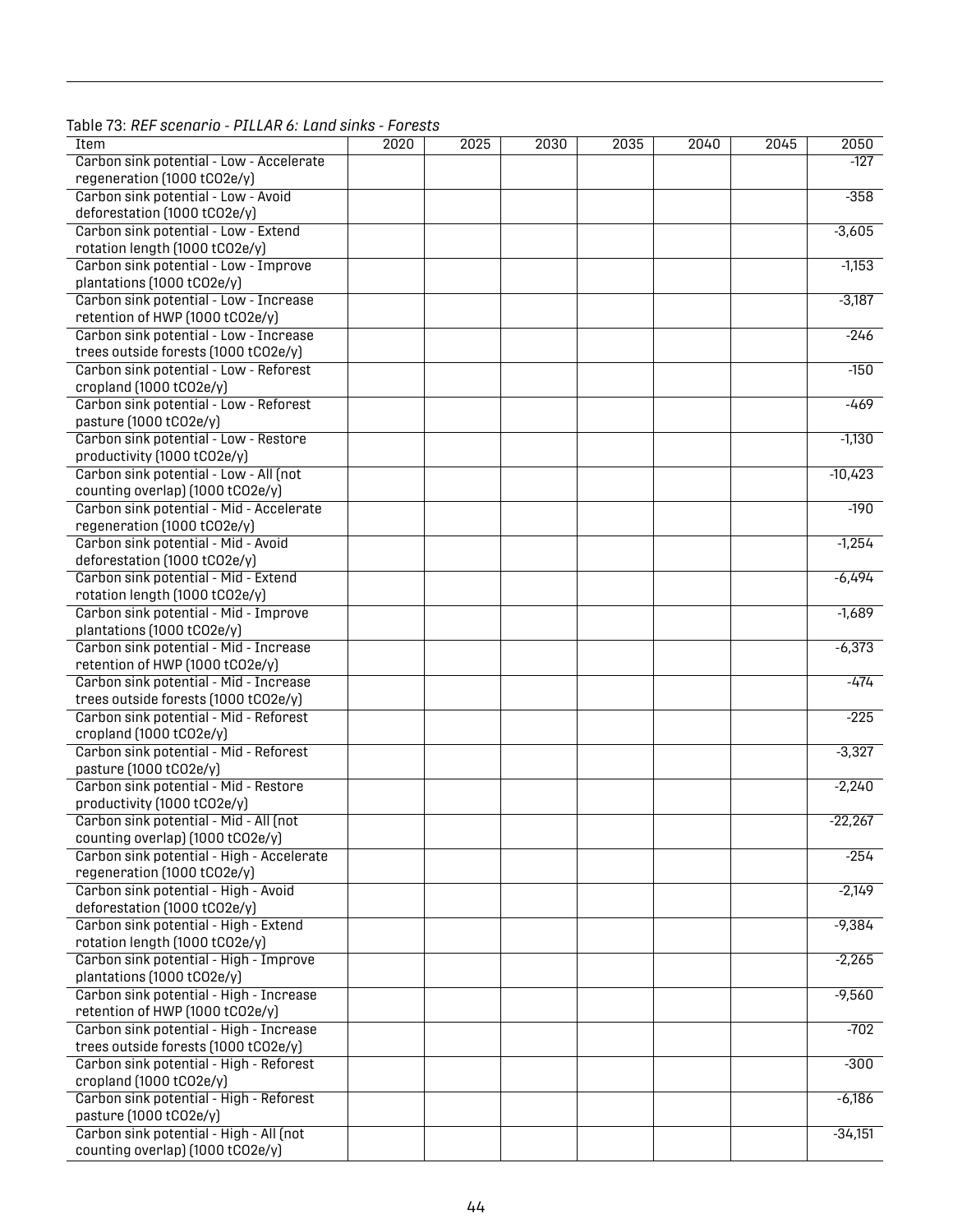Table 73: *REF scenario - PILLAR 6: Land sinks - Forests*

| Item | 2020 | 2025 | 2030 | 2035 | 2040 | 2045 | 2050 |
|---|---|---|---|---|---|---|---|
| Carbon sink potential - Low - Accelerate regeneration (1000 tCO2e/y) | | | | | | | -127 |
| Carbon sink potential - Low - Avoid deforestation (1000 tCO2e/y) | | | | | | | -358 |
| Carbon sink potential - Low - Extend rotation length (1000 tCO2e/y) | | | | | | | -3,605 |
| Carbon sink potential - Low - Improve plantations (1000 tCO2e/y) | | | | | | | -1,153 |
| Carbon sink potential - Low - Increase retention of HWP (1000 tCO2e/y) | | | | | | | -3,187 |
| Carbon sink potential - Low - Increase trees outside forests (1000 tCO2e/y) | | | | | | | -246 |
| Carbon sink potential - Low - Reforest cropland (1000 tCO2e/y) | | | | | | | -150 |
| Carbon sink potential - Low - Reforest pasture (1000 tCO2e/y) | | | | | | | -469 |
| Carbon sink potential - Low - Restore productivity (1000 tCO2e/y) | | | | | | | -1,130 |
| Carbon sink potential - Low - All (not counting overlap) (1000 tCO2e/y) | | | | | | | -10,423 |
| Carbon sink potential - Mid - Accelerate regeneration (1000 tCO2e/y) | | | | | | | -190 |
| Carbon sink potential - Mid - Avoid deforestation (1000 tCO2e/y) | | | | | | | -1,254 |
| Carbon sink potential - Mid - Extend rotation length (1000 tCO2e/y) | | | | | | | -6,494 |
| Carbon sink potential - Mid - Improve plantations (1000 tCO2e/y) | | | | | | | -1,689 |
| Carbon sink potential - Mid - Increase retention of HWP (1000 tCO2e/y) | | | | | | | -6,373 |
| Carbon sink potential - Mid - Increase trees outside forests (1000 tCO2e/y) | | | | | | | -474 |
| Carbon sink potential - Mid - Reforest cropland (1000 tCO2e/y) | | | | | | | -225 |
| Carbon sink potential - Mid - Reforest pasture (1000 tCO2e/y) | | | | | | | -3,327 |
| Carbon sink potential - Mid - Restore productivity (1000 tCO2e/y) | | | | | | | -2,240 |
| Carbon sink potential - Mid - All (not counting overlap) (1000 tCO2e/y) | | | | | | | -22,267 |
| Carbon sink potential - High - Accelerate regeneration (1000 tCO2e/y) | | | | | | | -254 |
| Carbon sink potential - High - Avoid deforestation (1000 tCO2e/y) | | | | | | | -2,149 |
| Carbon sink potential - High - Extend rotation length (1000 tCO2e/y) | | | | | | | -9,384 |
| Carbon sink potential - High - Improve plantations (1000 tCO2e/y) | | | | | | | -2,265 |
| Carbon sink potential - High - Increase retention of HWP (1000 tCO2e/y) | | | | | | | -9,560 |
| Carbon sink potential - High - Increase trees outside forests (1000 tCO2e/y) | | | | | | | -702 |
| Carbon sink potential - High - Reforest cropland (1000 tCO2e/y) | | | | | | | -300 |
| Carbon sink potential - High - Reforest pasture (1000 tCO2e/y) | | | | | | | -6,186 |
| Carbon sink potential - High - All (not counting overlap) (1000 tCO2e/y) | | | | | | | -34,151 |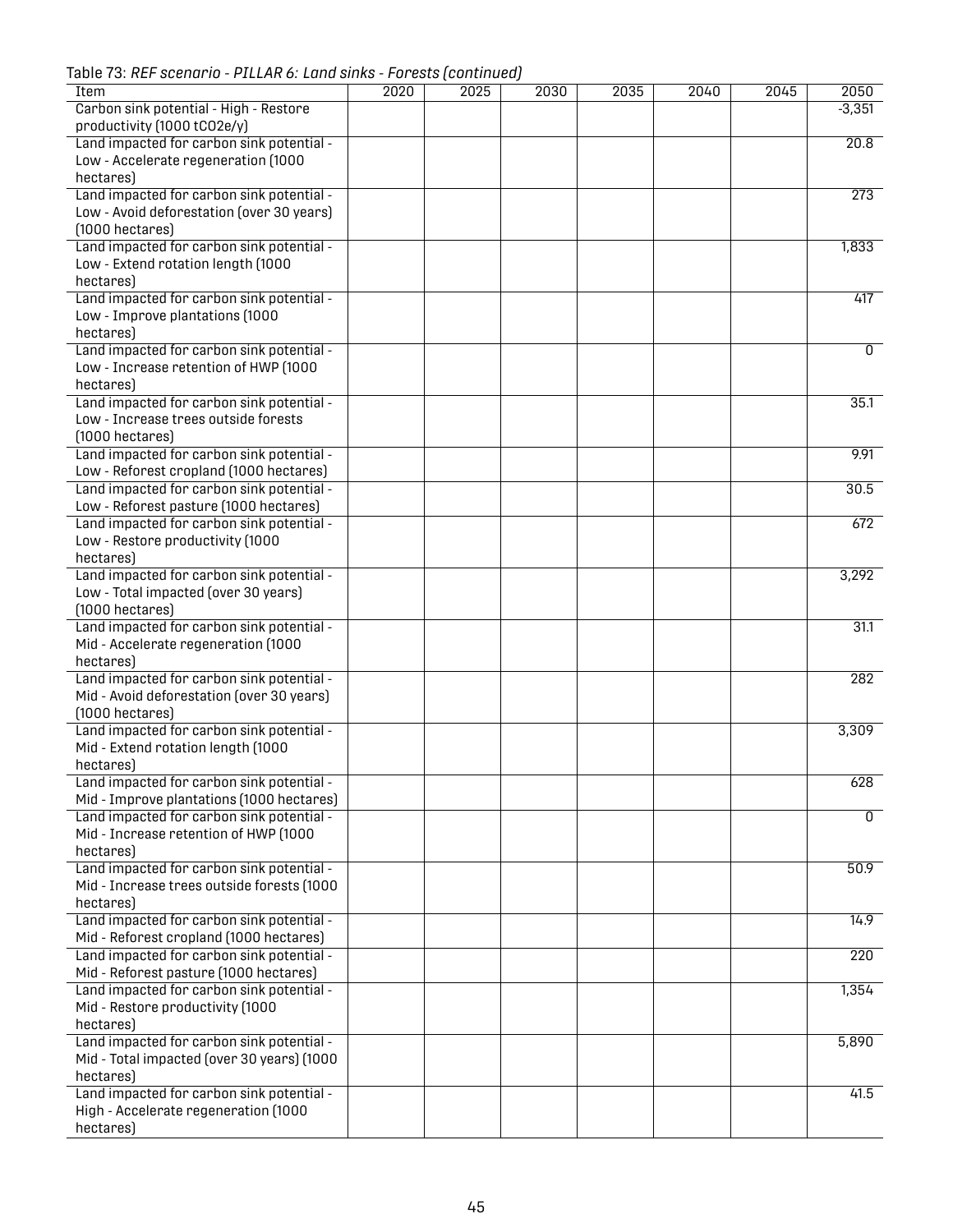Table 73: *REF scenario - PILLAR 6: Land sinks - Forests (continued)*

| Item | 2020 | 2025 | 2030 | 2035 | 2040 | 2045 | 2050 |
|---|---|---|---|---|---|---|---|
| Carbon sink potential - High - Restore productivity (1000 tCO2e/y) | | | | | | | -3,351 |
| Land impacted for carbon sink potential - Low - Accelerate regeneration (1000 hectares) | | | | | | | 20.8 |
| Land impacted for carbon sink potential - Low - Avoid deforestation (over 30 years) (1000 hectares) | | | | | | | 273 |
| Land impacted for carbon sink potential - Low - Extend rotation length (1000 hectares) | | | | | | | 1,833 |
| Land impacted for carbon sink potential - Low - Improve plantations (1000 hectares) | | | | | | | 417 |
| Land impacted for carbon sink potential - Low - Increase retention of HWP (1000 hectares) | | | | | | | 0 |
| Land impacted for carbon sink potential - Low - Increase trees outside forests (1000 hectares) | | | | | | | 35.1 |
| Land impacted for carbon sink potential - Low - Reforest cropland (1000 hectares) | | | | | | | 9.91 |
| Land impacted for carbon sink potential - Low - Reforest pasture (1000 hectares) | | | | | | | 30.5 |
| Land impacted for carbon sink potential - Low - Restore productivity (1000 hectares) | | | | | | | 672 |
| Land impacted for carbon sink potential - Low - Total impacted (over 30 years) (1000 hectares) | | | | | | | 3,292 |
| Land impacted for carbon sink potential - Mid - Accelerate regeneration (1000 hectares) | | | | | | | 31.1 |
| Land impacted for carbon sink potential - Mid - Avoid deforestation (over 30 years) (1000 hectares) | | | | | | | 282 |
| Land impacted for carbon sink potential - Mid - Extend rotation length (1000 hectares) | | | | | | | 3,309 |
| Land impacted for carbon sink potential - Mid - Improve plantations (1000 hectares) | | | | | | | 628 |
| Land impacted for carbon sink potential - Mid - Increase retention of HWP (1000 hectares) | | | | | | | 0 |
| Land impacted for carbon sink potential - Mid - Increase trees outside forests (1000 hectares) | | | | | | | 50.9 |
| Land impacted for carbon sink potential - Mid - Reforest cropland (1000 hectares) | | | | | | | 14.9 |
| Land impacted for carbon sink potential - Mid - Reforest pasture (1000 hectares) | | | | | | | 220 |
| Land impacted for carbon sink potential - Mid - Restore productivity (1000 hectares) | | | | | | | 1,354 |
| Land impacted for carbon sink potential - Mid - Total impacted (over 30 years) (1000 hectares) | | | | | | | 5,890 |
| Land impacted for carbon sink potential - High - Accelerate regeneration (1000 hectares) | | | | | | | 41.5 |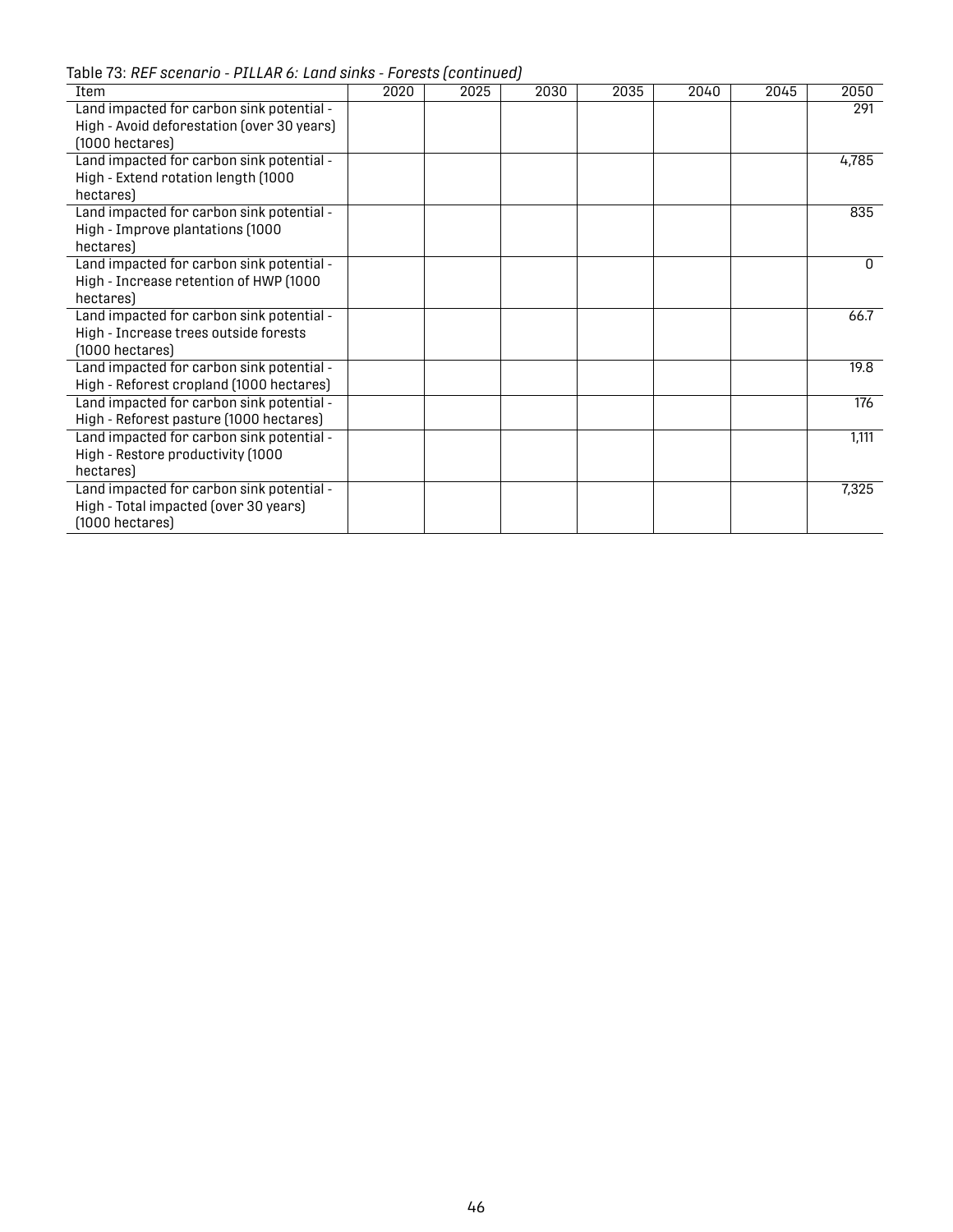Table 73: *REF scenario - PILLAR 6: Land sinks - Forests (continued)*

| Item | 2020 | 2025 | 2030 | 2035 | 2040 | 2045 | 2050 |
|---|---|---|---|---|---|---|---|
| Land impacted for carbon sink potential - High - Avoid deforestation (over 30 years) (1000 hectares) | | | | | | | 291 |
| Land impacted for carbon sink potential - High - Extend rotation length (1000 hectares) | | | | | | | 4,785 |
| Land impacted for carbon sink potential - High - Improve plantations (1000 hectares) | | | | | | | 835 |
| Land impacted for carbon sink potential - High - Increase retention of HWP (1000 hectares) | | | | | | | 0 |
| Land impacted for carbon sink potential - High - Increase trees outside forests (1000 hectares) | | | | | | | 66.7 |
| Land impacted for carbon sink potential - High - Reforest cropland (1000 hectares) | | | | | | | 19.8 |
| Land impacted for carbon sink potential - High - Reforest pasture (1000 hectares) | | | | | | | 176 |
| Land impacted for carbon sink potential - High - Restore productivity (1000 hectares) | | | | | | | 1,111 |
| Land impacted for carbon sink potential - High - Total impacted (over 30 years) (1000 hectares) | | | | | | | 7,325 |